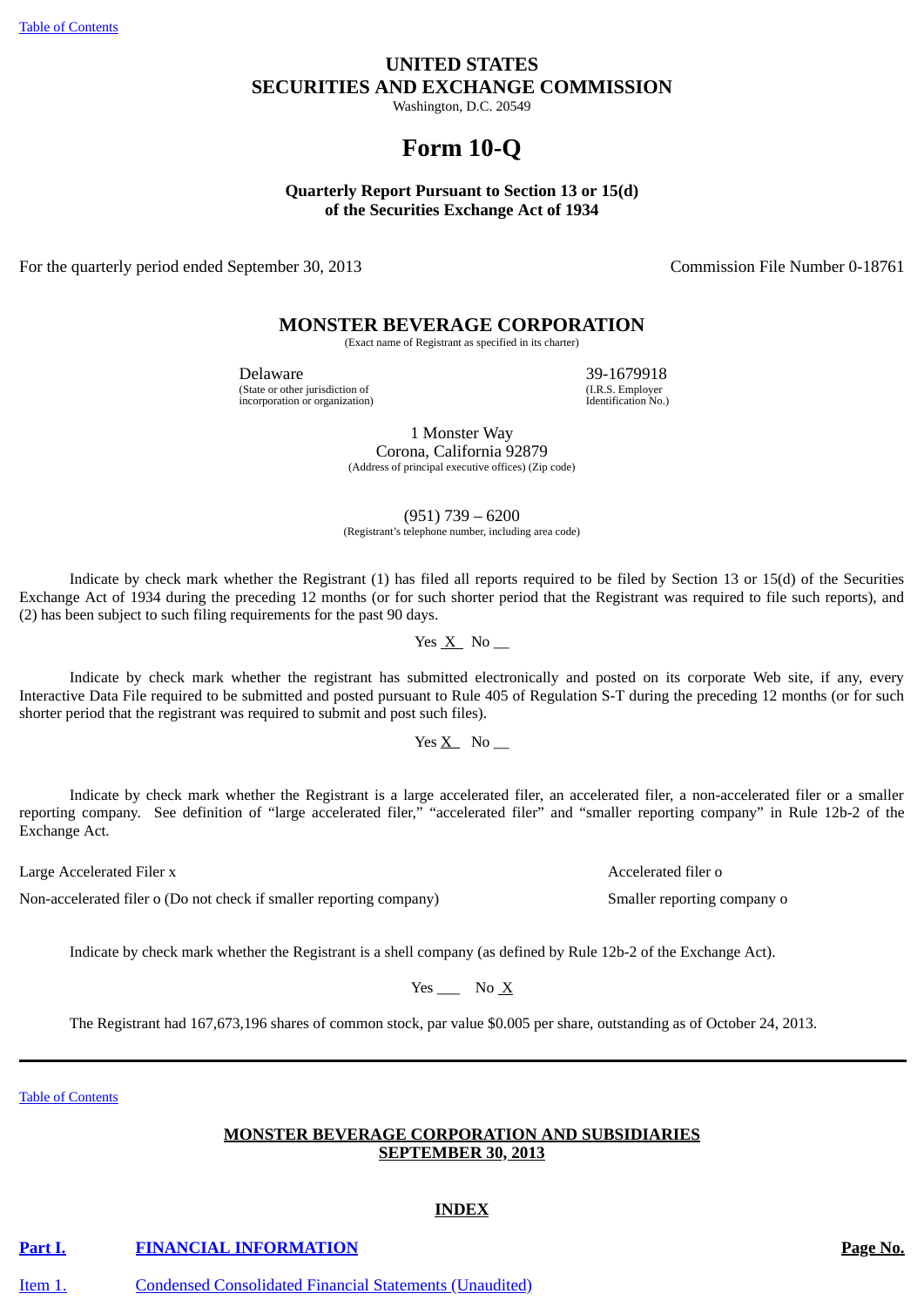[Table of Contents]

# UNITED STATES
# SECURITIES AND EXCHANGE COMMISSION

Washington, D.C. 20549

# Form 10-Q

**Quarterly Report Pursuant to Section 13 or 15(d)**
**of the Securities Exchange Act of 1934**

For the quarterly period ended September 30, 2013 — Commission File Number 0-18761

## MONSTER BEVERAGE CORPORATION

(Exact name of Registrant as specified in its charter)

| Delaware | 39-1679918 |
|---|---|
| (State or other jurisdiction of incorporation or organization) | (I.R.S. Employer Identification No.) |

1 Monster Way
Corona, California 92879
(Address of principal executive offices) (Zip code)

(951) 739 – 6200
(Registrant's telephone number, including area code)

Indicate by check mark whether the Registrant (1) has filed all reports required to be filed by Section 13 or 15(d) of the Securities Exchange Act of 1934 during the preceding 12 months (or for such shorter period that the Registrant was required to file such reports), and (2) has been subject to such filing requirements for the past 90 days.

Yes X  No __

Indicate by check mark whether the registrant has submitted electronically and posted on its corporate Web site, if any, every Interactive Data File required to be submitted and posted pursuant to Rule 405 of Regulation S-T during the preceding 12 months (or for such shorter period that the registrant was required to submit and post such files).

Yes X  No __

Indicate by check mark whether the Registrant is a large accelerated filer, an accelerated filer, a non-accelerated filer or a smaller reporting company. See definition of "large accelerated filer," "accelerated filer" and "smaller reporting company" in Rule 12b-2 of the Exchange Act.

Large Accelerated Filer x — Accelerated filer o

Non-accelerated filer o (Do not check if smaller reporting company) — Smaller reporting company o

Indicate by check mark whether the Registrant is a shell company (as defined by Rule 12b-2 of the Exchange Act).

Yes ___  No X

The Registrant had 167,673,196 shares of common stock, par value $0.005 per share, outstanding as of October 24, 2013.

---

[Table of Contents]

**MONSTER BEVERAGE CORPORATION AND SUBSIDIARIES**
**SEPTEMBER 30, 2013**

**INDEX**

| | | |
|---|---|---|
| **Part I.** | **FINANCIAL INFORMATION** | **Page No.** |
| Item 1. | Condensed Consolidated Financial Statements (Unaudited) | |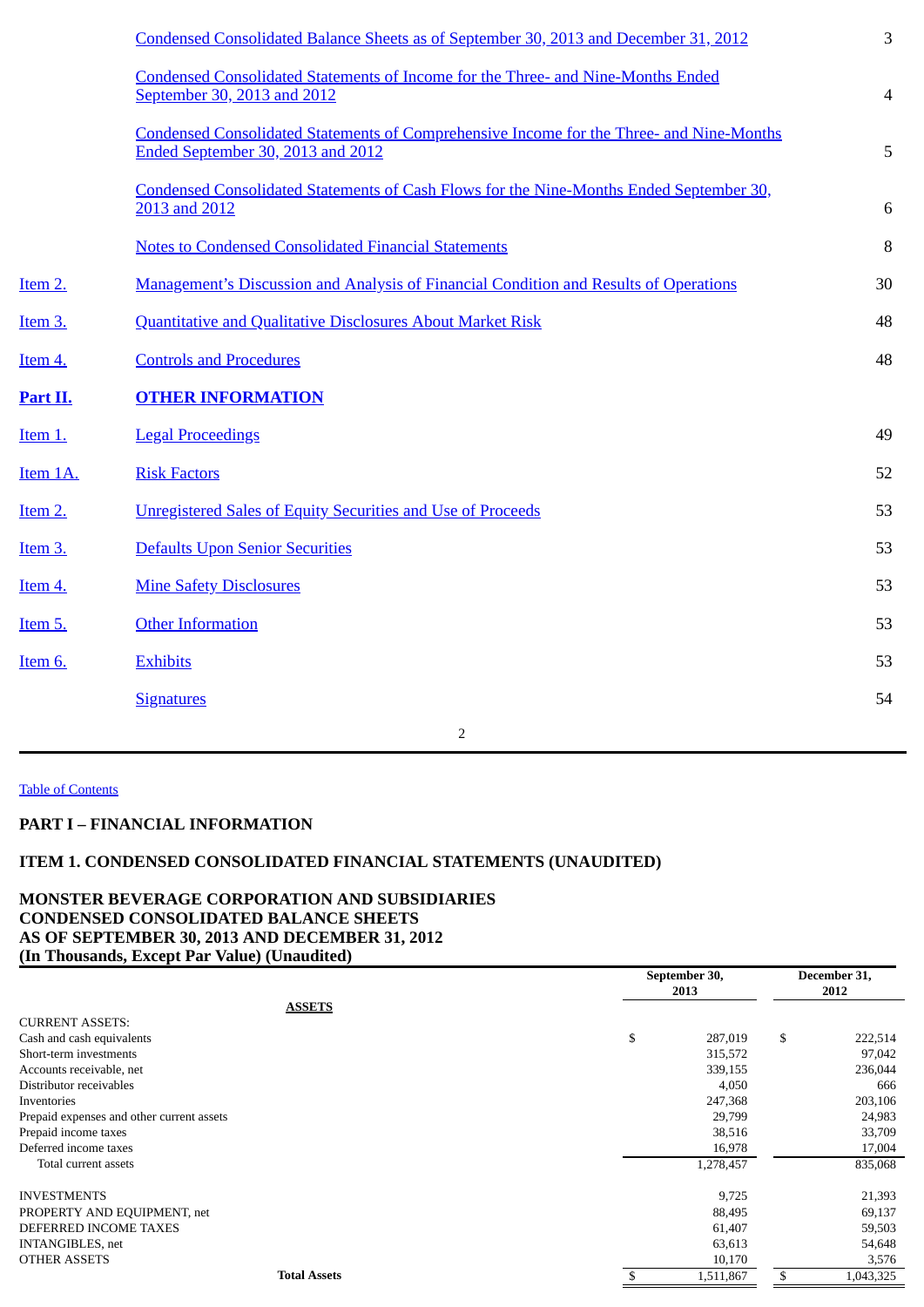| | | |
|---|---|---|
| | Condensed Consolidated Balance Sheets as of September 30, 2013 and December 31, 2012 | 3 |
| | Condensed Consolidated Statements of Income for the Three- and Nine-Months Ended September 30, 2013 and 2012 | 4 |
| | Condensed Consolidated Statements of Comprehensive Income for the Three- and Nine-Months Ended September 30, 2013 and 2012 | 5 |
| | Condensed Consolidated Statements of Cash Flows for the Nine-Months Ended September 30, 2013 and 2012 | 6 |
| | Notes to Condensed Consolidated Financial Statements | 8 |
| Item 2. | Management's Discussion and Analysis of Financial Condition and Results of Operations | 30 |
| Item 3. | Quantitative and Qualitative Disclosures About Market Risk | 48 |
| Item 4. | Controls and Procedures | 48 |
| **Part II.** | **OTHER INFORMATION** | |
| Item 1. | Legal Proceedings | 49 |
| Item 1A. | Risk Factors | 52 |
| Item 2. | Unregistered Sales of Equity Securities and Use of Proceeds | 53 |
| Item 3. | Defaults Upon Senior Securities | 53 |
| Item 4. | Mine Safety Disclosures | 53 |
| Item 5. | Other Information | 53 |
| Item 6. | Exhibits | 53 |
| | Signatures | 54 |

Table of Contents

## PART I – FINANCIAL INFORMATION

## ITEM 1. CONDENSED CONSOLIDATED FINANCIAL STATEMENTS (UNAUDITED)

**MONSTER BEVERAGE CORPORATION AND SUBSIDIARIES**
**CONDENSED CONSOLIDATED BALANCE SHEETS**
**AS OF SEPTEMBER 30, 2013 AND DECEMBER 31, 2012**
**(In Thousands, Except Par Value) (Unaudited)**

| | September 30, 2013 | December 31, 2012 |
|---|---|---|
| **ASSETS** | | |
| CURRENT ASSETS: | | |
| Cash and cash equivalents | $ 287,019 | $ 222,514 |
| Short-term investments | 315,572 | 97,042 |
| Accounts receivable, net | 339,155 | 236,044 |
| Distributor receivables | 4,050 | 666 |
| Inventories | 247,368 | 203,106 |
| Prepaid expenses and other current assets | 29,799 | 24,983 |
| Prepaid income taxes | 38,516 | 33,709 |
| Deferred income taxes | 16,978 | 17,004 |
| Total current assets | 1,278,457 | 835,068 |
| | | |
| INVESTMENTS | 9,725 | 21,393 |
| PROPERTY AND EQUIPMENT, net | 88,495 | 69,137 |
| DEFERRED INCOME TAXES | 61,407 | 59,503 |
| INTANGIBLES, net | 63,613 | 54,648 |
| OTHER ASSETS | 10,170 | 3,576 |
| **Total Assets** | $ 1,511,867 | $ 1,043,325 |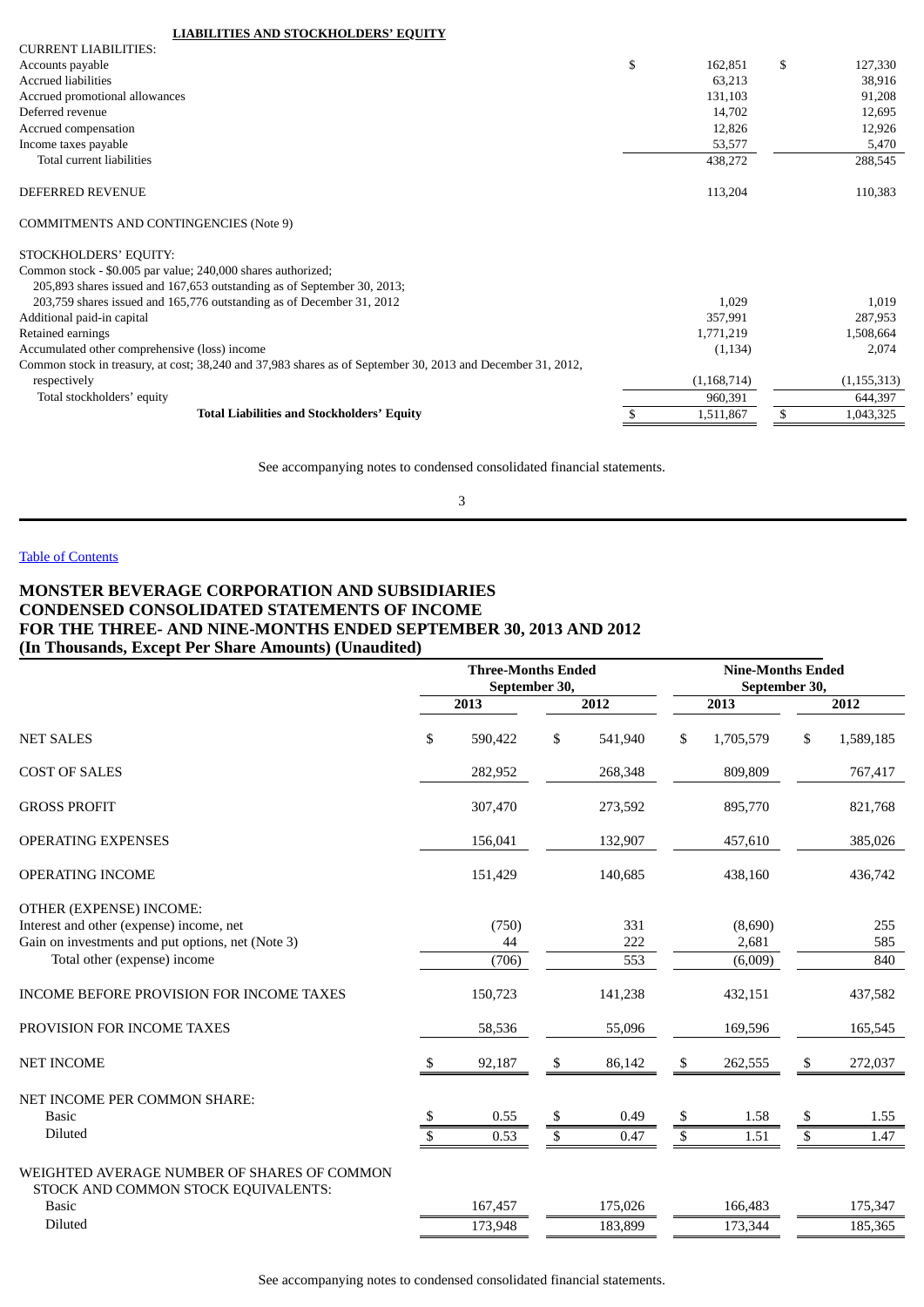**LIABILITIES AND STOCKHOLDERS' EQUITY**

| | | |
|---|---|---|
| CURRENT LIABILITIES: | | |
| Accounts payable | $ 162,851 | $ 127,330 |
| Accrued liabilities | 63,213 | 38,916 |
| Accrued promotional allowances | 131,103 | 91,208 |
| Deferred revenue | 14,702 | 12,695 |
| Accrued compensation | 12,826 | 12,926 |
| Income taxes payable | 53,577 | 5,470 |
| Total current liabilities | 438,272 | 288,545 |
| DEFERRED REVENUE | 113,204 | 110,383 |
| COMMITMENTS AND CONTINGENCIES (Note 9) | | |
| STOCKHOLDERS' EQUITY: | | |
| Common stock - $0.005 par value; 240,000 shares authorized; 205,893 shares issued and 167,653 outstanding as of September 30, 2013; 203,759 shares issued and 165,776 outstanding as of December 31, 2012 | 1,029 | 1,019 |
| Additional paid-in capital | 357,991 | 287,953 |
| Retained earnings | 1,771,219 | 1,508,664 |
| Accumulated other comprehensive (loss) income | (1,134) | 2,074 |
| Common stock in treasury, at cost; 38,240 and 37,983 shares as of September 30, 2013 and December 31, 2012, respectively | (1,168,714) | (1,155,313) |
| Total stockholders' equity | 960,391 | 644,397 |
| **Total Liabilities and Stockholders' Equity** | $ 1,511,867 | $ 1,043,325 |

See accompanying notes to condensed consolidated financial statements.

[Table of Contents](#)

## MONSTER BEVERAGE CORPORATION AND SUBSIDIARIES
## CONDENSED CONSOLIDATED STATEMENTS OF INCOME
## FOR THE THREE- AND NINE-MONTHS ENDED SEPTEMBER 30, 2013 AND 2012
## (In Thousands, Except Per Share Amounts) (Unaudited)

| | Three-Months Ended September 30, | | Nine-Months Ended September 30, | |
|---|---|---|---|---|
| | 2013 | 2012 | 2013 | 2012 |
| NET SALES | $ 590,422 | $ 541,940 | $ 1,705,579 | $ 1,589,185 |
| COST OF SALES | 282,952 | 268,348 | 809,809 | 767,417 |
| GROSS PROFIT | 307,470 | 273,592 | 895,770 | 821,768 |
| OPERATING EXPENSES | 156,041 | 132,907 | 457,610 | 385,026 |
| OPERATING INCOME | 151,429 | 140,685 | 438,160 | 436,742 |
| OTHER (EXPENSE) INCOME: | | | | |
| Interest and other (expense) income, net | (750) | 331 | (8,690) | 255 |
| Gain on investments and put options, net (Note 3) | 44 | 222 | 2,681 | 585 |
| Total other (expense) income | (706) | 553 | (6,009) | 840 |
| INCOME BEFORE PROVISION FOR INCOME TAXES | 150,723 | 141,238 | 432,151 | 437,582 |
| PROVISION FOR INCOME TAXES | 58,536 | 55,096 | 169,596 | 165,545 |
| NET INCOME | $ 92,187 | $ 86,142 | $ 262,555 | $ 272,037 |
| NET INCOME PER COMMON SHARE: | | | | |
| Basic | $ 0.55 | $ 0.49 | $ 1.58 | $ 1.55 |
| Diluted | $ 0.53 | $ 0.47 | $ 1.51 | $ 1.47 |
| WEIGHTED AVERAGE NUMBER OF SHARES OF COMMON STOCK AND COMMON STOCK EQUIVALENTS: | | | | |
| Basic | 167,457 | 175,026 | 166,483 | 175,347 |
| Diluted | 173,948 | 183,899 | 173,344 | 185,365 |

See accompanying notes to condensed consolidated financial statements.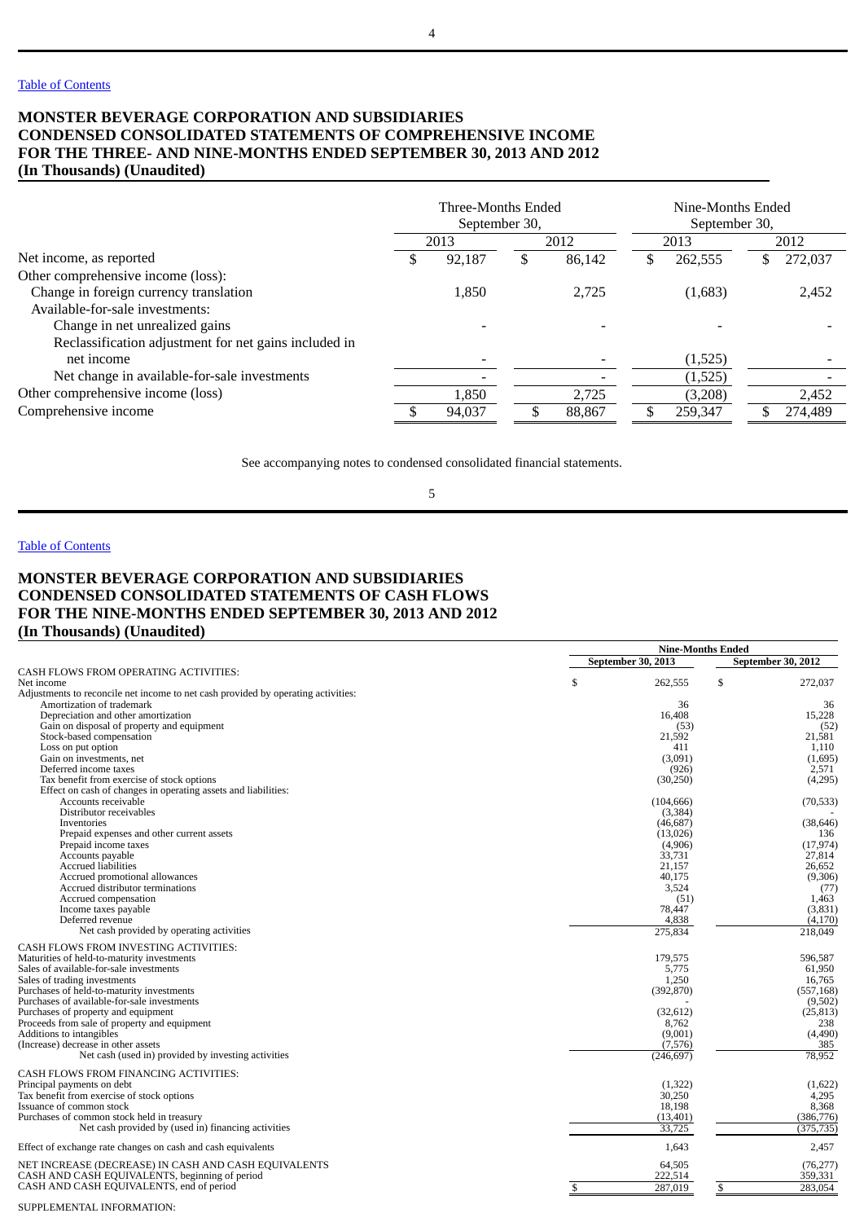Table of Contents

## MONSTER BEVERAGE CORPORATION AND SUBSIDIARIES
## CONDENSED CONSOLIDATED STATEMENTS OF COMPREHENSIVE INCOME
## FOR THE THREE- AND NINE-MONTHS ENDED SEPTEMBER 30, 2013 AND 2012
## (In Thousands) (Unaudited)

| | Three-Months Ended September 30, | | Nine-Months Ended September 30, | |
|---|---|---|---|---|
| | 2013 | 2012 | 2013 | 2012 |
| Net income, as reported | $ 92,187 | $ 86,142 | $ 262,555 | $ 272,037 |
| Other comprehensive income (loss): | | | | |
| Change in foreign currency translation | 1,850 | 2,725 | (1,683) | 2,452 |
| Available-for-sale investments: | | | | |
| Change in net unrealized gains | - | - | - | - |
| Reclassification adjustment for net gains included in net income | - | - | (1,525) | - |
| Net change in available-for-sale investments | - | - | (1,525) | - |
| Other comprehensive income (loss) | 1,850 | 2,725 | (3,208) | 2,452 |
| Comprehensive income | $ 94,037 | $ 88,867 | $ 259,347 | $ 274,489 |

See accompanying notes to condensed consolidated financial statements.

Table of Contents

## MONSTER BEVERAGE CORPORATION AND SUBSIDIARIES
## CONDENSED CONSOLIDATED STATEMENTS OF CASH FLOWS
## FOR THE NINE-MONTHS ENDED SEPTEMBER 30, 2013 AND 2012
## (In Thousands) (Unaudited)

| | Nine-Months Ended | |
|---|---|---|
| | September 30, 2013 | September 30, 2012 |
| CASH FLOWS FROM OPERATING ACTIVITIES: | | |
| Net income | $ 262,555 | $ 272,037 |
| Adjustments to reconcile net income to net cash provided by operating activities: | | |
| Amortization of trademark | 36 | 36 |
| Depreciation and other amortization | 16,408 | 15,228 |
| Gain on disposal of property and equipment | (53) | (52) |
| Stock-based compensation | 21,592 | 21,581 |
| Loss on put option | 411 | 1,110 |
| Gain on investments, net | (3,091) | (1,695) |
| Deferred income taxes | (926) | 2,571 |
| Tax benefit from exercise of stock options | (30,250) | (4,295) |
| Effect on cash of changes in operating assets and liabilities: | | |
| Accounts receivable | (104,666) | (70,533) |
| Distributor receivables | (3,384) | - |
| Inventories | (46,687) | (38,646) |
| Prepaid expenses and other current assets | (13,026) | 136 |
| Prepaid income taxes | (4,906) | (17,974) |
| Accounts payable | 33,731 | 27,814 |
| Accrued liabilities | 21,157 | 26,652 |
| Accrued promotional allowances | 40,175 | (9,306) |
| Accrued distributor terminations | 3,524 | (77) |
| Accrued compensation | (51) | 1,463 |
| Income taxes payable | 78,447 | (3,831) |
| Deferred revenue | 4,838 | (4,170) |
| Net cash provided by operating activities | 275,834 | 218,049 |
| CASH FLOWS FROM INVESTING ACTIVITIES: | | |
| Maturities of held-to-maturity investments | 179,575 | 596,587 |
| Sales of available-for-sale investments | 5,775 | 61,950 |
| Sales of trading investments | 1,250 | 16,765 |
| Purchases of held-to-maturity investments | (392,870) | (557,168) |
| Purchases of available-for-sale investments | - | (9,502) |
| Purchases of property and equipment | (32,612) | (25,813) |
| Proceeds from sale of property and equipment | 8,762 | 238 |
| Additions to intangibles | (9,001) | (4,490) |
| (Increase) decrease in other assets | (7,576) | 385 |
| Net cash (used in) provided by investing activities | (246,697) | 78,952 |
| CASH FLOWS FROM FINANCING ACTIVITIES: | | |
| Principal payments on debt | (1,322) | (1,622) |
| Tax benefit from exercise of stock options | 30,250 | 4,295 |
| Issuance of common stock | 18,198 | 8,368 |
| Purchases of common stock held in treasury | (13,401) | (386,776) |
| Net cash provided by (used in) financing activities | 33,725 | (375,735) |
| Effect of exchange rate changes on cash and cash equivalents | 1,643 | 2,457 |
| NET INCREASE (DECREASE) IN CASH AND CASH EQUIVALENTS | 64,505 | (76,277) |
| CASH AND CASH EQUIVALENTS, beginning of period | 222,514 | 359,331 |
| CASH AND CASH EQUIVALENTS, end of period | $ 287,019 | $ 283,054 |

SUPPLEMENTAL INFORMATION: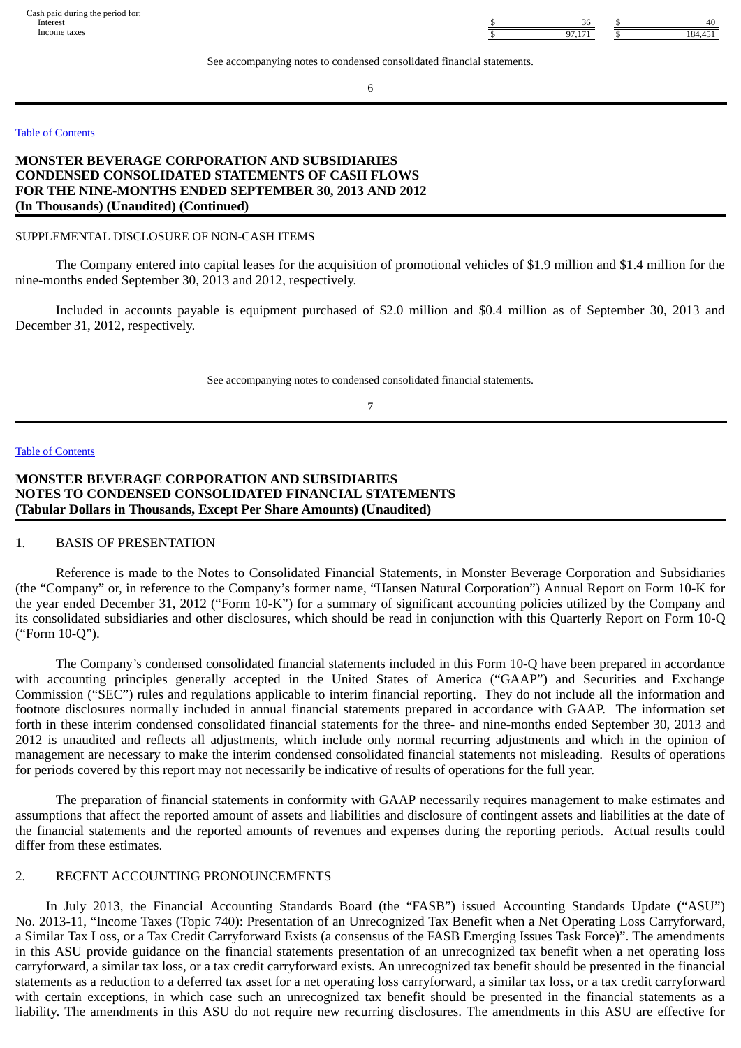| | | |
|---|---|---|
| Cash paid during the period for: | | |
| Interest | $ 36 | $ 40 |
| Income taxes | $ 97,171 | $ 184,451 |

See accompanying notes to condensed consolidated financial statements.

**MONSTER BEVERAGE CORPORATION AND SUBSIDIARIES**
**CONDENSED CONSOLIDATED STATEMENTS OF CASH FLOWS**
**FOR THE NINE-MONTHS ENDED SEPTEMBER 30, 2013 AND 2012**
**(In Thousands) (Unaudited) (Continued)**

SUPPLEMENTAL DISCLOSURE OF NON-CASH ITEMS

The Company entered into capital leases for the acquisition of promotional vehicles of $1.9 million and $1.4 million for the nine-months ended September 30, 2013 and 2012, respectively.

Included in accounts payable is equipment purchased of $2.0 million and $0.4 million as of September 30, 2013 and December 31, 2012, respectively.

See accompanying notes to condensed consolidated financial statements.

**MONSTER BEVERAGE CORPORATION AND SUBSIDIARIES**
**NOTES TO CONDENSED CONSOLIDATED FINANCIAL STATEMENTS**
**(Tabular Dollars in Thousands, Except Per Share Amounts) (Unaudited)**

1. BASIS OF PRESENTATION

Reference is made to the Notes to Consolidated Financial Statements, in Monster Beverage Corporation and Subsidiaries (the "Company" or, in reference to the Company's former name, "Hansen Natural Corporation") Annual Report on Form 10-K for the year ended December 31, 2012 ("Form 10-K") for a summary of significant accounting policies utilized by the Company and its consolidated subsidiaries and other disclosures, which should be read in conjunction with this Quarterly Report on Form 10-Q ("Form 10-Q").

The Company's condensed consolidated financial statements included in this Form 10-Q have been prepared in accordance with accounting principles generally accepted in the United States of America ("GAAP") and Securities and Exchange Commission ("SEC") rules and regulations applicable to interim financial reporting. They do not include all the information and footnote disclosures normally included in annual financial statements prepared in accordance with GAAP. The information set forth in these interim condensed consolidated financial statements for the three- and nine-months ended September 30, 2013 and 2012 is unaudited and reflects all adjustments, which include only normal recurring adjustments and which in the opinion of management are necessary to make the interim condensed consolidated financial statements not misleading. Results of operations for periods covered by this report may not necessarily be indicative of results of operations for the full year.

The preparation of financial statements in conformity with GAAP necessarily requires management to make estimates and assumptions that affect the reported amount of assets and liabilities and disclosure of contingent assets and liabilities at the date of the financial statements and the reported amounts of revenues and expenses during the reporting periods. Actual results could differ from these estimates.

2. RECENT ACCOUNTING PRONOUNCEMENTS

In July 2013, the Financial Accounting Standards Board (the "FASB") issued Accounting Standards Update ("ASU") No. 2013-11, "Income Taxes (Topic 740): Presentation of an Unrecognized Tax Benefit when a Net Operating Loss Carryforward, a Similar Tax Loss, or a Tax Credit Carryforward Exists (a consensus of the FASB Emerging Issues Task Force)". The amendments in this ASU provide guidance on the financial statements presentation of an unrecognized tax benefit when a net operating loss carryforward, a similar tax loss, or a tax credit carryforward exists. An unrecognized tax benefit should be presented in the financial statements as a reduction to a deferred tax asset for a net operating loss carryforward, a similar tax loss, or a tax credit carryforward with certain exceptions, in which case such an unrecognized tax benefit should be presented in the financial statements as a liability. The amendments in this ASU do not require new recurring disclosures. The amendments in this ASU are effective for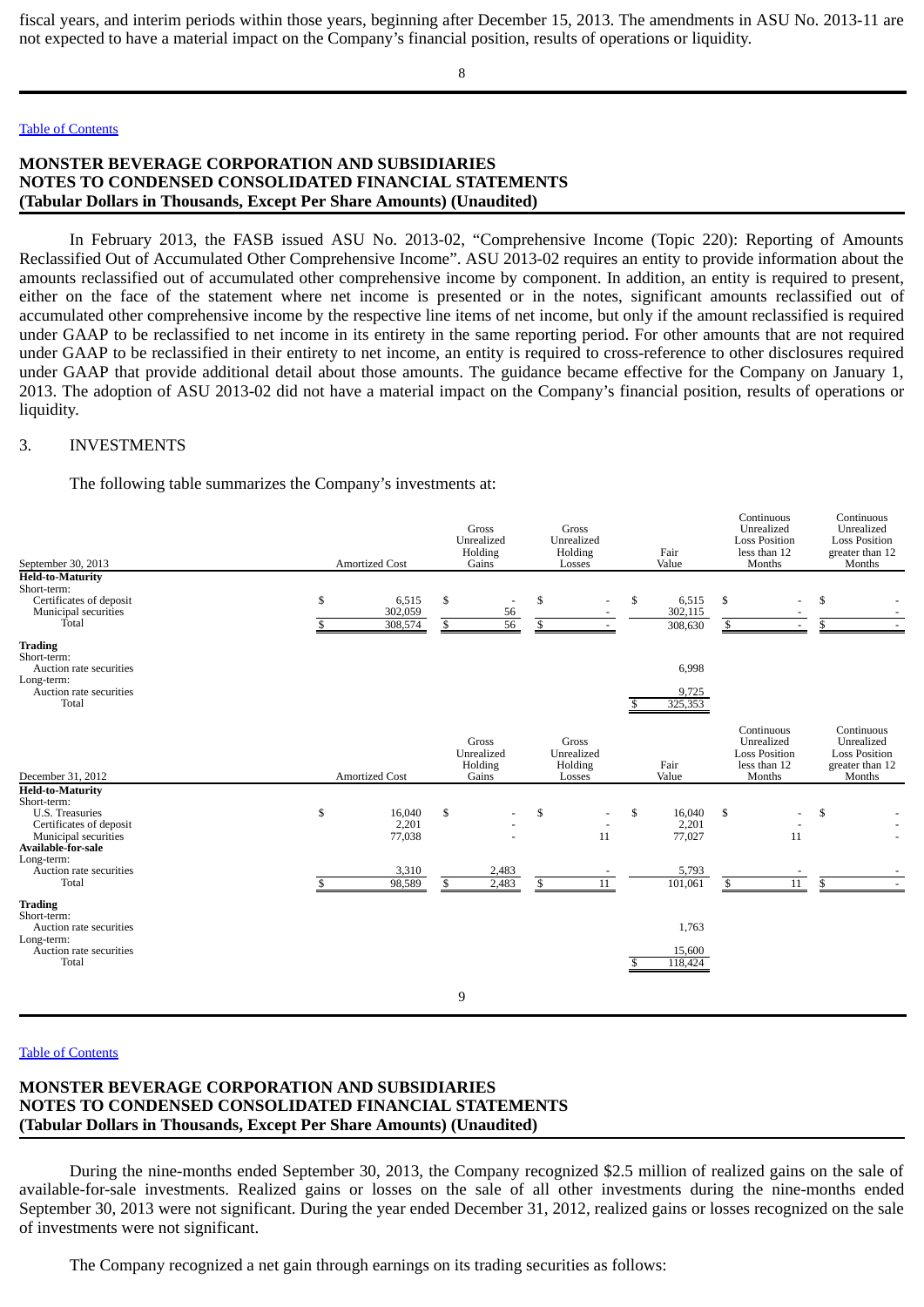fiscal years, and interim periods within those years, beginning after December 15, 2013. The amendments in ASU No. 2013-11 are not expected to have a material impact on the Company's financial position, results of operations or liquidity.

## MONSTER BEVERAGE CORPORATION AND SUBSIDIARIES
## NOTES TO CONDENSED CONSOLIDATED FINANCIAL STATEMENTS
## (Tabular Dollars in Thousands, Except Per Share Amounts) (Unaudited)

In February 2013, the FASB issued ASU No. 2013-02, "Comprehensive Income (Topic 220): Reporting of Amounts Reclassified Out of Accumulated Other Comprehensive Income". ASU 2013-02 requires an entity to provide information about the amounts reclassified out of accumulated other comprehensive income by component. In addition, an entity is required to present, either on the face of the statement where net income is presented or in the notes, significant amounts reclassified out of accumulated other comprehensive income by the respective line items of net income, but only if the amount reclassified is required under GAAP to be reclassified to net income in its entirety in the same reporting period. For other amounts that are not required under GAAP to be reclassified in their entirety to net income, an entity is required to cross-reference to other disclosures required under GAAP that provide additional detail about those amounts. The guidance became effective for the Company on January 1, 2013. The adoption of ASU 2013-02 did not have a material impact on the Company's financial position, results of operations or liquidity.

3. INVESTMENTS

The following table summarizes the Company's investments at:

| September 30, 2013 | Amortized Cost | Gross Unrealized Holding Gains | Gross Unrealized Holding Losses | Fair Value | Continuous Unrealized Loss Position less than 12 Months | Continuous Unrealized Loss Position greater than 12 Months |
|---|---|---|---|---|---|---|
| **Held-to-Maturity** | | | | | | |
| Short-term: | | | | | | |
| Certificates of deposit | $ 6,515 | $ - | $ - | $ 6,515 | $ - | $ - |
| Municipal securities | 302,059 | 56 | - | 302,115 | - | - |
| Total | $ 308,574 | $ 56 | $ - | 308,630 | $ - | $ - |
| **Trading** | | | | | | |
| Short-term: | | | | | | |
| Auction rate securities | | | | 6,998 | | |
| Long-term: | | | | | | |
| Auction rate securities | | | | 9,725 | | |
| Total | | | | $ 325,353 | | |

| December 31, 2012 | Amortized Cost | Gross Unrealized Holding Gains | Gross Unrealized Holding Losses | Fair Value | Continuous Unrealized Loss Position less than 12 Months | Continuous Unrealized Loss Position greater than 12 Months |
|---|---|---|---|---|---|---|
| **Held-to-Maturity** | | | | | | |
| Short-term: | | | | | | |
| U.S. Treasuries | $ 16,040 | $ - | $ - | $ 16,040 | $ - | $ - |
| Certificates of deposit | 2,201 | - | - | 2,201 | - | - |
| Municipal securities | 77,038 | - | 11 | 77,027 | 11 | - |
| **Available-for-sale** | | | | | | |
| Long-term: | | | | | | |
| Auction rate securities | 3,310 | 2,483 | - | 5,793 | - | - |
| Total | $ 98,589 | $ 2,483 | $ 11 | 101,061 | $ 11 | $ - |
| **Trading** | | | | | | |
| Short-term: | | | | | | |
| Auction rate securities | | | | 1,763 | | |
| Long-term: | | | | | | |
| Auction rate securities | | | | 15,600 | | |
| Total | | | | $ 118,424 | | |

## MONSTER BEVERAGE CORPORATION AND SUBSIDIARIES
## NOTES TO CONDENSED CONSOLIDATED FINANCIAL STATEMENTS
## (Tabular Dollars in Thousands, Except Per Share Amounts) (Unaudited)

During the nine-months ended September 30, 2013, the Company recognized $2.5 million of realized gains on the sale of available-for-sale investments. Realized gains or losses on the sale of all other investments during the nine-months ended September 30, 2013 were not significant. During the year ended December 31, 2012, realized gains or losses recognized on the sale of investments were not significant.

The Company recognized a net gain through earnings on its trading securities as follows: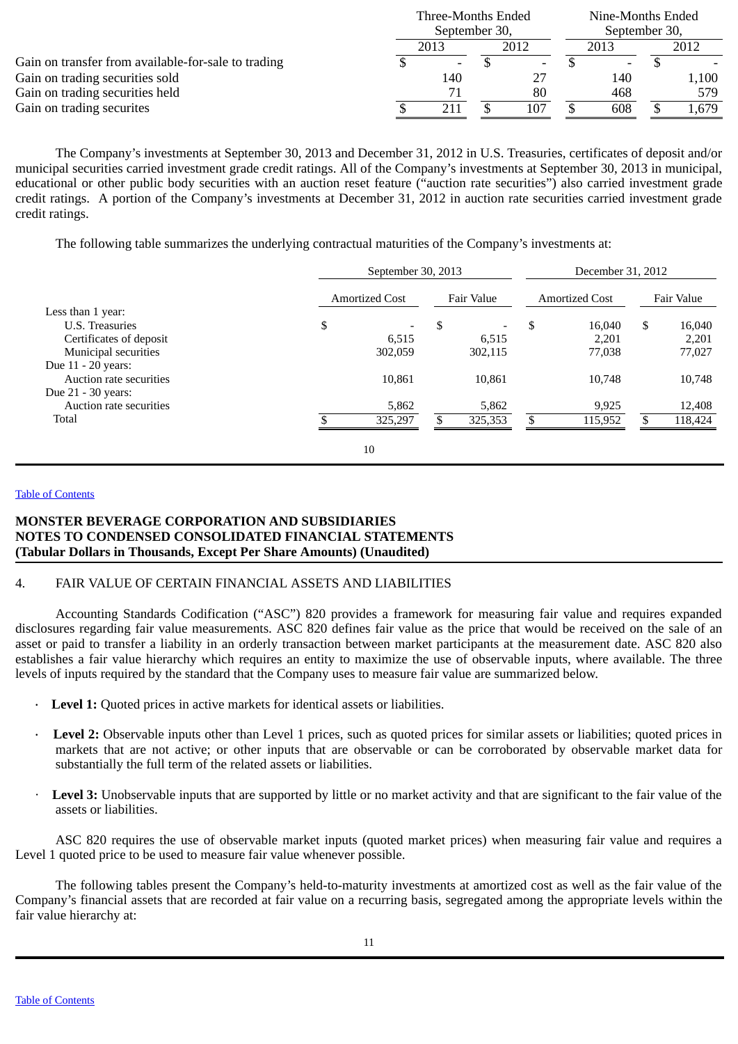| | Three-Months Ended September 30, | | Nine-Months Ended September 30, | |
|---|---|---|---|---|
| | 2013 | 2012 | 2013 | 2012 |
| Gain on transfer from available-for-sale to trading | $ - | $ - | $ - | $ - |
| Gain on trading securities sold | 140 | 27 | 140 | 1,100 |
| Gain on trading securities held | 71 | 80 | 468 | 579 |
| Gain on trading securites | $ 211 | $ 107 | $ 608 | $ 1,679 |

The Company's investments at September 30, 2013 and December 31, 2012 in U.S. Treasuries, certificates of deposit and/or municipal securities carried investment grade credit ratings. All of the Company's investments at September 30, 2013 in municipal, educational or other public body securities with an auction reset feature ("auction rate securities") also carried investment grade credit ratings. A portion of the Company's investments at December 31, 2012 in auction rate securities carried investment grade credit ratings.

The following table summarizes the underlying contractual maturities of the Company's investments at:

| | September 30, 2013 | | December 31, 2012 | |
|---|---|---|---|---|
| | Amortized Cost | Fair Value | Amortized Cost | Fair Value |
| Less than 1 year: | | | | |
| U.S. Treasuries | $ - | $ - | $ 16,040 | $ 16,040 |
| Certificates of deposit | 6,515 | 6,515 | 2,201 | 2,201 |
| Municipal securities | 302,059 | 302,115 | 77,038 | 77,027 |
| Due 11 - 20 years: | | | | |
| Auction rate securities | 10,861 | 10,861 | 10,748 | 10,748 |
| Due 21 - 30 years: | | | | |
| Auction rate securities | 5,862 | 5,862 | 9,925 | 12,408 |
| Total | $ 325,297 | $ 325,353 | $ 115,952 | $ 118,424 |

**MONSTER BEVERAGE CORPORATION AND SUBSIDIARIES**
**NOTES TO CONDENSED CONSOLIDATED FINANCIAL STATEMENTS**
**(Tabular Dollars in Thousands, Except Per Share Amounts) (Unaudited)**

## 4. FAIR VALUE OF CERTAIN FINANCIAL ASSETS AND LIABILITIES

Accounting Standards Codification ("ASC") 820 provides a framework for measuring fair value and requires expanded disclosures regarding fair value measurements. ASC 820 defines fair value as the price that would be received on the sale of an asset or paid to transfer a liability in an orderly transaction between market participants at the measurement date. ASC 820 also establishes a fair value hierarchy which requires an entity to maximize the use of observable inputs, where available. The three levels of inputs required by the standard that the Company uses to measure fair value are summarized below.

- **Level 1:** Quoted prices in active markets for identical assets or liabilities.
- **Level 2:** Observable inputs other than Level 1 prices, such as quoted prices for similar assets or liabilities; quoted prices in markets that are not active; or other inputs that are observable or can be corroborated by observable market data for substantially the full term of the related assets or liabilities.
- **Level 3:** Unobservable inputs that are supported by little or no market activity and that are significant to the fair value of the assets or liabilities.

ASC 820 requires the use of observable market inputs (quoted market prices) when measuring fair value and requires a Level 1 quoted price to be used to measure fair value whenever possible.

The following tables present the Company's held-to-maturity investments at amortized cost as well as the fair value of the Company's financial assets that are recorded at fair value on a recurring basis, segregated among the appropriate levels within the fair value hierarchy at: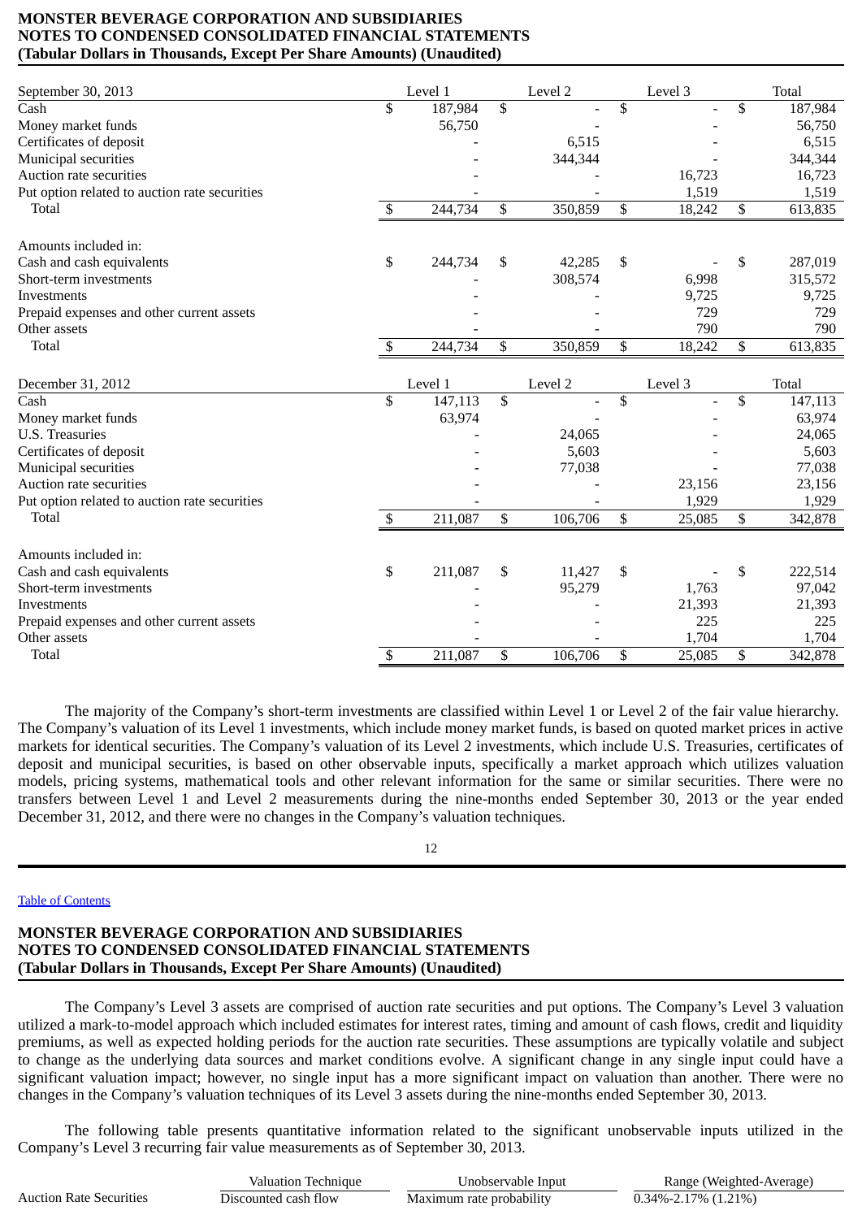**MONSTER BEVERAGE CORPORATION AND SUBSIDIARIES**
**NOTES TO CONDENSED CONSOLIDATED FINANCIAL STATEMENTS**
**(Tabular Dollars in Thousands, Except Per Share Amounts) (Unaudited)**

| September 30, 2013 | Level 1 | Level 2 | Level 3 | Total |
|---|---|---|---|---|
| Cash | $ 187,984 | $ - | $ - | $ 187,984 |
| Money market funds | 56,750 | - | - | 56,750 |
| Certificates of deposit | - | 6,515 | - | 6,515 |
| Municipal securities | - | 344,344 | - | 344,344 |
| Auction rate securities | - | - | 16,723 | 16,723 |
| Put option related to auction rate securities | - | - | 1,519 | 1,519 |
| Total | $ 244,734 | $ 350,859 | $ 18,242 | $ 613,835 |
| | | | | |
| Amounts included in: | | | | |
| Cash and cash equivalents | $ 244,734 | $ 42,285 | $ - | $ 287,019 |
| Short-term investments | - | 308,574 | 6,998 | 315,572 |
| Investments | - | - | 9,725 | 9,725 |
| Prepaid expenses and other current assets | - | - | 729 | 729 |
| Other assets | - | - | 790 | 790 |
| Total | $ 244,734 | $ 350,859 | $ 18,242 | $ 613,835 |

| December 31, 2012 | Level 1 | Level 2 | Level 3 | Total |
|---|---|---|---|---|
| Cash | $ 147,113 | $ - | $ - | $ 147,113 |
| Money market funds | 63,974 | - | - | 63,974 |
| U.S. Treasuries | - | 24,065 | - | 24,065 |
| Certificates of deposit | - | 5,603 | - | 5,603 |
| Municipal securities | - | 77,038 | - | 77,038 |
| Auction rate securities | - | - | 23,156 | 23,156 |
| Put option related to auction rate securities | - | - | 1,929 | 1,929 |
| Total | $ 211,087 | $ 106,706 | $ 25,085 | $ 342,878 |
| | | | | |
| Amounts included in: | | | | |
| Cash and cash equivalents | $ 211,087 | $ 11,427 | $ - | $ 222,514 |
| Short-term investments | - | 95,279 | 1,763 | 97,042 |
| Investments | - | - | 21,393 | 21,393 |
| Prepaid expenses and other current assets | - | - | 225 | 225 |
| Other assets | - | - | 1,704 | 1,704 |
| Total | $ 211,087 | $ 106,706 | $ 25,085 | $ 342,878 |

The majority of the Company's short-term investments are classified within Level 1 or Level 2 of the fair value hierarchy. The Company's valuation of its Level 1 investments, which include money market funds, is based on quoted market prices in active markets for identical securities. The Company's valuation of its Level 2 investments, which include U.S. Treasuries, certificates of deposit and municipal securities, is based on other observable inputs, specifically a market approach which utilizes valuation models, pricing systems, mathematical tools and other relevant information for the same or similar securities. There were no transfers between Level 1 and Level 2 measurements during the nine-months ended September 30, 2013 or the year ended December 31, 2012, and there were no changes in the Company's valuation techniques.

The Company's Level 3 assets are comprised of auction rate securities and put options. The Company's Level 3 valuation utilized a mark-to-model approach which included estimates for interest rates, timing and amount of cash flows, credit and liquidity premiums, as well as expected holding periods for the auction rate securities. These assumptions are typically volatile and subject to change as the underlying data sources and market conditions evolve. A significant change in any single input could have a significant valuation impact; however, no single input has a more significant impact on valuation than another. There were no changes in the Company's valuation techniques of its Level 3 assets during the nine-months ended September 30, 2013.

The following table presents quantitative information related to the significant unobservable inputs utilized in the Company's Level 3 recurring fair value measurements as of September 30, 2013.

| | Valuation Technique | Unobservable Input | Range (Weighted-Average) |
|---|---|---|---|
| Auction Rate Securities | Discounted cash flow | Maximum rate probability | 0.34%-2.17% (1.21%) |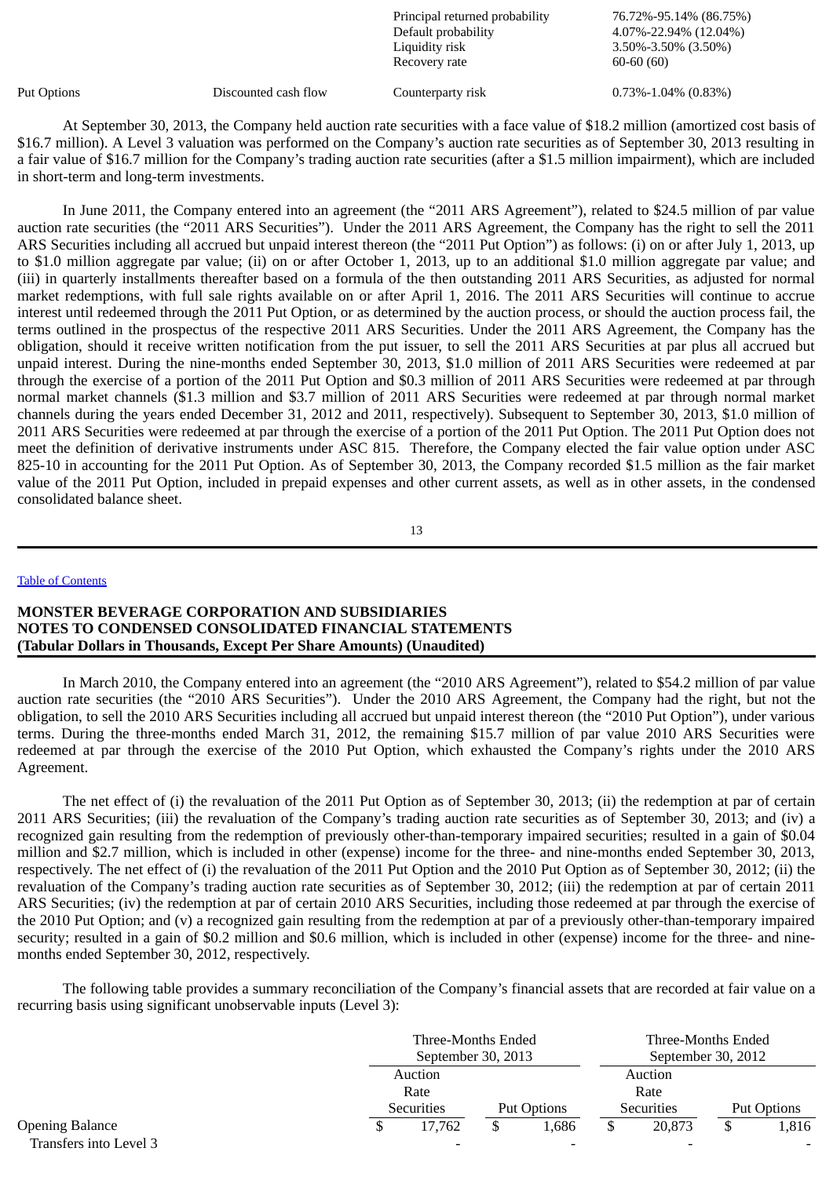| | | | |
|---|---|---|---|
| | | Principal returned probability | 76.72%-95.14% (86.75%) |
| | | Default probability | 4.07%-22.94% (12.04%) |
| | | Liquidity risk | 3.50%-3.50% (3.50%) |
| | | Recovery rate | 60-60 (60) |
| Put Options | Discounted cash flow | Counterparty risk | 0.73%-1.04% (0.83%) |

At September 30, 2013, the Company held auction rate securities with a face value of $18.2 million (amortized cost basis of $16.7 million). A Level 3 valuation was performed on the Company's auction rate securities as of September 30, 2013 resulting in a fair value of $16.7 million for the Company's trading auction rate securities (after a $1.5 million impairment), which are included in short-term and long-term investments.

In June 2011, the Company entered into an agreement (the "2011 ARS Agreement"), related to $24.5 million of par value auction rate securities (the "2011 ARS Securities"). Under the 2011 ARS Agreement, the Company has the right to sell the 2011 ARS Securities including all accrued but unpaid interest thereon (the "2011 Put Option") as follows: (i) on or after July 1, 2013, up to $1.0 million aggregate par value; (ii) on or after October 1, 2013, up to an additional $1.0 million aggregate par value; and (iii) in quarterly installments thereafter based on a formula of the then outstanding 2011 ARS Securities, as adjusted for normal market redemptions, with full sale rights available on or after April 1, 2016. The 2011 ARS Securities will continue to accrue interest until redeemed through the 2011 Put Option, or as determined by the auction process, or should the auction process fail, the terms outlined in the prospectus of the respective 2011 ARS Securities. Under the 2011 ARS Agreement, the Company has the obligation, should it receive written notification from the put issuer, to sell the 2011 ARS Securities at par plus all accrued but unpaid interest. During the nine-months ended September 30, 2013, $1.0 million of 2011 ARS Securities were redeemed at par through the exercise of a portion of the 2011 Put Option and $0.3 million of 2011 ARS Securities were redeemed at par through normal market channels ($1.3 million and $3.7 million of 2011 ARS Securities were redeemed at par through normal market channels during the years ended December 31, 2012 and 2011, respectively). Subsequent to September 30, 2013, $1.0 million of 2011 ARS Securities were redeemed at par through the exercise of a portion of the 2011 Put Option. The 2011 Put Option does not meet the definition of derivative instruments under ASC 815. Therefore, the Company elected the fair value option under ASC 825-10 in accounting for the 2011 Put Option. As of September 30, 2013, the Company recorded $1.5 million as the fair market value of the 2011 Put Option, included in prepaid expenses and other current assets, as well as in other assets, in the condensed consolidated balance sheet.

In March 2010, the Company entered into an agreement (the "2010 ARS Agreement"), related to $54.2 million of par value auction rate securities (the "2010 ARS Securities"). Under the 2010 ARS Agreement, the Company had the right, but not the obligation, to sell the 2010 ARS Securities including all accrued but unpaid interest thereon (the "2010 Put Option"), under various terms. During the three-months ended March 31, 2012, the remaining $15.7 million of par value 2010 ARS Securities were redeemed at par through the exercise of the 2010 Put Option, which exhausted the Company's rights under the 2010 ARS Agreement.

The net effect of (i) the revaluation of the 2011 Put Option as of September 30, 2013; (ii) the redemption at par of certain 2011 ARS Securities; (iii) the revaluation of the Company's trading auction rate securities as of September 30, 2013; and (iv) a recognized gain resulting from the redemption of previously other-than-temporary impaired securities; resulted in a gain of $0.04 million and $2.7 million, which is included in other (expense) income for the three- and nine-months ended September 30, 2013, respectively. The net effect of (i) the revaluation of the 2011 Put Option and the 2010 Put Option as of September 30, 2012; (ii) the revaluation of the Company's trading auction rate securities as of September 30, 2012; (iii) the redemption at par of certain 2011 ARS Securities; (iv) the redemption at par of certain 2010 ARS Securities, including those redeemed at par through the exercise of the 2010 Put Option; and (v) a recognized gain resulting from the redemption at par of a previously other-than-temporary impaired security; resulted in a gain of $0.2 million and $0.6 million, which is included in other (expense) income for the three- and nine-months ended September 30, 2012, respectively.

The following table provides a summary reconciliation of the Company's financial assets that are recorded at fair value on a recurring basis using significant unobservable inputs (Level 3):

| | Three-Months Ended September 30, 2013 | | Three-Months Ended September 30, 2012 | |
|---|---|---|---|---|
| | Auction Rate Securities | Put Options | Auction Rate Securities | Put Options |
| Opening Balance | $ 17,762 | $ 1,686 | $ 20,873 | $ 1,816 |
| Transfers into Level 3 | - | - | - | - |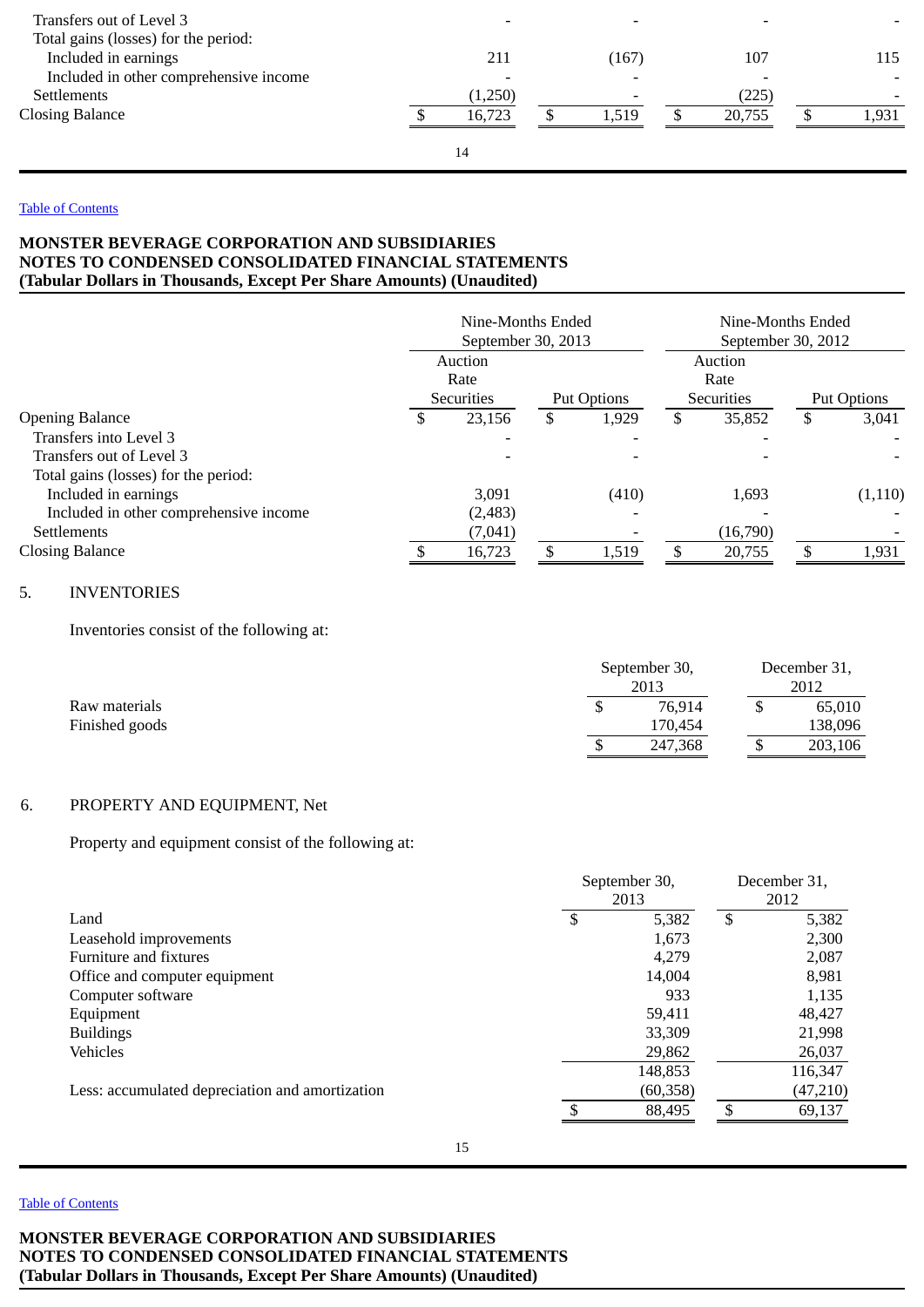| | | | | |
|---|---|---|---|---|
| Transfers out of Level 3 | - | - | - | - |
| Total gains (losses) for the period: | | | | |
| Included in earnings | 211 | (167) | 107 | 115 |
| Included in other comprehensive income | - | - | - | - |
| Settlements | (1,250) | - | (225) | - |
| Closing Balance | $ 16,723 | $ 1,519 | $ 20,755 | $ 1,931 |

**MONSTER BEVERAGE CORPORATION AND SUBSIDIARIES**
**NOTES TO CONDENSED CONSOLIDATED FINANCIAL STATEMENTS**
**(Tabular Dollars in Thousands, Except Per Share Amounts) (Unaudited)**

| | Nine-Months Ended September 30, 2013 | | Nine-Months Ended September 30, 2012 | |
|---|---|---|---|---|
| | Auction Rate Securities | Put Options | Auction Rate Securities | Put Options |
| Opening Balance | $ 23,156 | $ 1,929 | $ 35,852 | $ 3,041 |
| Transfers into Level 3 | - | - | - | - |
| Transfers out of Level 3 | - | - | - | - |
| Total gains (losses) for the period: | | | | |
| Included in earnings | 3,091 | (410) | 1,693 | (1,110) |
| Included in other comprehensive income | (2,483) | - | - | - |
| Settlements | (7,041) | - | (16,790) | - |
| Closing Balance | $ 16,723 | $ 1,519 | $ 20,755 | $ 1,931 |

5. INVENTORIES

Inventories consist of the following at:

| | September 30, 2013 | December 31, 2012 |
|---|---|---|
| Raw materials | $ 76,914 | $ 65,010 |
| Finished goods | 170,454 | 138,096 |
| | $ 247,368 | $ 203,106 |

6. PROPERTY AND EQUIPMENT, Net

Property and equipment consist of the following at:

| | September 30, 2013 | December 31, 2012 |
|---|---|---|
| Land | $ 5,382 | $ 5,382 |
| Leasehold improvements | 1,673 | 2,300 |
| Furniture and fixtures | 4,279 | 2,087 |
| Office and computer equipment | 14,004 | 8,981 |
| Computer software | 933 | 1,135 |
| Equipment | 59,411 | 48,427 |
| Buildings | 33,309 | 21,998 |
| Vehicles | 29,862 | 26,037 |
| | 148,853 | 116,347 |
| Less: accumulated depreciation and amortization | (60,358) | (47,210) |
| | $ 88,495 | $ 69,137 |

**MONSTER BEVERAGE CORPORATION AND SUBSIDIARIES**
**NOTES TO CONDENSED CONSOLIDATED FINANCIAL STATEMENTS**
**(Tabular Dollars in Thousands, Except Per Share Amounts) (Unaudited)**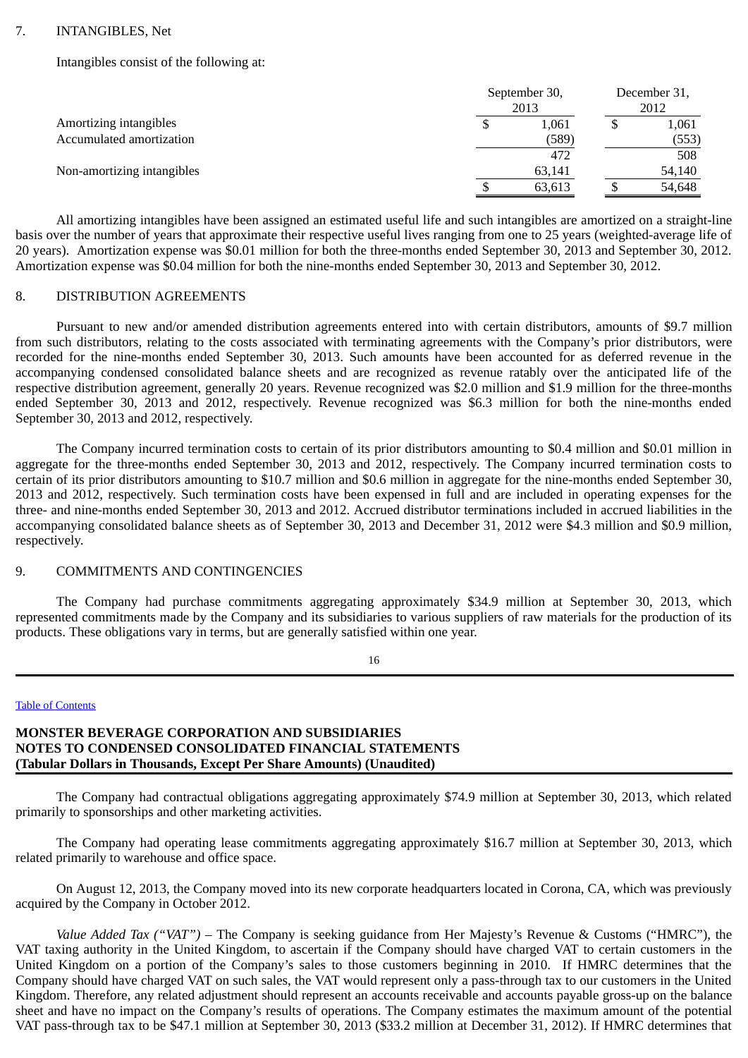7. INTANGIBLES, Net

Intangibles consist of the following at:

| | September 30, 2013 | December 31, 2012 |
|---|---|---|
| Amortizing intangibles | $ 1,061 | $ 1,061 |
| Accumulated amortization | (589) | (553) |
| | 472 | 508 |
| Non-amortizing intangibles | 63,141 | 54,140 |
| | $ 63,613 | $ 54,648 |

All amortizing intangibles have been assigned an estimated useful life and such intangibles are amortized on a straight-line basis over the number of years that approximate their respective useful lives ranging from one to 25 years (weighted-average life of 20 years). Amortization expense was $0.01 million for both the three-months ended September 30, 2013 and September 30, 2012. Amortization expense was $0.04 million for both the nine-months ended September 30, 2013 and September 30, 2012.

8. DISTRIBUTION AGREEMENTS

Pursuant to new and/or amended distribution agreements entered into with certain distributors, amounts of $9.7 million from such distributors, relating to the costs associated with terminating agreements with the Company's prior distributors, were recorded for the nine-months ended September 30, 2013. Such amounts have been accounted for as deferred revenue in the accompanying condensed consolidated balance sheets and are recognized as revenue ratably over the anticipated life of the respective distribution agreement, generally 20 years. Revenue recognized was $2.0 million and $1.9 million for the three-months ended September 30, 2013 and 2012, respectively. Revenue recognized was $6.3 million for both the nine-months ended September 30, 2013 and 2012, respectively.

The Company incurred termination costs to certain of its prior distributors amounting to $0.4 million and $0.01 million in aggregate for the three-months ended September 30, 2013 and 2012, respectively. The Company incurred termination costs to certain of its prior distributors amounting to $10.7 million and $0.6 million in aggregate for the nine-months ended September 30, 2013 and 2012, respectively. Such termination costs have been expensed in full and are included in operating expenses for the three- and nine-months ended September 30, 2013 and 2012. Accrued distributor terminations included in accrued liabilities in the accompanying consolidated balance sheets as of September 30, 2013 and December 31, 2012 were $4.3 million and $0.9 million, respectively.

9. COMMITMENTS AND CONTINGENCIES

The Company had purchase commitments aggregating approximately $34.9 million at September 30, 2013, which represented commitments made by the Company and its subsidiaries to various suppliers of raw materials for the production of its products. These obligations vary in terms, but are generally satisfied within one year.

**MONSTER BEVERAGE CORPORATION AND SUBSIDIARIES**
**NOTES TO CONDENSED CONSOLIDATED FINANCIAL STATEMENTS**
**(Tabular Dollars in Thousands, Except Per Share Amounts) (Unaudited)**

The Company had contractual obligations aggregating approximately $74.9 million at September 30, 2013, which related primarily to sponsorships and other marketing activities.

The Company had operating lease commitments aggregating approximately $16.7 million at September 30, 2013, which related primarily to warehouse and office space.

On August 12, 2013, the Company moved into its new corporate headquarters located in Corona, CA, which was previously acquired by the Company in October 2012.

*Value Added Tax ("VAT")* – The Company is seeking guidance from Her Majesty's Revenue & Customs ("HMRC"), the VAT taxing authority in the United Kingdom, to ascertain if the Company should have charged VAT to certain customers in the United Kingdom on a portion of the Company's sales to those customers beginning in 2010. If HMRC determines that the Company should have charged VAT on such sales, the VAT would represent only a pass-through tax to our customers in the United Kingdom. Therefore, any related adjustment should represent an accounts receivable and accounts payable gross-up on the balance sheet and have no impact on the Company's results of operations. The Company estimates the maximum amount of the potential VAT pass-through tax to be $47.1 million at September 30, 2013 ($33.2 million at December 31, 2012). If HMRC determines that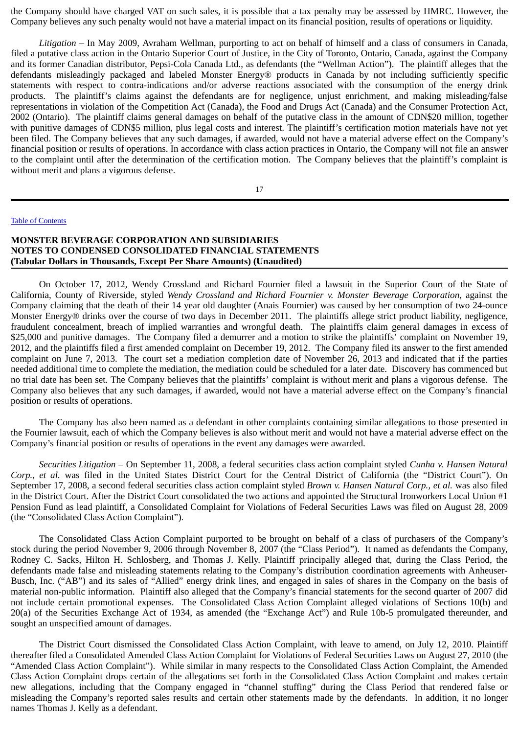the Company should have charged VAT on such sales, it is possible that a tax penalty may be assessed by HMRC. However, the Company believes any such penalty would not have a material impact on its financial position, results of operations or liquidity.

*Litigation* – In May 2009, Avraham Wellman, purporting to act on behalf of himself and a class of consumers in Canada, filed a putative class action in the Ontario Superior Court of Justice, in the City of Toronto, Ontario, Canada, against the Company and its former Canadian distributor, Pepsi-Cola Canada Ltd., as defendants (the "Wellman Action"). The plaintiff alleges that the defendants misleadingly packaged and labeled Monster Energy® products in Canada by not including sufficiently specific statements with respect to contra-indications and/or adverse reactions associated with the consumption of the energy drink products. The plaintiff's claims against the defendants are for negligence, unjust enrichment, and making misleading/false representations in violation of the Competition Act (Canada), the Food and Drugs Act (Canada) and the Consumer Protection Act, 2002 (Ontario). The plaintiff claims general damages on behalf of the putative class in the amount of CDN$20 million, together with punitive damages of CDN$5 million, plus legal costs and interest. The plaintiff's certification motion materials have not yet been filed. The Company believes that any such damages, if awarded, would not have a material adverse effect on the Company's financial position or results of operations. In accordance with class action practices in Ontario, the Company will not file an answer to the complaint until after the determination of the certification motion. The Company believes that the plaintiff's complaint is without merit and plans a vigorous defense.

**MONSTER BEVERAGE CORPORATION AND SUBSIDIARIES**
**NOTES TO CONDENSED CONSOLIDATED FINANCIAL STATEMENTS**
**(Tabular Dollars in Thousands, Except Per Share Amounts) (Unaudited)**

On October 17, 2012, Wendy Crossland and Richard Fournier filed a lawsuit in the Superior Court of the State of California, County of Riverside, styled *Wendy Crossland and Richard Fournier v. Monster Beverage Corporation*, against the Company claiming that the death of their 14 year old daughter (Anais Fournier) was caused by her consumption of two 24-ounce Monster Energy® drinks over the course of two days in December 2011. The plaintiffs allege strict product liability, negligence, fraudulent concealment, breach of implied warranties and wrongful death. The plaintiffs claim general damages in excess of $25,000 and punitive damages. The Company filed a demurrer and a motion to strike the plaintiffs' complaint on November 19, 2012, and the plaintiffs filed a first amended complaint on December 19, 2012. The Company filed its answer to the first amended complaint on June 7, 2013. The court set a mediation completion date of November 26, 2013 and indicated that if the parties needed additional time to complete the mediation, the mediation could be scheduled for a later date. Discovery has commenced but no trial date has been set. The Company believes that the plaintiffs' complaint is without merit and plans a vigorous defense. The Company also believes that any such damages, if awarded, would not have a material adverse effect on the Company's financial position or results of operations.

The Company has also been named as a defendant in other complaints containing similar allegations to those presented in the Fournier lawsuit, each of which the Company believes is also without merit and would not have a material adverse effect on the Company's financial position or results of operations in the event any damages were awarded.

*Securities Litigation* – On September 11, 2008, a federal securities class action complaint styled *Cunha v. Hansen Natural Corp., et al.* was filed in the United States District Court for the Central District of California (the "District Court"). On September 17, 2008, a second federal securities class action complaint styled *Brown v. Hansen Natural Corp., et al.* was also filed in the District Court. After the District Court consolidated the two actions and appointed the Structural Ironworkers Local Union #1 Pension Fund as lead plaintiff, a Consolidated Complaint for Violations of Federal Securities Laws was filed on August 28, 2009 (the "Consolidated Class Action Complaint").

The Consolidated Class Action Complaint purported to be brought on behalf of a class of purchasers of the Company's stock during the period November 9, 2006 through November 8, 2007 (the "Class Period"). It named as defendants the Company, Rodney C. Sacks, Hilton H. Schlosberg, and Thomas J. Kelly. Plaintiff principally alleged that, during the Class Period, the defendants made false and misleading statements relating to the Company's distribution coordination agreements with Anheuser-Busch, Inc. ("AB") and its sales of "Allied" energy drink lines, and engaged in sales of shares in the Company on the basis of material non-public information. Plaintiff also alleged that the Company's financial statements for the second quarter of 2007 did not include certain promotional expenses. The Consolidated Class Action Complaint alleged violations of Sections 10(b) and 20(a) of the Securities Exchange Act of 1934, as amended (the "Exchange Act") and Rule 10b-5 promulgated thereunder, and sought an unspecified amount of damages.

The District Court dismissed the Consolidated Class Action Complaint, with leave to amend, on July 12, 2010. Plaintiff thereafter filed a Consolidated Amended Class Action Complaint for Violations of Federal Securities Laws on August 27, 2010 (the "Amended Class Action Complaint"). While similar in many respects to the Consolidated Class Action Complaint, the Amended Class Action Complaint drops certain of the allegations set forth in the Consolidated Class Action Complaint and makes certain new allegations, including that the Company engaged in "channel stuffing" during the Class Period that rendered false or misleading the Company's reported sales results and certain other statements made by the defendants. In addition, it no longer names Thomas J. Kelly as a defendant.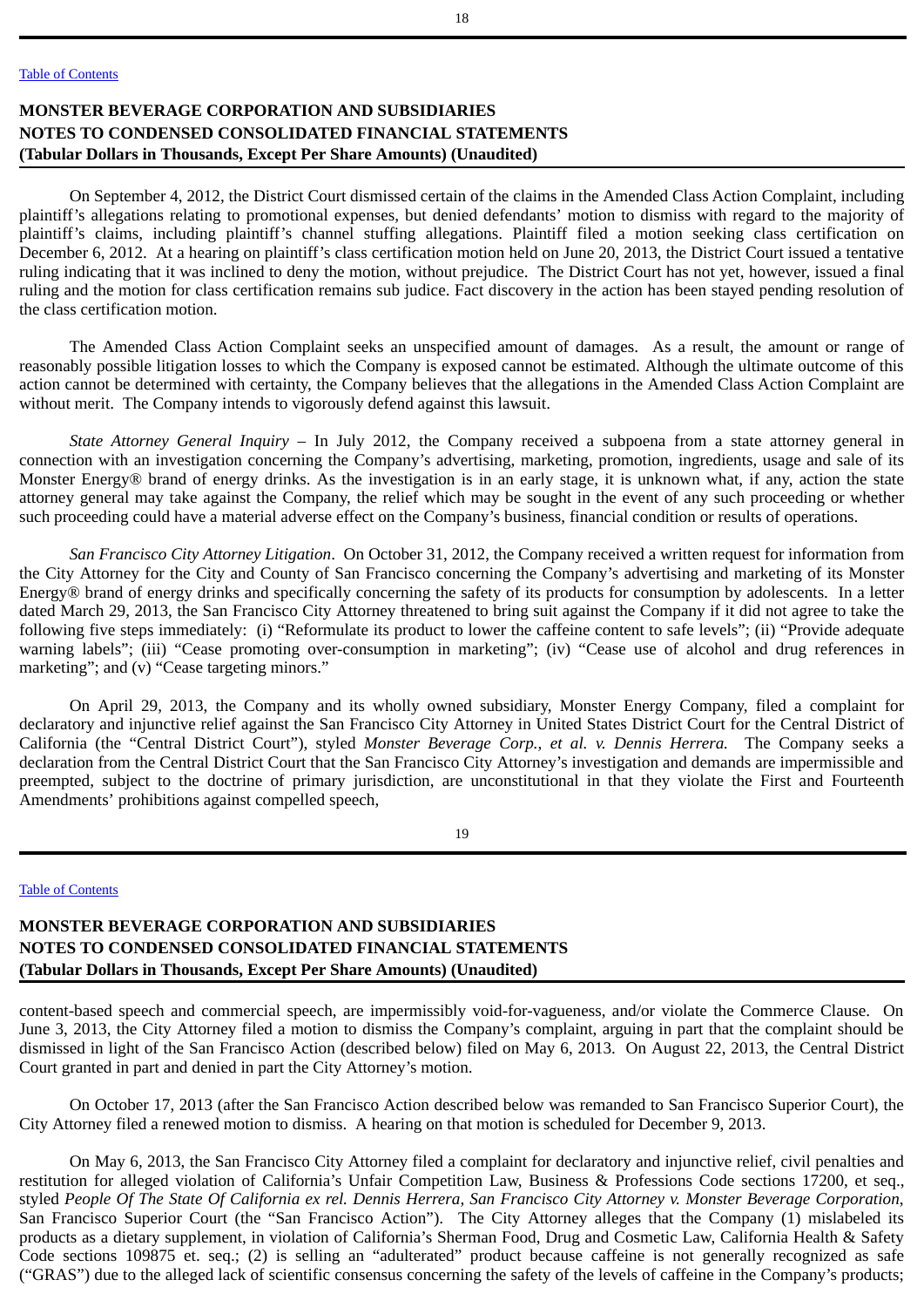On September 4, 2012, the District Court dismissed certain of the claims in the Amended Class Action Complaint, including plaintiff's allegations relating to promotional expenses, but denied defendants' motion to dismiss with regard to the majority of plaintiff's claims, including plaintiff's channel stuffing allegations. Plaintiff filed a motion seeking class certification on December 6, 2012. At a hearing on plaintiff's class certification motion held on June 20, 2013, the District Court issued a tentative ruling indicating that it was inclined to deny the motion, without prejudice. The District Court has not yet, however, issued a final ruling and the motion for class certification remains sub judice. Fact discovery in the action has been stayed pending resolution of the class certification motion.

The Amended Class Action Complaint seeks an unspecified amount of damages. As a result, the amount or range of reasonably possible litigation losses to which the Company is exposed cannot be estimated. Although the ultimate outcome of this action cannot be determined with certainty, the Company believes that the allegations in the Amended Class Action Complaint are without merit. The Company intends to vigorously defend against this lawsuit.

*State Attorney General Inquiry* – In July 2012, the Company received a subpoena from a state attorney general in connection with an investigation concerning the Company's advertising, marketing, promotion, ingredients, usage and sale of its Monster Energy® brand of energy drinks. As the investigation is in an early stage, it is unknown what, if any, action the state attorney general may take against the Company, the relief which may be sought in the event of any such proceeding or whether such proceeding could have a material adverse effect on the Company's business, financial condition or results of operations.

*San Francisco City Attorney Litigation*. On October 31, 2012, the Company received a written request for information from the City Attorney for the City and County of San Francisco concerning the Company's advertising and marketing of its Monster Energy® brand of energy drinks and specifically concerning the safety of its products for consumption by adolescents. In a letter dated March 29, 2013, the San Francisco City Attorney threatened to bring suit against the Company if it did not agree to take the following five steps immediately: (i) "Reformulate its product to lower the caffeine content to safe levels"; (ii) "Provide adequate warning labels"; (iii) "Cease promoting over-consumption in marketing"; (iv) "Cease use of alcohol and drug references in marketing"; and (v) "Cease targeting minors."

On April 29, 2013, the Company and its wholly owned subsidiary, Monster Energy Company, filed a complaint for declaratory and injunctive relief against the San Francisco City Attorney in United States District Court for the Central District of California (the "Central District Court"), styled *Monster Beverage Corp., et al. v. Dennis Herrera.* The Company seeks a declaration from the Central District Court that the San Francisco City Attorney's investigation and demands are impermissible and preempted, subject to the doctrine of primary jurisdiction, are unconstitutional in that they violate the First and Fourteenth Amendments' prohibitions against compelled speech, content-based speech and commercial speech, are impermissibly void-for-vagueness, and/or violate the Commerce Clause. On June 3, 2013, the City Attorney filed a motion to dismiss the Company's complaint, arguing in part that the complaint should be dismissed in light of the San Francisco Action (described below) filed on May 6, 2013. On August 22, 2013, the Central District Court granted in part and denied in part the City Attorney's motion.

On October 17, 2013 (after the San Francisco Action described below was remanded to San Francisco Superior Court), the City Attorney filed a renewed motion to dismiss. A hearing on that motion is scheduled for December 9, 2013.

On May 6, 2013, the San Francisco City Attorney filed a complaint for declaratory and injunctive relief, civil penalties and restitution for alleged violation of California's Unfair Competition Law, Business & Professions Code sections 17200, et seq., styled *People Of The State Of California ex rel. Dennis Herrera, San Francisco City Attorney v. Monster Beverage Corporation*, San Francisco Superior Court (the "San Francisco Action"). The City Attorney alleges that the Company (1) mislabeled its products as a dietary supplement, in violation of California's Sherman Food, Drug and Cosmetic Law, California Health & Safety Code sections 109875 et. seq.; (2) is selling an "adulterated" product because caffeine is not generally recognized as safe ("GRAS") due to the alleged lack of scientific consensus concerning the safety of the levels of caffeine in the Company's products;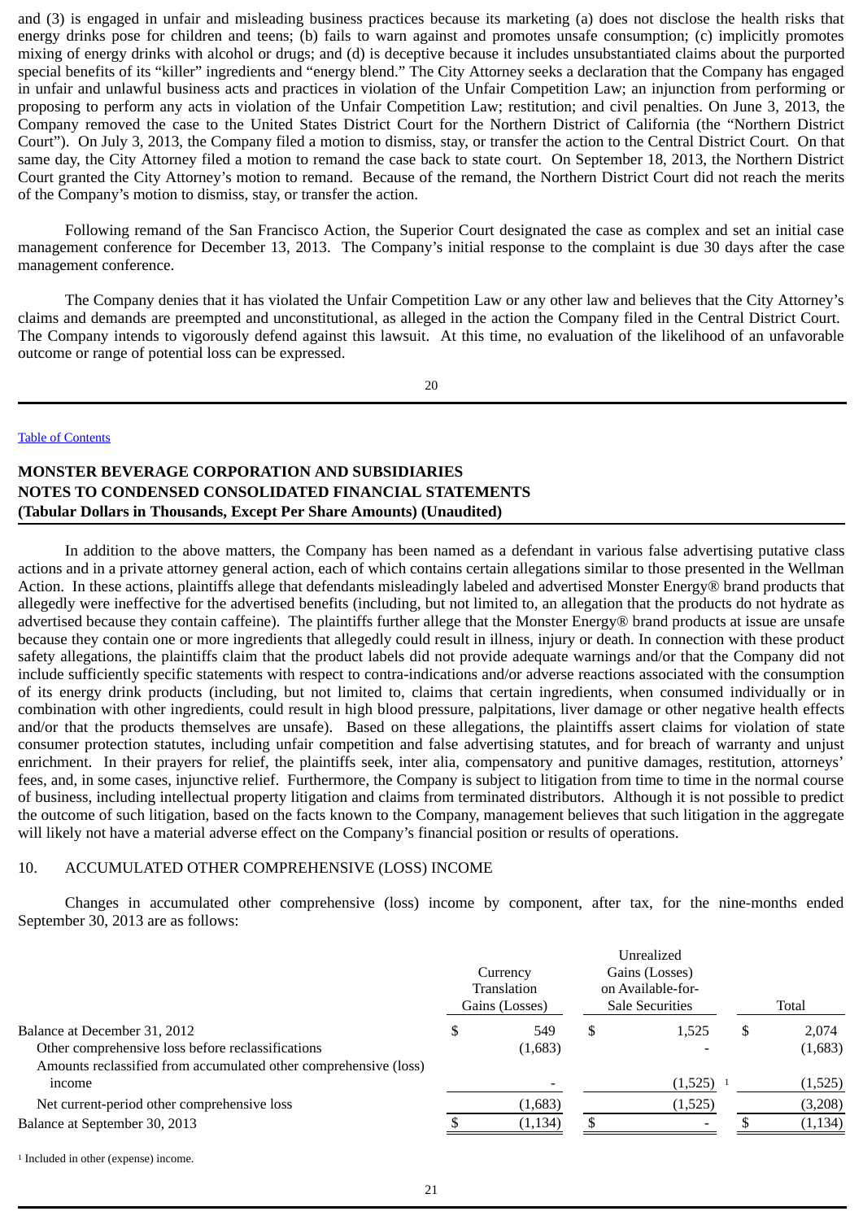and (3) is engaged in unfair and misleading business practices because its marketing (a) does not disclose the health risks that energy drinks pose for children and teens; (b) fails to warn against and promotes unsafe consumption; (c) implicitly promotes mixing of energy drinks with alcohol or drugs; and (d) is deceptive because it includes unsubstantiated claims about the purported special benefits of its "killer" ingredients and "energy blend." The City Attorney seeks a declaration that the Company has engaged in unfair and unlawful business acts and practices in violation of the Unfair Competition Law; an injunction from performing or proposing to perform any acts in violation of the Unfair Competition Law; restitution; and civil penalties. On June 3, 2013, the Company removed the case to the United States District Court for the Northern District of California (the "Northern District Court"). On July 3, 2013, the Company filed a motion to dismiss, stay, or transfer the action to the Central District Court. On that same day, the City Attorney filed a motion to remand the case back to state court. On September 18, 2013, the Northern District Court granted the City Attorney's motion to remand. Because of the remand, the Northern District Court did not reach the merits of the Company's motion to dismiss, stay, or transfer the action.

Following remand of the San Francisco Action, the Superior Court designated the case as complex and set an initial case management conference for December 13, 2013. The Company's initial response to the complaint is due 30 days after the case management conference.

The Company denies that it has violated the Unfair Competition Law or any other law and believes that the City Attorney's claims and demands are preempted and unconstitutional, as alleged in the action the Company filed in the Central District Court. The Company intends to vigorously defend against this lawsuit. At this time, no evaluation of the likelihood of an unfavorable outcome or range of potential loss can be expressed.

In addition to the above matters, the Company has been named as a defendant in various false advertising putative class actions and in a private attorney general action, each of which contains certain allegations similar to those presented in the Wellman Action. In these actions, plaintiffs allege that defendants misleadingly labeled and advertised Monster Energy® brand products that allegedly were ineffective for the advertised benefits (including, but not limited to, an allegation that the products do not hydrate as advertised because they contain caffeine). The plaintiffs further allege that the Monster Energy® brand products at issue are unsafe because they contain one or more ingredients that allegedly could result in illness, injury or death. In connection with these product safety allegations, the plaintiffs claim that the product labels did not provide adequate warnings and/or that the Company did not include sufficiently specific statements with respect to contra-indications and/or adverse reactions associated with the consumption of its energy drink products (including, but not limited to, claims that certain ingredients, when consumed individually or in combination with other ingredients, could result in high blood pressure, palpitations, liver damage or other negative health effects and/or that the products themselves are unsafe). Based on these allegations, the plaintiffs assert claims for violation of state consumer protection statutes, including unfair competition and false advertising statutes, and for breach of warranty and unjust enrichment. In their prayers for relief, the plaintiffs seek, inter alia, compensatory and punitive damages, restitution, attorneys' fees, and, in some cases, injunctive relief. Furthermore, the Company is subject to litigation from time to time in the normal course of business, including intellectual property litigation and claims from terminated distributors. Although it is not possible to predict the outcome of such litigation, based on the facts known to the Company, management believes that such litigation in the aggregate will likely not have a material adverse effect on the Company's financial position or results of operations.

## 10. ACCUMULATED OTHER COMPREHENSIVE (LOSS) INCOME

Changes in accumulated other comprehensive (loss) income by component, after tax, for the nine-months ended September 30, 2013 are as follows:

| | Currency Translation Gains (Losses) | Unrealized Gains (Losses) on Available-for-Sale Securities | Total |
|---|---|---|---|
| Balance at December 31, 2012 | $ 549 | $ 1,525 | $ 2,074 |
| Other comprehensive loss before reclassifications | (1,683) | - | (1,683) |
| Amounts reclassified from accumulated other comprehensive (loss) income | - | (1,525) [1] | (1,525) |
| Net current-period other comprehensive loss | (1,683) | (1,525) | (3,208) |
| Balance at September 30, 2013 | $ (1,134) | $ - | $ (1,134) |

[1] Included in other (expense) income.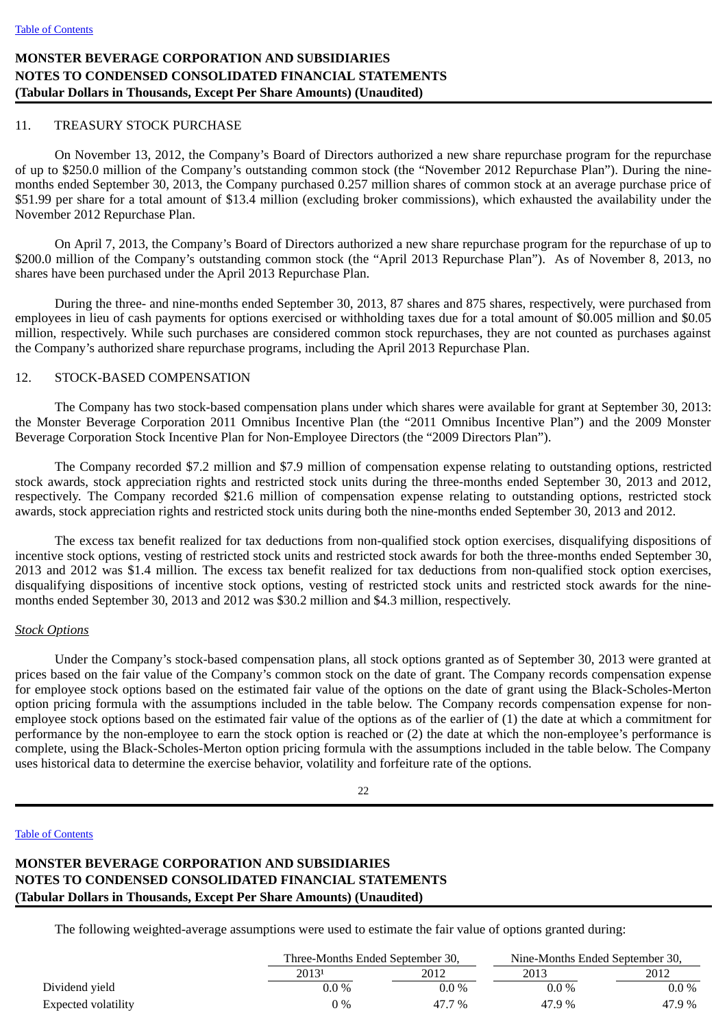## 11. TREASURY STOCK PURCHASE

On November 13, 2012, the Company's Board of Directors authorized a new share repurchase program for the repurchase of up to $250.0 million of the Company's outstanding common stock (the "November 2012 Repurchase Plan"). During the nine-months ended September 30, 2013, the Company purchased 0.257 million shares of common stock at an average purchase price of $51.99 per share for a total amount of $13.4 million (excluding broker commissions), which exhausted the availability under the November 2012 Repurchase Plan.

On April 7, 2013, the Company's Board of Directors authorized a new share repurchase program for the repurchase of up to $200.0 million of the Company's outstanding common stock (the "April 2013 Repurchase Plan"). As of November 8, 2013, no shares have been purchased under the April 2013 Repurchase Plan.

During the three- and nine-months ended September 30, 2013, 87 shares and 875 shares, respectively, were purchased from employees in lieu of cash payments for options exercised or withholding taxes due for a total amount of $0.005 million and $0.05 million, respectively. While such purchases are considered common stock repurchases, they are not counted as purchases against the Company's authorized share repurchase programs, including the April 2013 Repurchase Plan.

## 12. STOCK-BASED COMPENSATION

The Company has two stock-based compensation plans under which shares were available for grant at September 30, 2013: the Monster Beverage Corporation 2011 Omnibus Incentive Plan (the "2011 Omnibus Incentive Plan") and the 2009 Monster Beverage Corporation Stock Incentive Plan for Non-Employee Directors (the "2009 Directors Plan").

The Company recorded $7.2 million and $7.9 million of compensation expense relating to outstanding options, restricted stock awards, stock appreciation rights and restricted stock units during the three-months ended September 30, 2013 and 2012, respectively. The Company recorded $21.6 million of compensation expense relating to outstanding options, restricted stock awards, stock appreciation rights and restricted stock units during both the nine-months ended September 30, 2013 and 2012.

The excess tax benefit realized for tax deductions from non-qualified stock option exercises, disqualifying dispositions of incentive stock options, vesting of restricted stock units and restricted stock awards for both the three-months ended September 30, 2013 and 2012 was $1.4 million. The excess tax benefit realized for tax deductions from non-qualified stock option exercises, disqualifying dispositions of incentive stock options, vesting of restricted stock units and restricted stock awards for the nine-months ended September 30, 2013 and 2012 was $30.2 million and $4.3 million, respectively.

*Stock Options*

Under the Company's stock-based compensation plans, all stock options granted as of September 30, 2013 were granted at prices based on the fair value of the Company's common stock on the date of grant. The Company records compensation expense for employee stock options based on the estimated fair value of the options on the date of grant using the Black-Scholes-Merton option pricing formula with the assumptions included in the table below. The Company records compensation expense for non-employee stock options based on the estimated fair value of the options as of the earlier of (1) the date at which a commitment for performance by the non-employee to earn the stock option is reached or (2) the date at which the non-employee's performance is complete, using the Black-Scholes-Merton option pricing formula with the assumptions included in the table below. The Company uses historical data to determine the exercise behavior, volatility and forfeiture rate of the options.

The following weighted-average assumptions were used to estimate the fair value of options granted during:

| | Three-Months Ended September 30, | | Nine-Months Ended September 30, | |
|---|---|---|---|---|
| | 2013[1] | 2012 | 2013 | 2012 |
| Dividend yield | 0.0 % | 0.0 % | 0.0 % | 0.0 % |
| Expected volatility | 0 % | 47.7 % | 47.9 % | 47.9 % |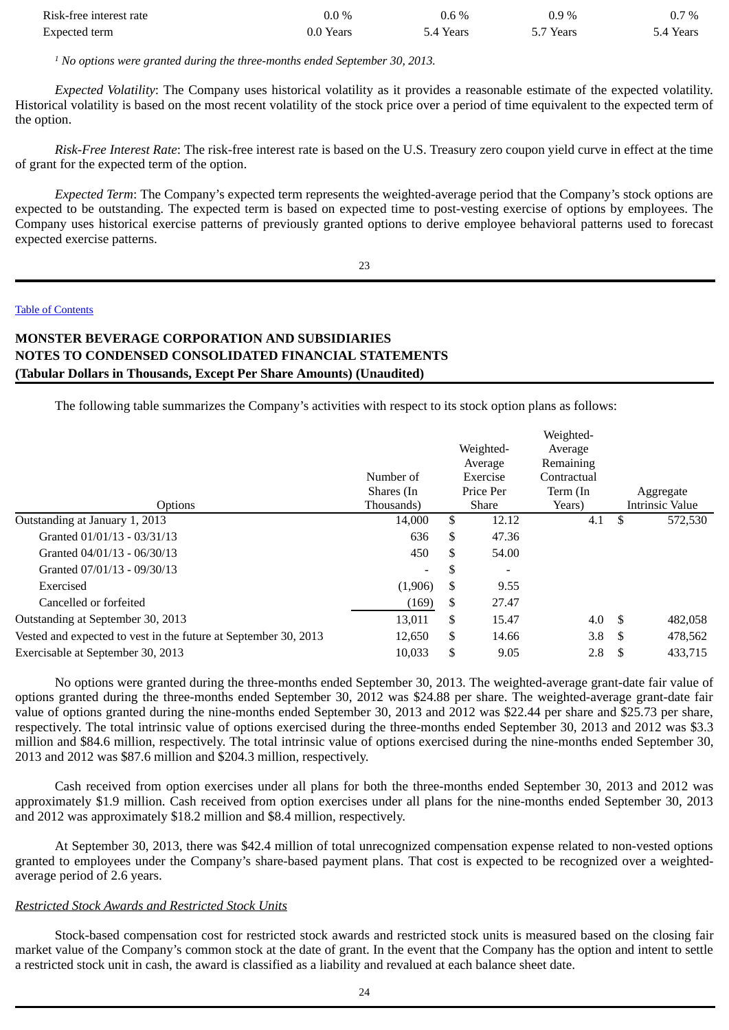| Risk-free interest rate | 0.0 % | 0.6 % | 0.9 % | 0.7 % |
|---|---|---|---|---|
| Expected term | 0.0 Years | 5.4 Years | 5.7 Years | 5.4 Years |

[1] *No options were granted during the three-months ended September 30, 2013.*

*Expected Volatility*: The Company uses historical volatility as it provides a reasonable estimate of the expected volatility. Historical volatility is based on the most recent volatility of the stock price over a period of time equivalent to the expected term of the option.

*Risk-Free Interest Rate*: The risk-free interest rate is based on the U.S. Treasury zero coupon yield curve in effect at the time of grant for the expected term of the option.

*Expected Term*: The Company's expected term represents the weighted-average period that the Company's stock options are expected to be outstanding. The expected term is based on expected time to post-vesting exercise of options by employees. The Company uses historical exercise patterns of previously granted options to derive employee behavioral patterns used to forecast expected exercise patterns.

**MONSTER BEVERAGE CORPORATION AND SUBSIDIARIES**
**NOTES TO CONDENSED CONSOLIDATED FINANCIAL STATEMENTS**
**(Tabular Dollars in Thousands, Except Per Share Amounts) (Unaudited)**

The following table summarizes the Company's activities with respect to its stock option plans as follows:

| Options | Number of Shares (In Thousands) | Weighted-Average Exercise Price Per Share | Weighted-Average Remaining Contractual Term (In Years) | Aggregate Intrinsic Value |
|---|---|---|---|---|
| Outstanding at January 1, 2013 | 14,000 | $ 12.12 | 4.1 | $ 572,530 |
| Granted 01/01/13 - 03/31/13 | 636 | $ 47.36 | | |
| Granted 04/01/13 - 06/30/13 | 450 | $ 54.00 | | |
| Granted 07/01/13 - 09/30/13 | - | $ - | | |
| Exercised | (1,906) | $ 9.55 | | |
| Cancelled or forfeited | (169) | $ 27.47 | | |
| Outstanding at September 30, 2013 | 13,011 | $ 15.47 | 4.0 | $ 482,058 |
| Vested and expected to vest in the future at September 30, 2013 | 12,650 | $ 14.66 | 3.8 | $ 478,562 |
| Exercisable at September 30, 2013 | 10,033 | $ 9.05 | 2.8 | $ 433,715 |

No options were granted during the three-months ended September 30, 2013. The weighted-average grant-date fair value of options granted during the three-months ended September 30, 2012 was $24.88 per share. The weighted-average grant-date fair value of options granted during the nine-months ended September 30, 2013 and 2012 was $22.44 per share and $25.73 per share, respectively. The total intrinsic value of options exercised during the three-months ended September 30, 2013 and 2012 was $3.3 million and $84.6 million, respectively. The total intrinsic value of options exercised during the nine-months ended September 30, 2013 and 2012 was $87.6 million and $204.3 million, respectively.

Cash received from option exercises under all plans for both the three-months ended September 30, 2013 and 2012 was approximately $1.9 million. Cash received from option exercises under all plans for the nine-months ended September 30, 2013 and 2012 was approximately $18.2 million and $8.4 million, respectively.

At September 30, 2013, there was $42.4 million of total unrecognized compensation expense related to non-vested options granted to employees under the Company's share-based payment plans. That cost is expected to be recognized over a weighted-average period of 2.6 years.

*Restricted Stock Awards and Restricted Stock Units*

Stock-based compensation cost for restricted stock awards and restricted stock units is measured based on the closing fair market value of the Company's common stock at the date of grant. In the event that the Company has the option and intent to settle a restricted stock unit in cash, the award is classified as a liability and revalued at each balance sheet date.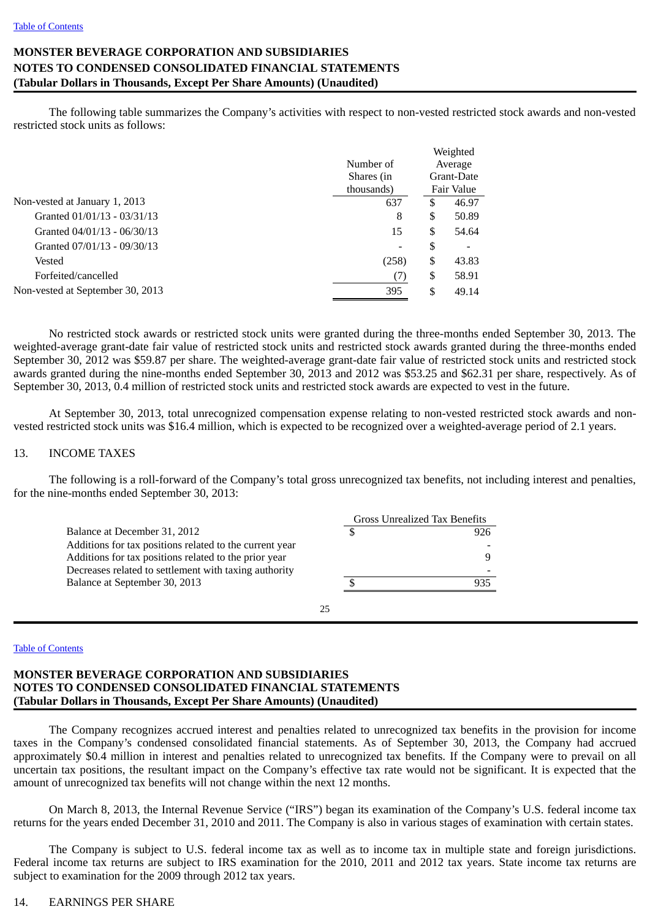The following table summarizes the Company's activities with respect to non-vested restricted stock awards and non-vested restricted stock units as follows:

| | Number of Shares (in thousands) | Weighted Average Grant-Date Fair Value |
|---|---|---|
| Non-vested at January 1, 2013 | 637 | $ 46.97 |
| Granted 01/01/13 - 03/31/13 | 8 | $ 50.89 |
| Granted 04/01/13 - 06/30/13 | 15 | $ 54.64 |
| Granted 07/01/13 - 09/30/13 | - | $ - |
| Vested | (258) | $ 43.83 |
| Forfeited/cancelled | (7) | $ 58.91 |
| Non-vested at September 30, 2013 | 395 | $ 49.14 |

No restricted stock awards or restricted stock units were granted during the three-months ended September 30, 2013. The weighted-average grant-date fair value of restricted stock units and restricted stock awards granted during the three-months ended September 30, 2012 was $59.87 per share. The weighted-average grant-date fair value of restricted stock units and restricted stock awards granted during the nine-months ended September 30, 2013 and 2012 was $53.25 and $62.31 per share, respectively. As of September 30, 2013, 0.4 million of restricted stock units and restricted stock awards are expected to vest in the future.

At September 30, 2013, total unrecognized compensation expense relating to non-vested restricted stock awards and non-vested restricted stock units was $16.4 million, which is expected to be recognized over a weighted-average period of 2.1 years.

## 13. INCOME TAXES

The following is a roll-forward of the Company's total gross unrecognized tax benefits, not including interest and penalties, for the nine-months ended September 30, 2013:

| | Gross Unrealized Tax Benefits |
|---|---|
| Balance at December 31, 2012 | $ 926 |
| Additions for tax positions related to the current year | - |
| Additions for tax positions related to the prior year | 9 |
| Decreases related to settlement with taxing authority | - |
| Balance at September 30, 2013 | $ 935 |

The Company recognizes accrued interest and penalties related to unrecognized tax benefits in the provision for income taxes in the Company's condensed consolidated financial statements. As of September 30, 2013, the Company had accrued approximately $0.4 million in interest and penalties related to unrecognized tax benefits. If the Company were to prevail on all uncertain tax positions, the resultant impact on the Company's effective tax rate would not be significant. It is expected that the amount of unrecognized tax benefits will not change within the next 12 months.

On March 8, 2013, the Internal Revenue Service ("IRS") began its examination of the Company's U.S. federal income tax returns for the years ended December 31, 2010 and 2011. The Company is also in various stages of examination with certain states.

The Company is subject to U.S. federal income tax as well as to income tax in multiple state and foreign jurisdictions. Federal income tax returns are subject to IRS examination for the 2010, 2011 and 2012 tax years. State income tax returns are subject to examination for the 2009 through 2012 tax years.

## 14. EARNINGS PER SHARE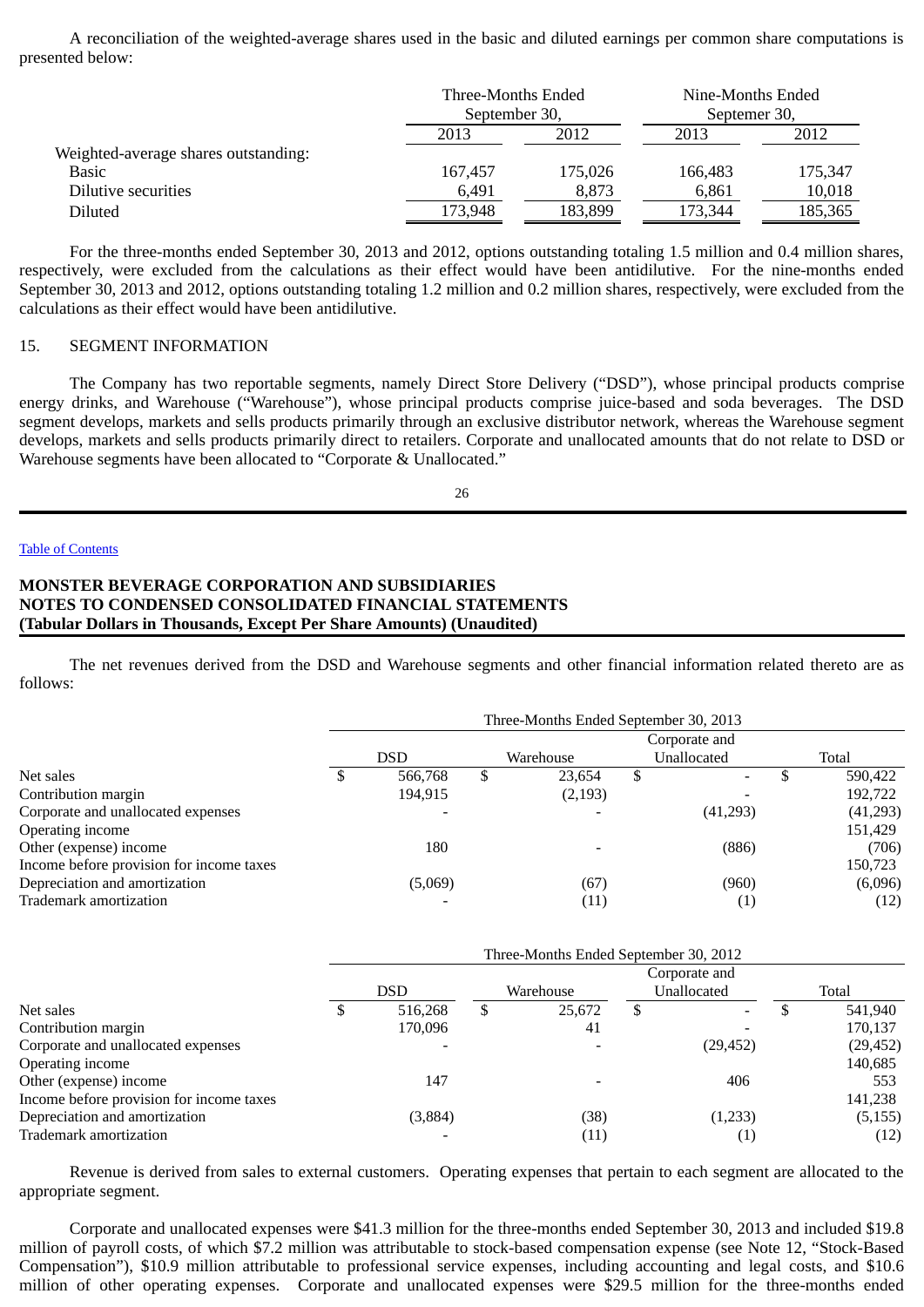A reconciliation of the weighted-average shares used in the basic and diluted earnings per common share computations is presented below:

| | Three-Months Ended September 30, | | Nine-Months Ended Septemer 30, | |
|---|---|---|---|---|
| | 2013 | 2012 | 2013 | 2012 |
| Weighted-average shares outstanding: | | | | |
| Basic | 167,457 | 175,026 | 166,483 | 175,347 |
| Dilutive securities | 6,491 | 8,873 | 6,861 | 10,018 |
| Diluted | 173,948 | 183,899 | 173,344 | 185,365 |

For the three-months ended September 30, 2013 and 2012, options outstanding totaling 1.5 million and 0.4 million shares, respectively, were excluded from the calculations as their effect would have been antidilutive. For the nine-months ended September 30, 2013 and 2012, options outstanding totaling 1.2 million and 0.2 million shares, respectively, were excluded from the calculations as their effect would have been antidilutive.

## 15. SEGMENT INFORMATION

The Company has two reportable segments, namely Direct Store Delivery ("DSD"), whose principal products comprise energy drinks, and Warehouse ("Warehouse"), whose principal products comprise juice-based and soda beverages. The DSD segment develops, markets and sells products primarily through an exclusive distributor network, whereas the Warehouse segment develops, markets and sells products primarily direct to retailers. Corporate and unallocated amounts that do not relate to DSD or Warehouse segments have been allocated to "Corporate & Unallocated."

**MONSTER BEVERAGE CORPORATION AND SUBSIDIARIES**
**NOTES TO CONDENSED CONSOLIDATED FINANCIAL STATEMENTS**
**(Tabular Dollars in Thousands, Except Per Share Amounts) (Unaudited)**

The net revenues derived from the DSD and Warehouse segments and other financial information related thereto are as follows:

| | Three-Months Ended September 30, 2013 | | | |
|---|---|---|---|---|
| | DSD | Warehouse | Corporate and Unallocated | Total |
| Net sales | $ 566,768 | $ 23,654 | $ - | $ 590,422 |
| Contribution margin | 194,915 | (2,193) | - | 192,722 |
| Corporate and unallocated expenses | - | - | (41,293) | (41,293) |
| Operating income | | | | 151,429 |
| Other (expense) income | 180 | - | (886) | (706) |
| Income before provision for income taxes | | | | 150,723 |
| Depreciation and amortization | (5,069) | (67) | (960) | (6,096) |
| Trademark amortization | - | (11) | (1) | (12) |

| | Three-Months Ended September 30, 2012 | | | |
|---|---|---|---|---|
| | DSD | Warehouse | Corporate and Unallocated | Total |
| Net sales | $ 516,268 | $ 25,672 | $ - | $ 541,940 |
| Contribution margin | 170,096 | 41 | - | 170,137 |
| Corporate and unallocated expenses | - | - | (29,452) | (29,452) |
| Operating income | | | | 140,685 |
| Other (expense) income | 147 | - | 406 | 553 |
| Income before provision for income taxes | | | | 141,238 |
| Depreciation and amortization | (3,884) | (38) | (1,233) | (5,155) |
| Trademark amortization | - | (11) | (1) | (12) |

Revenue is derived from sales to external customers. Operating expenses that pertain to each segment are allocated to the appropriate segment.

Corporate and unallocated expenses were $41.3 million for the three-months ended September 30, 2013 and included $19.8 million of payroll costs, of which $7.2 million was attributable to stock-based compensation expense (see Note 12, "Stock-Based Compensation"), $10.9 million attributable to professional service expenses, including accounting and legal costs, and $10.6 million of other operating expenses. Corporate and unallocated expenses were $29.5 million for the three-months ended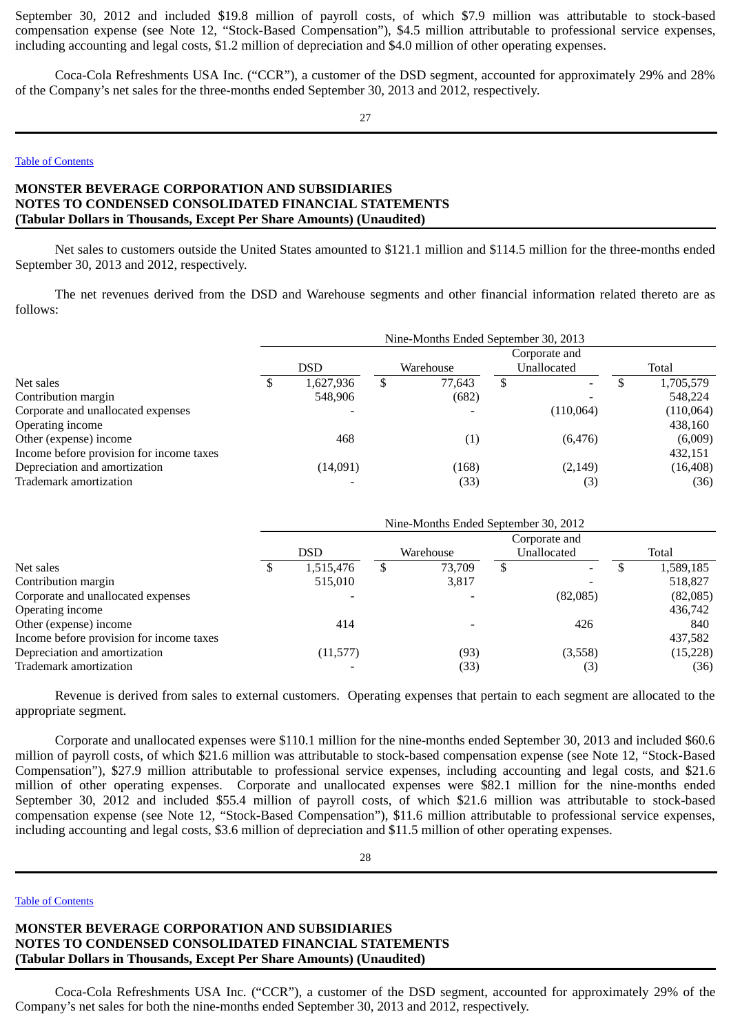September 30, 2012 and included $19.8 million of payroll costs, of which $7.9 million was attributable to stock-based compensation expense (see Note 12, "Stock-Based Compensation"), $4.5 million attributable to professional service expenses, including accounting and legal costs, $1.2 million of depreciation and $4.0 million of other operating expenses.

Coca-Cola Refreshments USA Inc. ("CCR"), a customer of the DSD segment, accounted for approximately 29% and 28% of the Company's net sales for the three-months ended September 30, 2013 and 2012, respectively.

**MONSTER BEVERAGE CORPORATION AND SUBSIDIARIES**
**NOTES TO CONDENSED CONSOLIDATED FINANCIAL STATEMENTS**
**(Tabular Dollars in Thousands, Except Per Share Amounts) (Unaudited)**

Net sales to customers outside the United States amounted to $121.1 million and $114.5 million for the three-months ended September 30, 2013 and 2012, respectively.

The net revenues derived from the DSD and Warehouse segments and other financial information related thereto are as follows:

| | Nine-Months Ended September 30, 2013 | | | |
|---|---|---|---|---|
| | DSD | Warehouse | Corporate and Unallocated | Total |
| Net sales | $ 1,627,936 | $ 77,643 | $ - | $ 1,705,579 |
| Contribution margin | 548,906 | (682) | - | 548,224 |
| Corporate and unallocated expenses | - | - | (110,064) | (110,064) |
| Operating income | | | | 438,160 |
| Other (expense) income | 468 | (1) | (6,476) | (6,009) |
| Income before provision for income taxes | | | | 432,151 |
| Depreciation and amortization | (14,091) | (168) | (2,149) | (16,408) |
| Trademark amortization | - | (33) | (3) | (36) |

| | Nine-Months Ended September 30, 2012 | | | |
|---|---|---|---|---|
| | DSD | Warehouse | Corporate and Unallocated | Total |
| Net sales | $ 1,515,476 | $ 73,709 | $ - | $ 1,589,185 |
| Contribution margin | 515,010 | 3,817 | - | 518,827 |
| Corporate and unallocated expenses | - | - | (82,085) | (82,085) |
| Operating income | | | | 436,742 |
| Other (expense) income | 414 | - | 426 | 840 |
| Income before provision for income taxes | | | | 437,582 |
| Depreciation and amortization | (11,577) | (93) | (3,558) | (15,228) |
| Trademark amortization | - | (33) | (3) | (36) |

Revenue is derived from sales to external customers. Operating expenses that pertain to each segment are allocated to the appropriate segment.

Corporate and unallocated expenses were $110.1 million for the nine-months ended September 30, 2013 and included $60.6 million of payroll costs, of which $21.6 million was attributable to stock-based compensation expense (see Note 12, "Stock-Based Compensation"), $27.9 million attributable to professional service expenses, including accounting and legal costs, and $21.6 million of other operating expenses. Corporate and unallocated expenses were $82.1 million for the nine-months ended September 30, 2012 and included $55.4 million of payroll costs, of which $21.6 million was attributable to stock-based compensation expense (see Note 12, "Stock-Based Compensation"), $11.6 million attributable to professional service expenses, including accounting and legal costs, $3.6 million of depreciation and $11.5 million of other operating expenses.

**MONSTER BEVERAGE CORPORATION AND SUBSIDIARIES**
**NOTES TO CONDENSED CONSOLIDATED FINANCIAL STATEMENTS**
**(Tabular Dollars in Thousands, Except Per Share Amounts) (Unaudited)**

Coca-Cola Refreshments USA Inc. ("CCR"), a customer of the DSD segment, accounted for approximately 29% of the Company's net sales for both the nine-months ended September 30, 2013 and 2012, respectively.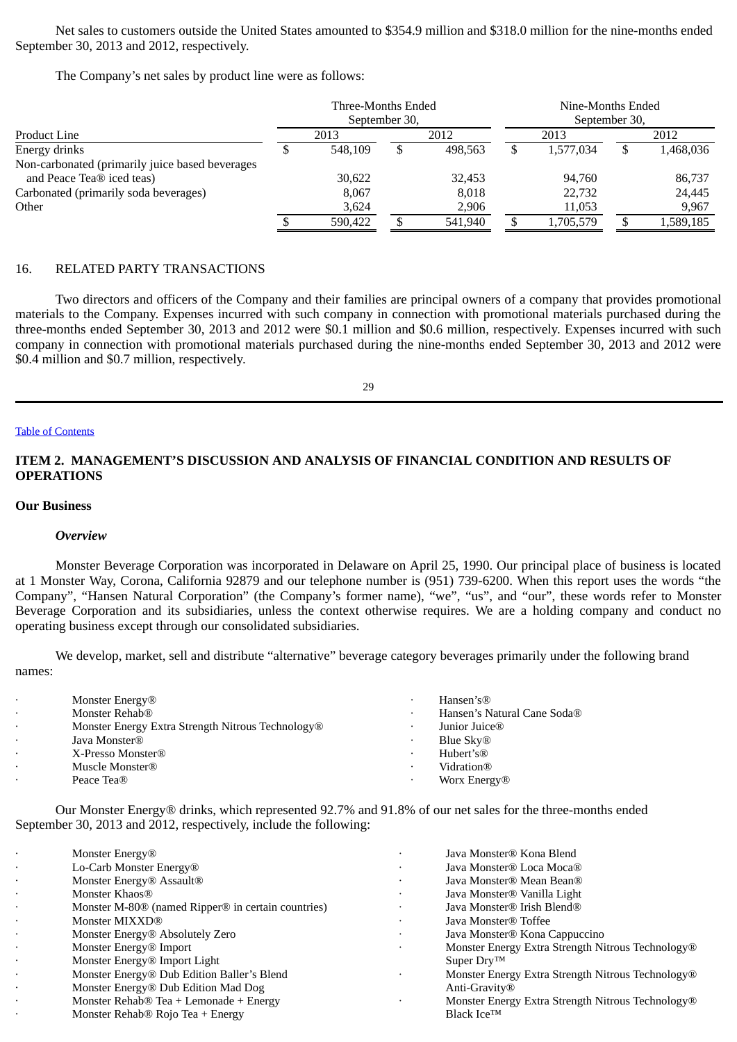Net sales to customers outside the United States amounted to \$354.9 million and \$318.0 million for the nine-months ended September 30, 2013 and 2012, respectively.

The Company's net sales by product line were as follows:

| Product Line | Three-Months Ended September 30, 2013 | Three-Months Ended September 30, 2012 | Nine-Months Ended September 30, 2013 | Nine-Months Ended September 30, 2012 |
|---|---|---|---|---|
| Energy drinks | \$ 548,109 | \$ 498,563 | \$ 1,577,034 | \$ 1,468,036 |
| Non-carbonated (primarily juice based beverages and Peace Tea® iced teas) | 30,622 | 32,453 | 94,760 | 86,737 |
| Carbonated (primarily soda beverages) | 8,067 | 8,018 | 22,732 | 24,445 |
| Other | 3,624 | 2,906 | 11,053 | 9,967 |
| | \$ 590,422 | \$ 541,940 | \$ 1,705,579 | \$ 1,589,185 |

## 16. RELATED PARTY TRANSACTIONS

Two directors and officers of the Company and their families are principal owners of a company that provides promotional materials to the Company. Expenses incurred with such company in connection with promotional materials purchased during the three-months ended September 30, 2013 and 2012 were \$0.1 million and \$0.6 million, respectively. Expenses incurred with such company in connection with promotional materials purchased during the nine-months ended September 30, 2013 and 2012 were \$0.4 million and \$0.7 million, respectively.

Table of Contents

# ITEM 2. MANAGEMENT'S DISCUSSION AND ANALYSIS OF FINANCIAL CONDITION AND RESULTS OF OPERATIONS

## Our Business

### *Overview*

Monster Beverage Corporation was incorporated in Delaware on April 25, 1990. Our principal place of business is located at 1 Monster Way, Corona, California 92879 and our telephone number is (951) 739-6200. When this report uses the words "the Company", "Hansen Natural Corporation" (the Company's former name), "we", "us", and "our", these words refer to Monster Beverage Corporation and its subsidiaries, unless the context otherwise requires. We are a holding company and conduct no operating business except through our consolidated subsidiaries.

We develop, market, sell and distribute "alternative" beverage category beverages primarily under the following brand names:

- Monster Energy®
- Monster Rehab®
- Monster Energy Extra Strength Nitrous Technology®
- Java Monster®
- X-Presso Monster®
- Muscle Monster®
- Peace Tea®
- Hansen's®
- Hansen's Natural Cane Soda®
- Junior Juice®
- Blue Sky®
- Hubert's®
- Vidration®
- Worx Energy®

Our Monster Energy® drinks, which represented 92.7% and 91.8% of our net sales for the three-months ended September 30, 2013 and 2012, respectively, include the following:

- Monster Energy®
- Lo-Carb Monster Energy®
- Monster Energy® Assault®
- Monster Khaos®
- Monster M-80® (named Ripper® in certain countries)
- Monster MIXXD®
- Monster Energy® Absolutely Zero
- Monster Energy® Import
- Monster Energy® Import Light
- Monster Energy® Dub Edition Baller's Blend
- Monster Energy® Dub Edition Mad Dog
- Monster Rehab® Tea + Lemonade + Energy
- Monster Rehab® Rojo Tea + Energy
- Java Monster® Kona Blend
- Java Monster® Loca Moca®
- Java Monster® Mean Bean®
- Java Monster® Vanilla Light
- Java Monster® Irish Blend®
- Java Monster® Toffee
- Java Monster® Kona Cappuccino
- Monster Energy Extra Strength Nitrous Technology® Super Dry™
- Monster Energy Extra Strength Nitrous Technology® Anti-Gravity®
- Monster Energy Extra Strength Nitrous Technology® Black Ice™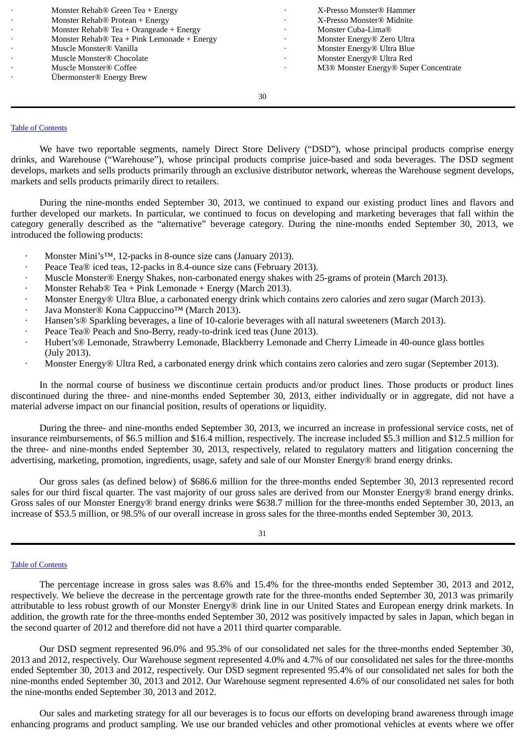- Monster Rehab® Green Tea + Energy
- Monster Rehab® Protean + Energy
- Monster Rehab® Tea + Orangeade + Energy
- Monster Rehab® Tea + Pink Lemonade + Energy
- Muscle Monster® Vanilla
- Muscle Monster® Chocolate
- Muscle Monster® Coffee
- Übermonster® Energy Brew
- X-Presso Monster® Hammer
- X-Presso Monster® Midnite
- Monster Cuba-Lima®
- Monster Energy® Zero Ultra
- Monster Energy® Ultra Blue
- Monster Energy® Ultra Red
- M3® Monster Energy® Super Concentrate

Table of Contents

We have two reportable segments, namely Direct Store Delivery ("DSD"), whose principal products comprise energy drinks, and Warehouse ("Warehouse"), whose principal products comprise juice-based and soda beverages. The DSD segment develops, markets and sells products primarily through an exclusive distributor network, whereas the Warehouse segment develops, markets and sells products primarily direct to retailers.

During the nine-months ended September 30, 2013, we continued to expand our existing product lines and flavors and further developed our markets. In particular, we continued to focus on developing and marketing beverages that fall within the category generally described as the "alternative" beverage category. During the nine-months ended September 30, 2013, we introduced the following products:

- Monster Mini's™, 12-packs in 8-ounce size cans (January 2013).
- Peace Tea® iced teas, 12-packs in 8.4-ounce size cans (February 2013).
- Muscle Monster® Energy Shakes, non-carbonated energy shakes with 25-grams of protein (March 2013).
- Monster Rehab® Tea + Pink Lemonade + Energy (March 2013).
- Monster Energy® Ultra Blue, a carbonated energy drink which contains zero calories and zero sugar (March 2013).
- Java Monster® Kona Cappuccino™ (March 2013).
- Hansen's® Sparkling beverages, a line of 10-calorie beverages with all natural sweeteners (March 2013).
- Peace Tea® Peach and Sno-Berry, ready-to-drink iced teas (June 2013).
- Hubert's® Lemonade, Strawberry Lemonade, Blackberry Lemonade and Cherry Limeade in 40-ounce glass bottles (July 2013).
- Monster Energy® Ultra Red, a carbonated energy drink which contains zero calories and zero sugar (September 2013).

In the normal course of business we discontinue certain products and/or product lines. Those products or product lines discontinued during the three- and nine-months ended September 30, 2013, either individually or in aggregate, did not have a material adverse impact on our financial position, results of operations or liquidity.

During the three- and nine-months ended September 30, 2013, we incurred an increase in professional service costs, net of insurance reimbursements, of $6.5 million and $16.4 million, respectively. The increase included $5.3 million and $12.5 million for the three- and nine-months ended September 30, 2013, respectively, related to regulatory matters and litigation concerning the advertising, marketing, promotion, ingredients, usage, safety and sale of our Monster Energy® brand energy drinks.

Our gross sales (as defined below) of $686.6 million for the three-months ended September 30, 2013 represented record sales for our third fiscal quarter. The vast majority of our gross sales are derived from our Monster Energy® brand energy drinks. Gross sales of our Monster Energy® brand energy drinks were $638.7 million for the three-months ended September 30, 2013, an increase of $53.5 million, or 98.5% of our overall increase in gross sales for the three-months ended September 30, 2013.

Table of Contents

The percentage increase in gross sales was 8.6% and 15.4% for the three-months ended September 30, 2013 and 2012, respectively. We believe the decrease in the percentage growth rate for the three-months ended September 30, 2013 was primarily attributable to less robust growth of our Monster Energy® drink line in our United States and European energy drink markets. In addition, the growth rate for the three-months ended September 30, 2012 was positively impacted by sales in Japan, which began in the second quarter of 2012 and therefore did not have a 2011 third quarter comparable.

Our DSD segment represented 96.0% and 95.3% of our consolidated net sales for the three-months ended September 30, 2013 and 2012, respectively. Our Warehouse segment represented 4.0% and 4.7% of our consolidated net sales for the three-months ended September 30, 2013 and 2012, respectively. Our DSD segment represented 95.4% of our consolidated net sales for both the nine-months ended September 30, 2013 and 2012. Our Warehouse segment represented 4.6% of our consolidated net sales for both the nine-months ended September 30, 2013 and 2012.

Our sales and marketing strategy for all our beverages is to focus our efforts on developing brand awareness through image enhancing programs and product sampling. We use our branded vehicles and other promotional vehicles at events where we offer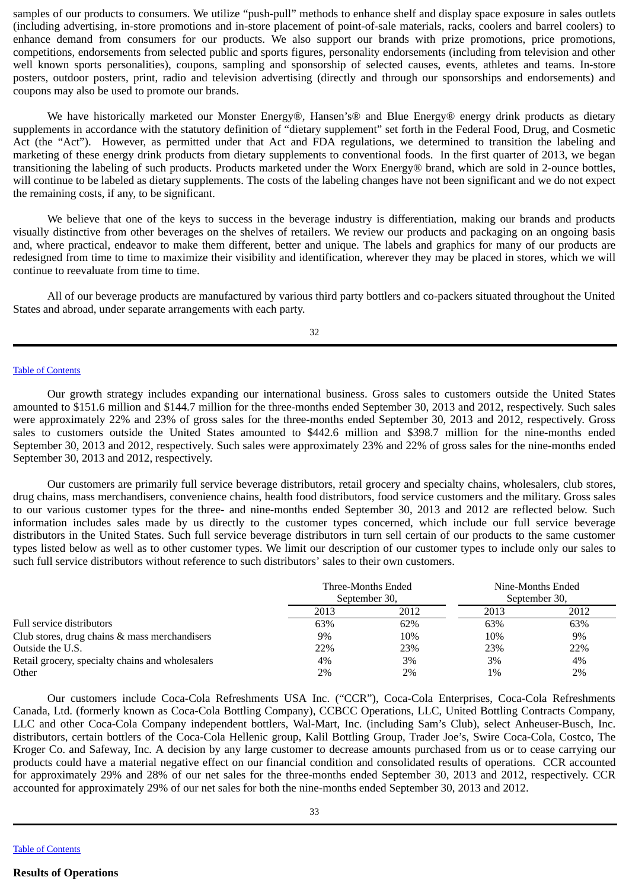samples of our products to consumers. We utilize "push-pull" methods to enhance shelf and display space exposure in sales outlets (including advertising, in-store promotions and in-store placement of point-of-sale materials, racks, coolers and barrel coolers) to enhance demand from consumers for our products. We also support our brands with prize promotions, price promotions, competitions, endorsements from selected public and sports figures, personality endorsements (including from television and other well known sports personalities), coupons, sampling and sponsorship of selected causes, events, athletes and teams. In-store posters, outdoor posters, print, radio and television advertising (directly and through our sponsorships and endorsements) and coupons may also be used to promote our brands.

We have historically marketed our Monster Energy®, Hansen's® and Blue Energy® energy drink products as dietary supplements in accordance with the statutory definition of "dietary supplement" set forth in the Federal Food, Drug, and Cosmetic Act (the "Act"). However, as permitted under that Act and FDA regulations, we determined to transition the labeling and marketing of these energy drink products from dietary supplements to conventional foods. In the first quarter of 2013, we began transitioning the labeling of such products. Products marketed under the Worx Energy® brand, which are sold in 2-ounce bottles, will continue to be labeled as dietary supplements. The costs of the labeling changes have not been significant and we do not expect the remaining costs, if any, to be significant.

We believe that one of the keys to success in the beverage industry is differentiation, making our brands and products visually distinctive from other beverages on the shelves of retailers. We review our products and packaging on an ongoing basis and, where practical, endeavor to make them different, better and unique. The labels and graphics for many of our products are redesigned from time to time to maximize their visibility and identification, wherever they may be placed in stores, which we will continue to reevaluate from time to time.

All of our beverage products are manufactured by various third party bottlers and co-packers situated throughout the United States and abroad, under separate arrangements with each party.

Our growth strategy includes expanding our international business. Gross sales to customers outside the United States amounted to $151.6 million and $144.7 million for the three-months ended September 30, 2013 and 2012, respectively. Such sales were approximately 22% and 23% of gross sales for the three-months ended September 30, 2013 and 2012, respectively. Gross sales to customers outside the United States amounted to $442.6 million and $398.7 million for the nine-months ended September 30, 2013 and 2012, respectively. Such sales were approximately 23% and 22% of gross sales for the nine-months ended September 30, 2013 and 2012, respectively.

Our customers are primarily full service beverage distributors, retail grocery and specialty chains, wholesalers, club stores, drug chains, mass merchandisers, convenience chains, health food distributors, food service customers and the military. Gross sales to our various customer types for the three- and nine-months ended September 30, 2013 and 2012 are reflected below. Such information includes sales made by us directly to the customer types concerned, which include our full service beverage distributors in the United States. Such full service beverage distributors in turn sell certain of our products to the same customer types listed below as well as to other customer types. We limit our description of our customer types to include only our sales to such full service distributors without reference to such distributors' sales to their own customers.

| | Three-Months Ended September 30, | | Nine-Months Ended September 30, | |
|---|---|---|---|---|
| | 2013 | 2012 | 2013 | 2012 |
| Full service distributors | 63% | 62% | 63% | 63% |
| Club stores, drug chains & mass merchandisers | 9% | 10% | 10% | 9% |
| Outside the U.S. | 22% | 23% | 23% | 22% |
| Retail grocery, specialty chains and wholesalers | 4% | 3% | 3% | 4% |
| Other | 2% | 2% | 1% | 2% |

Our customers include Coca-Cola Refreshments USA Inc. ("CCR"), Coca-Cola Enterprises, Coca-Cola Refreshments Canada, Ltd. (formerly known as Coca-Cola Bottling Company), CCBCC Operations, LLC, United Bottling Contracts Company, LLC and other Coca-Cola Company independent bottlers, Wal-Mart, Inc. (including Sam's Club), select Anheuser-Busch, Inc. distributors, certain bottlers of the Coca-Cola Hellenic group, Kalil Bottling Group, Trader Joe's, Swire Coca-Cola, Costco, The Kroger Co. and Safeway, Inc. A decision by any large customer to decrease amounts purchased from us or to cease carrying our products could have a material negative effect on our financial condition and consolidated results of operations. CCR accounted for approximately 29% and 28% of our net sales for the three-months ended September 30, 2013 and 2012, respectively. CCR accounted for approximately 29% of our net sales for both the nine-months ended September 30, 2013 and 2012.

**Results of Operations**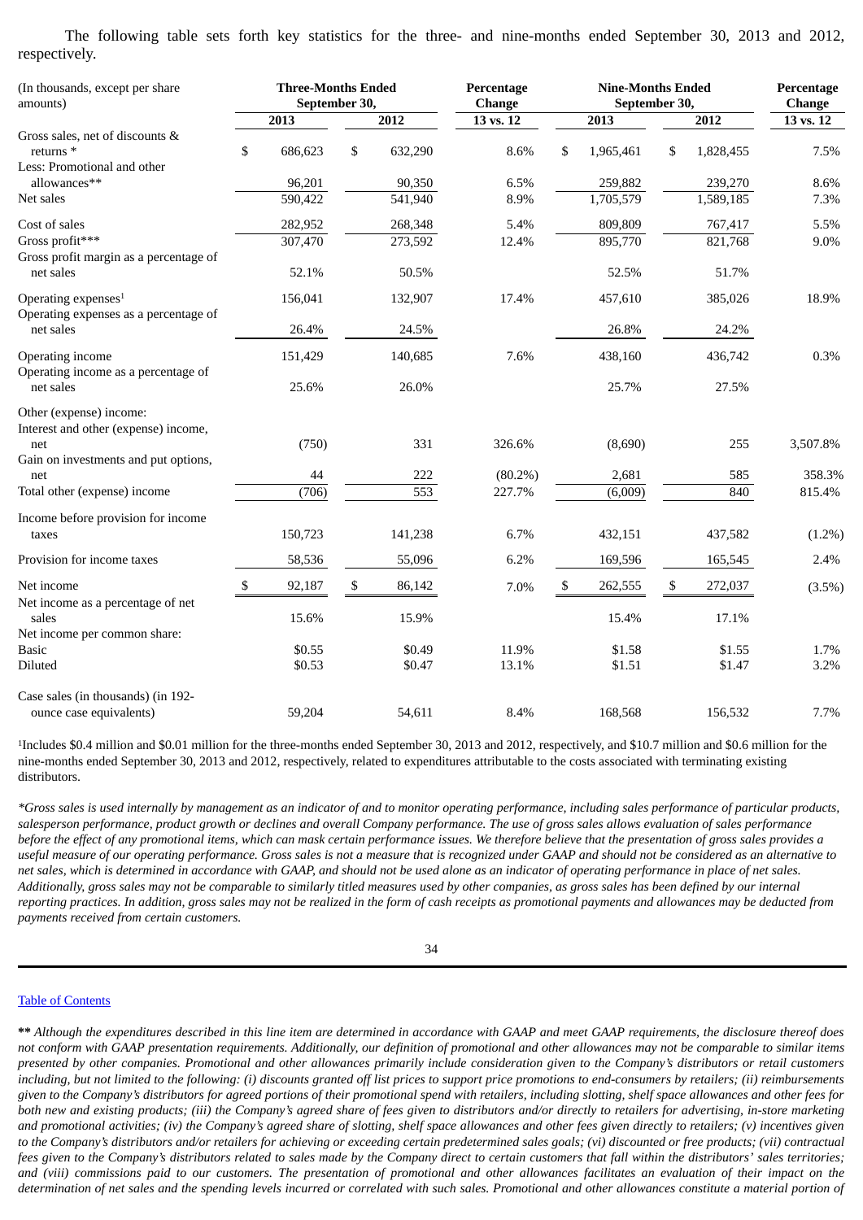The following table sets forth key statistics for the three- and nine-months ended September 30, 2013 and 2012, respectively.

| (In thousands, except per share amounts) | Three-Months Ended September 30, | | Percentage Change | Nine-Months Ended September 30, | | Percentage Change |
|---|---|---|---|---|---|---|
| | 2013 | 2012 | 13 vs. 12 | 2013 | 2012 | 13 vs. 12 |
| Gross sales, net of discounts & returns * | $ 686,623 | $ 632,290 | 8.6% | $ 1,965,461 | $ 1,828,455 | 7.5% |
| Less: Promotional and other allowances** | 96,201 | 90,350 | 6.5% | 259,882 | 239,270 | 8.6% |
| Net sales | 590,422 | 541,940 | 8.9% | 1,705,579 | 1,589,185 | 7.3% |
| Cost of sales | 282,952 | 268,348 | 5.4% | 809,809 | 767,417 | 5.5% |
| Gross profit*** | 307,470 | 273,592 | 12.4% | 895,770 | 821,768 | 9.0% |
| Gross profit margin as a percentage of net sales | 52.1% | 50.5% | | 52.5% | 51.7% | |
| Operating expenses[1] | 156,041 | 132,907 | 17.4% | 457,610 | 385,026 | 18.9% |
| Operating expenses as a percentage of net sales | 26.4% | 24.5% | | 26.8% | 24.2% | |
| Operating income | 151,429 | 140,685 | 7.6% | 438,160 | 436,742 | 0.3% |
| Operating income as a percentage of net sales | 25.6% | 26.0% | | 25.7% | 27.5% | |
| Other (expense) income: | | | | | | |
| Interest and other (expense) income, net | (750) | 331 | 326.6% | (8,690) | 255 | 3,507.8% |
| Gain on investments and put options, net | 44 | 222 | (80.2%) | 2,681 | 585 | 358.3% |
| Total other (expense) income | (706) | 553 | 227.7% | (6,009) | 840 | 815.4% |
| Income before provision for income taxes | 150,723 | 141,238 | 6.7% | 432,151 | 437,582 | (1.2%) |
| Provision for income taxes | 58,536 | 55,096 | 6.2% | 169,596 | 165,545 | 2.4% |
| Net income | $ 92,187 | $ 86,142 | 7.0% | $ 262,555 | $ 272,037 | (3.5%) |
| Net income as a percentage of net sales | 15.6% | 15.9% | | 15.4% | 17.1% | |
| Net income per common share: | | | | | | |
| Basic | $0.55 | $0.49 | 11.9% | $1.58 | $1.55 | 1.7% |
| Diluted | $0.53 | $0.47 | 13.1% | $1.51 | $1.47 | 3.2% |
| Case sales (in thousands) (in 192-ounce case equivalents) | 59,204 | 54,611 | 8.4% | 168,568 | 156,532 | 7.7% |

[1]Includes $0.4 million and $0.01 million for the three-months ended September 30, 2013 and 2012, respectively, and $10.7 million and $0.6 million for the nine-months ended September 30, 2013 and 2012, respectively, related to expenditures attributable to the costs associated with terminating existing distributors.

*\*Gross sales is used internally by management as an indicator of and to monitor operating performance, including sales performance of particular products, salesperson performance, product growth or declines and overall Company performance. The use of gross sales allows evaluation of sales performance before the effect of any promotional items, which can mask certain performance issues. We therefore believe that the presentation of gross sales provides a useful measure of our operating performance. Gross sales is not a measure that is recognized under GAAP and should not be considered as an alternative to net sales, which is determined in accordance with GAAP, and should not be used alone as an indicator of operating performance in place of net sales. Additionally, gross sales may not be comparable to similarly titled measures used by other companies, as gross sales has been defined by our internal reporting practices. In addition, gross sales may not be realized in the form of cash receipts as promotional payments and allowances may be deducted from payments received from certain customers.*

[Table of Contents](#)

**\*\*** *Although the expenditures described in this line item are determined in accordance with GAAP and meet GAAP requirements, the disclosure thereof does not conform with GAAP presentation requirements. Additionally, our definition of promotional and other allowances may not be comparable to similar items presented by other companies. Promotional and other allowances primarily include consideration given to the Company's distributors or retail customers including, but not limited to the following: (i) discounts granted off list prices to support price promotions to end-consumers by retailers; (ii) reimbursements given to the Company's distributors for agreed portions of their promotional spend with retailers, including slotting, shelf space allowances and other fees for both new and existing products; (iii) the Company's agreed share of fees given to distributors and/or directly to retailers for advertising, in-store marketing and promotional activities; (iv) the Company's agreed share of slotting, shelf space allowances and other fees given directly to retailers; (v) incentives given to the Company's distributors and/or retailers for achieving or exceeding certain predetermined sales goals; (vi) discounted or free products; (vii) contractual fees given to the Company's distributors related to sales made by the Company direct to certain customers that fall within the distributors' sales territories; and (viii) commissions paid to our customers. The presentation of promotional and other allowances facilitates an evaluation of their impact on the determination of net sales and the spending levels incurred or correlated with such sales. Promotional and other allowances constitute a material portion of*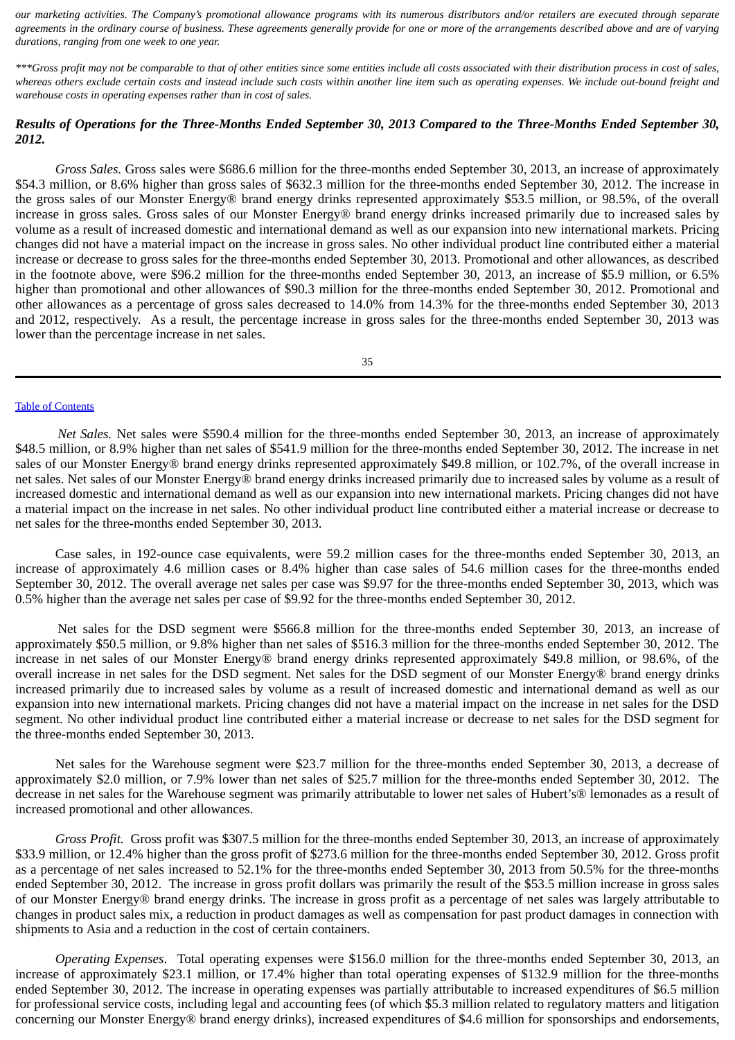*our marketing activities. The Company's promotional allowance programs with its numerous distributors and/or retailers are executed through separate agreements in the ordinary course of business. These agreements generally provide for one or more of the arrangements described above and are of varying durations, ranging from one week to one year.*

*\*\*\*Gross profit may not be comparable to that of other entities since some entities include all costs associated with their distribution process in cost of sales, whereas others exclude certain costs and instead include such costs within another line item such as operating expenses. We include out-bound freight and warehouse costs in operating expenses rather than in cost of sales.*

### *Results of Operations for the Three-Months Ended September 30, 2013 Compared to the Three-Months Ended September 30, 2012.*

*Gross Sales.* Gross sales were $686.6 million for the three-months ended September 30, 2013, an increase of approximately $54.3 million, or 8.6% higher than gross sales of $632.3 million for the three-months ended September 30, 2012. The increase in the gross sales of our Monster Energy® brand energy drinks represented approximately $53.5 million, or 98.5%, of the overall increase in gross sales. Gross sales of our Monster Energy® brand energy drinks increased primarily due to increased sales by volume as a result of increased domestic and international demand as well as our expansion into new international markets. Pricing changes did not have a material impact on the increase in gross sales. No other individual product line contributed either a material increase or decrease to gross sales for the three-months ended September 30, 2013. Promotional and other allowances, as described in the footnote above, were $96.2 million for the three-months ended September 30, 2013, an increase of $5.9 million, or 6.5% higher than promotional and other allowances of $90.3 million for the three-months ended September 30, 2012. Promotional and other allowances as a percentage of gross sales decreased to 14.0% from 14.3% for the three-months ended September 30, 2013 and 2012, respectively. As a result, the percentage increase in gross sales for the three-months ended September 30, 2013 was lower than the percentage increase in net sales.

*Net Sales.* Net sales were $590.4 million for the three-months ended September 30, 2013, an increase of approximately $48.5 million, or 8.9% higher than net sales of $541.9 million for the three-months ended September 30, 2012. The increase in net sales of our Monster Energy® brand energy drinks represented approximately $49.8 million, or 102.7%, of the overall increase in net sales. Net sales of our Monster Energy® brand energy drinks increased primarily due to increased sales by volume as a result of increased domestic and international demand as well as our expansion into new international markets. Pricing changes did not have a material impact on the increase in net sales. No other individual product line contributed either a material increase or decrease to net sales for the three-months ended September 30, 2013.

Case sales, in 192-ounce case equivalents, were 59.2 million cases for the three-months ended September 30, 2013, an increase of approximately 4.6 million cases or 8.4% higher than case sales of 54.6 million cases for the three-months ended September 30, 2012. The overall average net sales per case was $9.97 for the three-months ended September 30, 2013, which was 0.5% higher than the average net sales per case of $9.92 for the three-months ended September 30, 2012.

Net sales for the DSD segment were $566.8 million for the three-months ended September 30, 2013, an increase of approximately $50.5 million, or 9.8% higher than net sales of $516.3 million for the three-months ended September 30, 2012. The increase in net sales of our Monster Energy® brand energy drinks represented approximately $49.8 million, or 98.6%, of the overall increase in net sales for the DSD segment. Net sales for the DSD segment of our Monster Energy® brand energy drinks increased primarily due to increased sales by volume as a result of increased domestic and international demand as well as our expansion into new international markets. Pricing changes did not have a material impact on the increase in net sales for the DSD segment. No other individual product line contributed either a material increase or decrease to net sales for the DSD segment for the three-months ended September 30, 2013.

Net sales for the Warehouse segment were $23.7 million for the three-months ended September 30, 2013, a decrease of approximately $2.0 million, or 7.9% lower than net sales of $25.7 million for the three-months ended September 30, 2012. The decrease in net sales for the Warehouse segment was primarily attributable to lower net sales of Hubert's® lemonades as a result of increased promotional and other allowances.

*Gross Profit.* Gross profit was $307.5 million for the three-months ended September 30, 2013, an increase of approximately $33.9 million, or 12.4% higher than the gross profit of $273.6 million for the three-months ended September 30, 2012. Gross profit as a percentage of net sales increased to 52.1% for the three-months ended September 30, 2013 from 50.5% for the three-months ended September 30, 2012. The increase in gross profit dollars was primarily the result of the $53.5 million increase in gross sales of our Monster Energy® brand energy drinks. The increase in gross profit as a percentage of net sales was largely attributable to changes in product sales mix, a reduction in product damages as well as compensation for past product damages in connection with shipments to Asia and a reduction in the cost of certain containers.

*Operating Expenses*. Total operating expenses were $156.0 million for the three-months ended September 30, 2013, an increase of approximately $23.1 million, or 17.4% higher than total operating expenses of $132.9 million for the three-months ended September 30, 2012. The increase in operating expenses was partially attributable to increased expenditures of $6.5 million for professional service costs, including legal and accounting fees (of which $5.3 million related to regulatory matters and litigation concerning our Monster Energy® brand energy drinks), increased expenditures of $4.6 million for sponsorships and endorsements,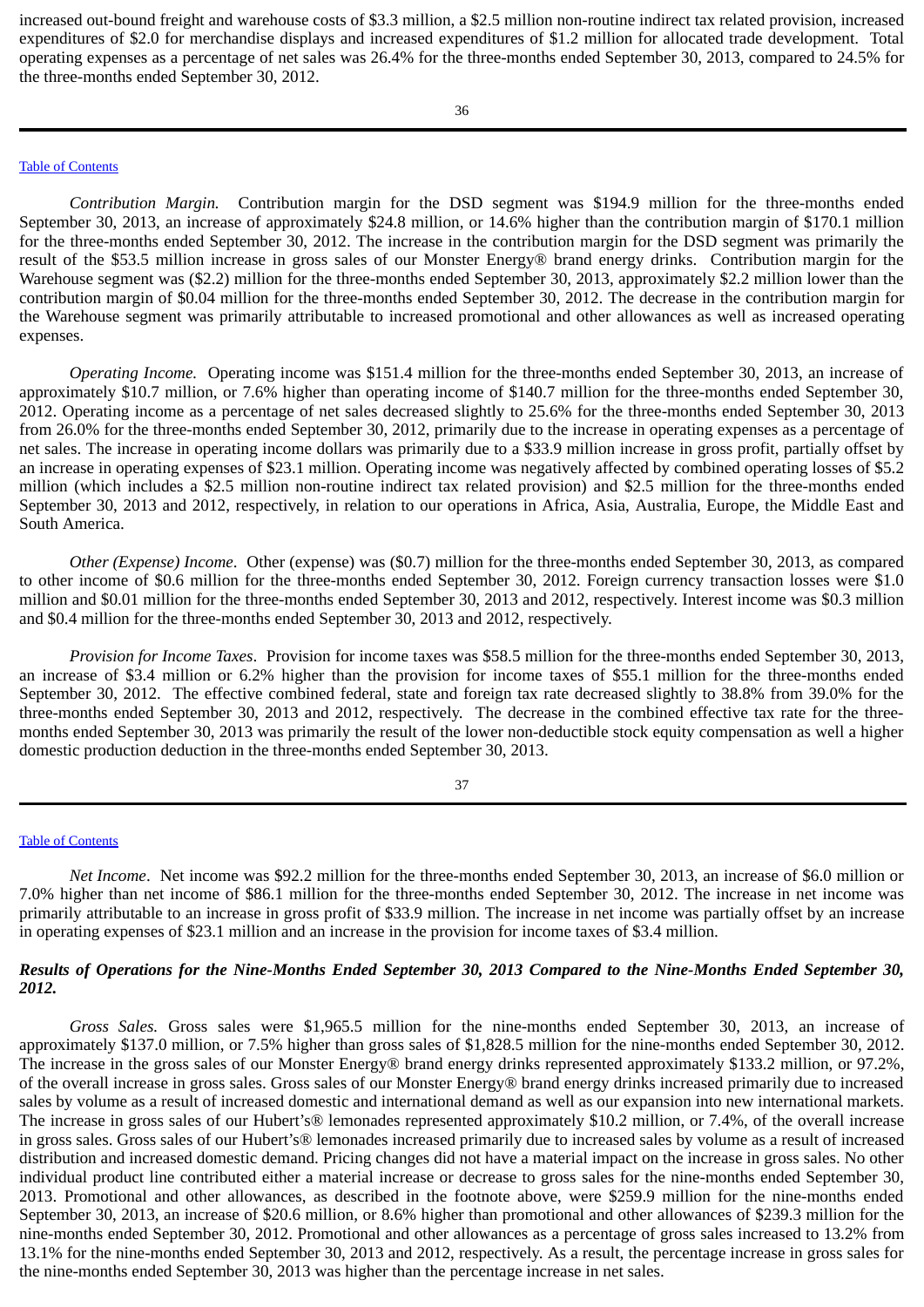increased out-bound freight and warehouse costs of $3.3 million, a $2.5 million non-routine indirect tax related provision, increased expenditures of $2.0 for merchandise displays and increased expenditures of $1.2 million for allocated trade development. Total operating expenses as a percentage of net sales was 26.4% for the three-months ended September 30, 2013, compared to 24.5% for the three-months ended September 30, 2012.

*Contribution Margin.* Contribution margin for the DSD segment was $194.9 million for the three-months ended September 30, 2013, an increase of approximately $24.8 million, or 14.6% higher than the contribution margin of $170.1 million for the three-months ended September 30, 2012. The increase in the contribution margin for the DSD segment was primarily the result of the $53.5 million increase in gross sales of our Monster Energy® brand energy drinks. Contribution margin for the Warehouse segment was ($2.2) million for the three-months ended September 30, 2013, approximately $2.2 million lower than the contribution margin of $0.04 million for the three-months ended September 30, 2012. The decrease in the contribution margin for the Warehouse segment was primarily attributable to increased promotional and other allowances as well as increased operating expenses.

*Operating Income.* Operating income was $151.4 million for the three-months ended September 30, 2013, an increase of approximately $10.7 million, or 7.6% higher than operating income of $140.7 million for the three-months ended September 30, 2012. Operating income as a percentage of net sales decreased slightly to 25.6% for the three-months ended September 30, 2013 from 26.0% for the three-months ended September 30, 2012, primarily due to the increase in operating expenses as a percentage of net sales. The increase in operating income dollars was primarily due to a $33.9 million increase in gross profit, partially offset by an increase in operating expenses of $23.1 million. Operating income was negatively affected by combined operating losses of $5.2 million (which includes a $2.5 million non-routine indirect tax related provision) and $2.5 million for the three-months ended September 30, 2013 and 2012, respectively, in relation to our operations in Africa, Asia, Australia, Europe, the Middle East and South America.

*Other (Expense) Income*. Other (expense) was ($0.7) million for the three-months ended September 30, 2013, as compared to other income of $0.6 million for the three-months ended September 30, 2012. Foreign currency transaction losses were $1.0 million and $0.01 million for the three-months ended September 30, 2013 and 2012, respectively. Interest income was $0.3 million and $0.4 million for the three-months ended September 30, 2013 and 2012, respectively.

*Provision for Income Taxes*. Provision for income taxes was $58.5 million for the three-months ended September 30, 2013, an increase of $3.4 million or 6.2% higher than the provision for income taxes of $55.1 million for the three-months ended September 30, 2012. The effective combined federal, state and foreign tax rate decreased slightly to 38.8% from 39.0% for the three-months ended September 30, 2013 and 2012, respectively. The decrease in the combined effective tax rate for the three-months ended September 30, 2013 was primarily the result of the lower non-deductible stock equity compensation as well a higher domestic production deduction in the three-months ended September 30, 2013.

*Net Income*. Net income was $92.2 million for the three-months ended September 30, 2013, an increase of $6.0 million or 7.0% higher than net income of $86.1 million for the three-months ended September 30, 2012. The increase in net income was primarily attributable to an increase in gross profit of $33.9 million. The increase in net income was partially offset by an increase in operating expenses of $23.1 million and an increase in the provision for income taxes of $3.4 million.

***Results of Operations for the Nine-Months Ended September 30, 2013 Compared to the Nine-Months Ended September 30, 2012.***

*Gross Sales.* Gross sales were $1,965.5 million for the nine-months ended September 30, 2013, an increase of approximately $137.0 million, or 7.5% higher than gross sales of $1,828.5 million for the nine-months ended September 30, 2012. The increase in the gross sales of our Monster Energy® brand energy drinks represented approximately $133.2 million, or 97.2%, of the overall increase in gross sales. Gross sales of our Monster Energy® brand energy drinks increased primarily due to increased sales by volume as a result of increased domestic and international demand as well as our expansion into new international markets. The increase in gross sales of our Hubert's® lemonades represented approximately $10.2 million, or 7.4%, of the overall increase in gross sales. Gross sales of our Hubert's® lemonades increased primarily due to increased sales by volume as a result of increased distribution and increased domestic demand. Pricing changes did not have a material impact on the increase in gross sales. No other individual product line contributed either a material increase or decrease to gross sales for the nine-months ended September 30, 2013. Promotional and other allowances, as described in the footnote above, were $259.9 million for the nine-months ended September 30, 2013, an increase of $20.6 million, or 8.6% higher than promotional and other allowances of $239.3 million for the nine-months ended September 30, 2012. Promotional and other allowances as a percentage of gross sales increased to 13.2% from 13.1% for the nine-months ended September 30, 2013 and 2012, respectively. As a result, the percentage increase in gross sales for the nine-months ended September 30, 2013 was higher than the percentage increase in net sales.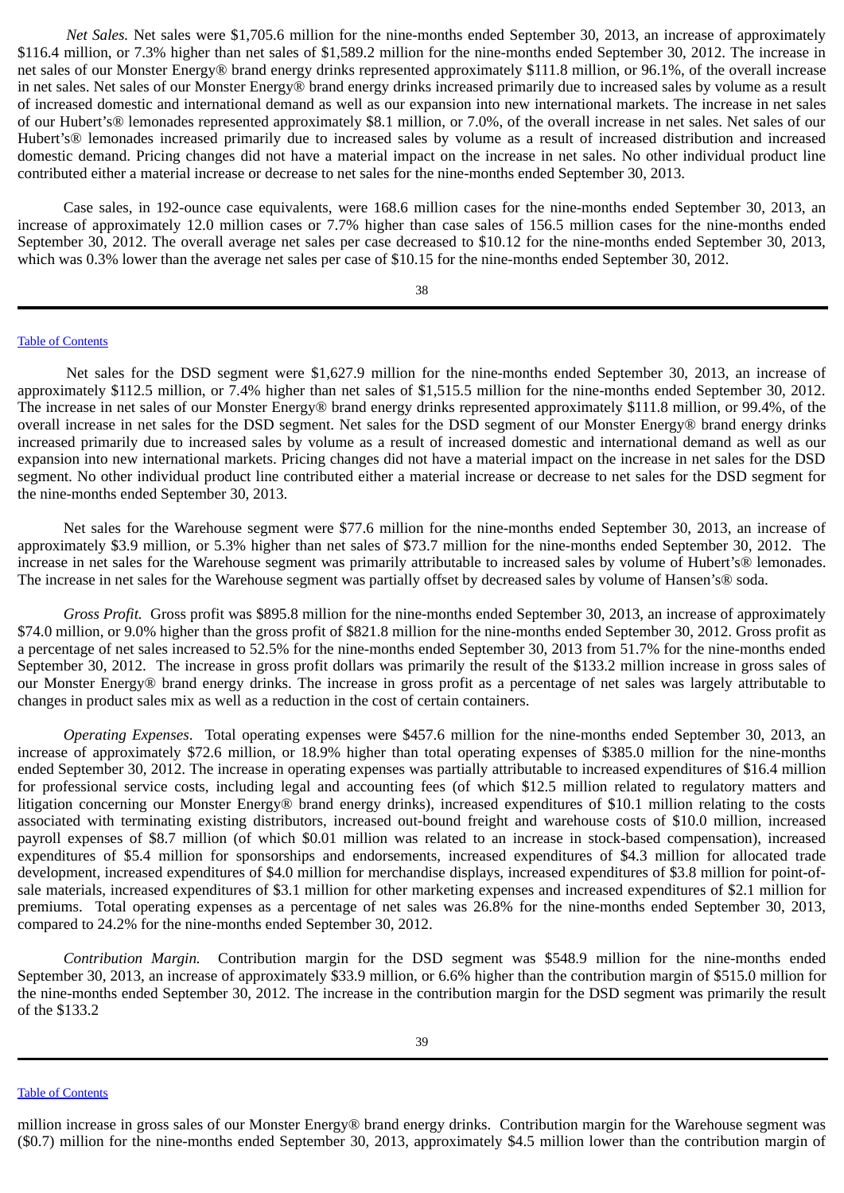*Net Sales.* Net sales were $1,705.6 million for the nine-months ended September 30, 2013, an increase of approximately $116.4 million, or 7.3% higher than net sales of $1,589.2 million for the nine-months ended September 30, 2012. The increase in net sales of our Monster Energy® brand energy drinks represented approximately $111.8 million, or 96.1%, of the overall increase in net sales. Net sales of our Monster Energy® brand energy drinks increased primarily due to increased sales by volume as a result of increased domestic and international demand as well as our expansion into new international markets. The increase in net sales of our Hubert's® lemonades represented approximately $8.1 million, or 7.0%, of the overall increase in net sales. Net sales of our Hubert's® lemonades increased primarily due to increased sales by volume as a result of increased distribution and increased domestic demand. Pricing changes did not have a material impact on the increase in net sales. No other individual product line contributed either a material increase or decrease to net sales for the nine-months ended September 30, 2013.

Case sales, in 192-ounce case equivalents, were 168.6 million cases for the nine-months ended September 30, 2013, an increase of approximately 12.0 million cases or 7.7% higher than case sales of 156.5 million cases for the nine-months ended September 30, 2012. The overall average net sales per case decreased to $10.12 for the nine-months ended September 30, 2013, which was 0.3% lower than the average net sales per case of $10.15 for the nine-months ended September 30, 2012.

Net sales for the DSD segment were $1,627.9 million for the nine-months ended September 30, 2013, an increase of approximately $112.5 million, or 7.4% higher than net sales of $1,515.5 million for the nine-months ended September 30, 2012. The increase in net sales of our Monster Energy® brand energy drinks represented approximately $111.8 million, or 99.4%, of the overall increase in net sales for the DSD segment. Net sales for the DSD segment of our Monster Energy® brand energy drinks increased primarily due to increased sales by volume as a result of increased domestic and international demand as well as our expansion into new international markets. Pricing changes did not have a material impact on the increase in net sales for the DSD segment. No other individual product line contributed either a material increase or decrease to net sales for the DSD segment for the nine-months ended September 30, 2013.

Net sales for the Warehouse segment were $77.6 million for the nine-months ended September 30, 2013, an increase of approximately $3.9 million, or 5.3% higher than net sales of $73.7 million for the nine-months ended September 30, 2012. The increase in net sales for the Warehouse segment was primarily attributable to increased sales by volume of Hubert's® lemonades. The increase in net sales for the Warehouse segment was partially offset by decreased sales by volume of Hansen's® soda.

*Gross Profit.* Gross profit was $895.8 million for the nine-months ended September 30, 2013, an increase of approximately $74.0 million, or 9.0% higher than the gross profit of $821.8 million for the nine-months ended September 30, 2012. Gross profit as a percentage of net sales increased to 52.5% for the nine-months ended September 30, 2013 from 51.7% for the nine-months ended September 30, 2012. The increase in gross profit dollars was primarily the result of the $133.2 million increase in gross sales of our Monster Energy® brand energy drinks. The increase in gross profit as a percentage of net sales was largely attributable to changes in product sales mix as well as a reduction in the cost of certain containers.

*Operating Expenses*. Total operating expenses were $457.6 million for the nine-months ended September 30, 2013, an increase of approximately $72.6 million, or 18.9% higher than total operating expenses of $385.0 million for the nine-months ended September 30, 2012. The increase in operating expenses was partially attributable to increased expenditures of $16.4 million for professional service costs, including legal and accounting fees (of which $12.5 million related to regulatory matters and litigation concerning our Monster Energy® brand energy drinks), increased expenditures of $10.1 million relating to the costs associated with terminating existing distributors, increased out-bound freight and warehouse costs of $10.0 million, increased payroll expenses of $8.7 million (of which $0.01 million was related to an increase in stock-based compensation), increased expenditures of $5.4 million for sponsorships and endorsements, increased expenditures of $4.3 million for allocated trade development, increased expenditures of $4.0 million for merchandise displays, increased expenditures of $3.8 million for point-of-sale materials, increased expenditures of $3.1 million for other marketing expenses and increased expenditures of $2.1 million for premiums. Total operating expenses as a percentage of net sales was 26.8% for the nine-months ended September 30, 2013, compared to 24.2% for the nine-months ended September 30, 2012.

*Contribution Margin.* Contribution margin for the DSD segment was $548.9 million for the nine-months ended September 30, 2013, an increase of approximately $33.9 million, or 6.6% higher than the contribution margin of $515.0 million for the nine-months ended September 30, 2012. The increase in the contribution margin for the DSD segment was primarily the result of the $133.2 million increase in gross sales of our Monster Energy® brand energy drinks. Contribution margin for the Warehouse segment was ($0.7) million for the nine-months ended September 30, 2013, approximately $4.5 million lower than the contribution margin of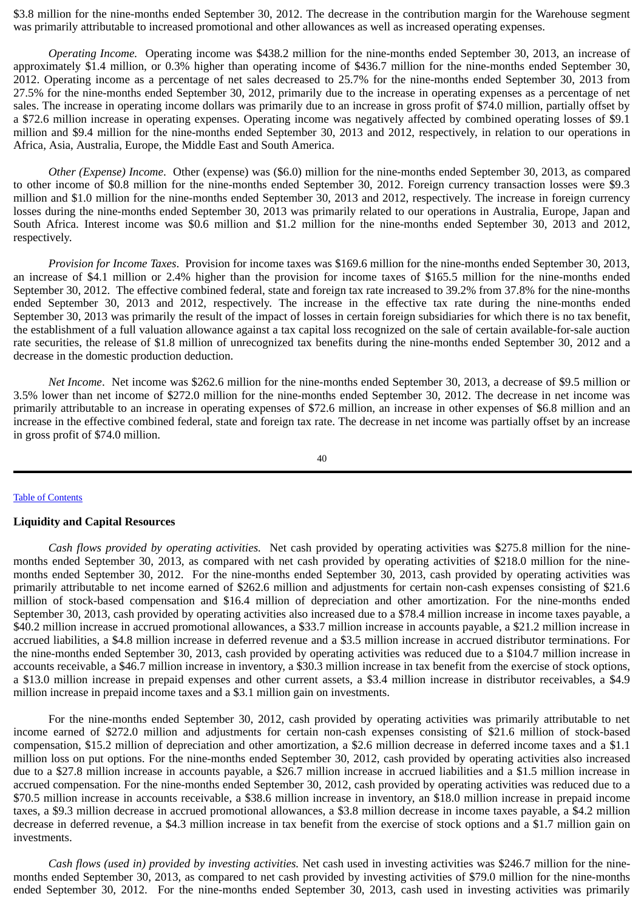$3.8 million for the nine-months ended September 30, 2012. The decrease in the contribution margin for the Warehouse segment was primarily attributable to increased promotional and other allowances as well as increased operating expenses.

*Operating Income.* Operating income was $438.2 million for the nine-months ended September 30, 2013, an increase of approximately $1.4 million, or 0.3% higher than operating income of $436.7 million for the nine-months ended September 30, 2012. Operating income as a percentage of net sales decreased to 25.7% for the nine-months ended September 30, 2013 from 27.5% for the nine-months ended September 30, 2012, primarily due to the increase in operating expenses as a percentage of net sales. The increase in operating income dollars was primarily due to an increase in gross profit of $74.0 million, partially offset by a $72.6 million increase in operating expenses. Operating income was negatively affected by combined operating losses of $9.1 million and $9.4 million for the nine-months ended September 30, 2013 and 2012, respectively, in relation to our operations in Africa, Asia, Australia, Europe, the Middle East and South America.

*Other (Expense) Income*. Other (expense) was ($6.0) million for the nine-months ended September 30, 2013, as compared to other income of $0.8 million for the nine-months ended September 30, 2012. Foreign currency transaction losses were $9.3 million and $1.0 million for the nine-months ended September 30, 2013 and 2012, respectively. The increase in foreign currency losses during the nine-months ended September 30, 2013 was primarily related to our operations in Australia, Europe, Japan and South Africa. Interest income was $0.6 million and $1.2 million for the nine-months ended September 30, 2013 and 2012, respectively.

*Provision for Income Taxes*. Provision for income taxes was $169.6 million for the nine-months ended September 30, 2013, an increase of $4.1 million or 2.4% higher than the provision for income taxes of $165.5 million for the nine-months ended September 30, 2012. The effective combined federal, state and foreign tax rate increased to 39.2% from 37.8% for the nine-months ended September 30, 2013 and 2012, respectively. The increase in the effective tax rate during the nine-months ended September 30, 2013 was primarily the result of the impact of losses in certain foreign subsidiaries for which there is no tax benefit, the establishment of a full valuation allowance against a tax capital loss recognized on the sale of certain available-for-sale auction rate securities, the release of $1.8 million of unrecognized tax benefits during the nine-months ended September 30, 2012 and a decrease in the domestic production deduction.

*Net Income*. Net income was $262.6 million for the nine-months ended September 30, 2013, a decrease of $9.5 million or 3.5% lower than net income of $272.0 million for the nine-months ended September 30, 2012. The decrease in net income was primarily attributable to an increase in operating expenses of $72.6 million, an increase in other expenses of $6.8 million and an increase in the effective combined federal, state and foreign tax rate. The decrease in net income was partially offset by an increase in gross profit of $74.0 million.

Table of Contents

## Liquidity and Capital Resources

*Cash flows provided by operating activities.* Net cash provided by operating activities was $275.8 million for the nine-months ended September 30, 2013, as compared with net cash provided by operating activities of $218.0 million for the nine-months ended September 30, 2012. For the nine-months ended September 30, 2013, cash provided by operating activities was primarily attributable to net income earned of $262.6 million and adjustments for certain non-cash expenses consisting of $21.6 million of stock-based compensation and $16.4 million of depreciation and other amortization. For the nine-months ended September 30, 2013, cash provided by operating activities also increased due to a $78.4 million increase in income taxes payable, a $40.2 million increase in accrued promotional allowances, a $33.7 million increase in accounts payable, a $21.2 million increase in accrued liabilities, a $4.8 million increase in deferred revenue and a $3.5 million increase in accrued distributor terminations. For the nine-months ended September 30, 2013, cash provided by operating activities was reduced due to a $104.7 million increase in accounts receivable, a $46.7 million increase in inventory, a $30.3 million increase in tax benefit from the exercise of stock options, a $13.0 million increase in prepaid expenses and other current assets, a $3.4 million increase in distributor receivables, a $4.9 million increase in prepaid income taxes and a $3.1 million gain on investments.

For the nine-months ended September 30, 2012, cash provided by operating activities was primarily attributable to net income earned of $272.0 million and adjustments for certain non-cash expenses consisting of $21.6 million of stock-based compensation, $15.2 million of depreciation and other amortization, a $2.6 million decrease in deferred income taxes and a $1.1 million loss on put options. For the nine-months ended September 30, 2012, cash provided by operating activities also increased due to a $27.8 million increase in accounts payable, a $26.7 million increase in accrued liabilities and a $1.5 million increase in accrued compensation. For the nine-months ended September 30, 2012, cash provided by operating activities was reduced due to a $70.5 million increase in accounts receivable, a $38.6 million increase in inventory, an $18.0 million increase in prepaid income taxes, a $9.3 million decrease in accrued promotional allowances, a $3.8 million decrease in income taxes payable, a $4.2 million decrease in deferred revenue, a $4.3 million increase in tax benefit from the exercise of stock options and a $1.7 million gain on investments.

*Cash flows (used in) provided by investing activities.* Net cash used in investing activities was $246.7 million for the nine-months ended September 30, 2013, as compared to net cash provided by investing activities of $79.0 million for the nine-months ended September 30, 2012. For the nine-months ended September 30, 2013, cash used in investing activities was primarily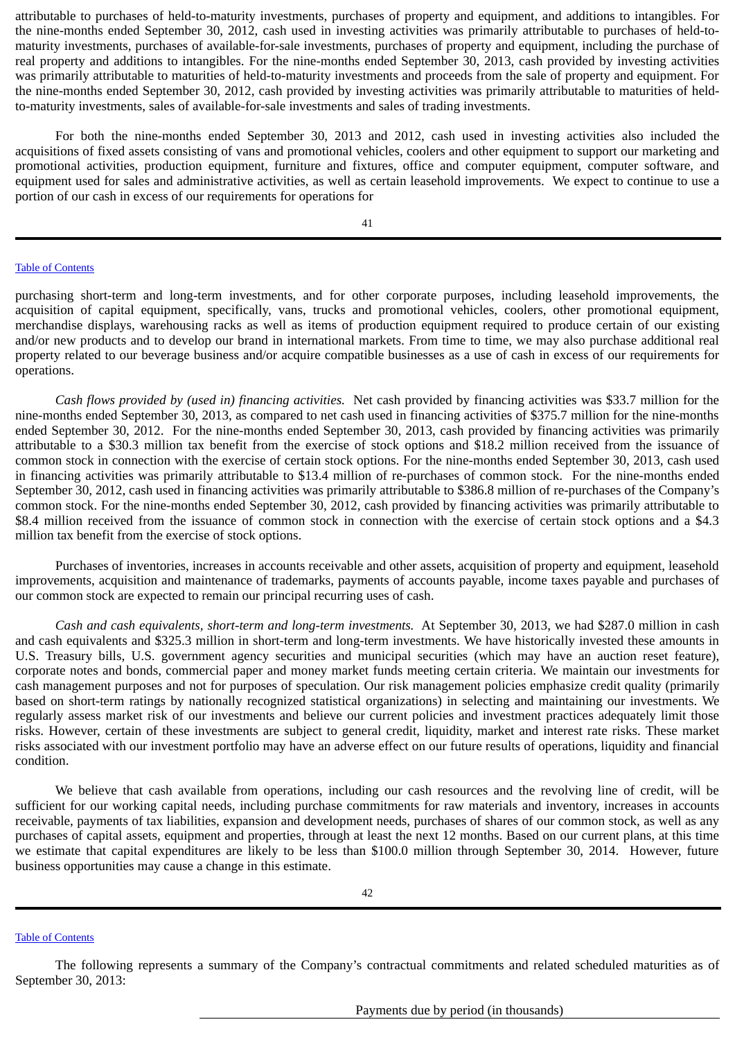attributable to purchases of held-to-maturity investments, purchases of property and equipment, and additions to intangibles. For the nine-months ended September 30, 2012, cash used in investing activities was primarily attributable to purchases of held-to-maturity investments, purchases of available-for-sale investments, purchases of property and equipment, including the purchase of real property and additions to intangibles. For the nine-months ended September 30, 2013, cash provided by investing activities was primarily attributable to maturities of held-to-maturity investments and proceeds from the sale of property and equipment. For the nine-months ended September 30, 2012, cash provided by investing activities was primarily attributable to maturities of held-to-maturity investments, sales of available-for-sale investments and sales of trading investments.

For both the nine-months ended September 30, 2013 and 2012, cash used in investing activities also included the acquisitions of fixed assets consisting of vans and promotional vehicles, coolers and other equipment to support our marketing and promotional activities, production equipment, furniture and fixtures, office and computer equipment, computer software, and equipment used for sales and administrative activities, as well as certain leasehold improvements. We expect to continue to use a portion of our cash in excess of our requirements for operations for purchasing short-term and long-term investments, and for other corporate purposes, including leasehold improvements, the acquisition of capital equipment, specifically, vans, trucks and promotional vehicles, coolers, other promotional equipment, merchandise displays, warehousing racks as well as items of production equipment required to produce certain of our existing and/or new products and to develop our brand in international markets. From time to time, we may also purchase additional real property related to our beverage business and/or acquire compatible businesses as a use of cash in excess of our requirements for operations.

*Cash flows provided by (used in) financing activities.* Net cash provided by financing activities was $33.7 million for the nine-months ended September 30, 2013, as compared to net cash used in financing activities of $375.7 million for the nine-months ended September 30, 2012. For the nine-months ended September 30, 2013, cash provided by financing activities was primarily attributable to a $30.3 million tax benefit from the exercise of stock options and $18.2 million received from the issuance of common stock in connection with the exercise of certain stock options. For the nine-months ended September 30, 2013, cash used in financing activities was primarily attributable to $13.4 million of re-purchases of common stock. For the nine-months ended September 30, 2012, cash used in financing activities was primarily attributable to $386.8 million of re-purchases of the Company's common stock. For the nine-months ended September 30, 2012, cash provided by financing activities was primarily attributable to $8.4 million received from the issuance of common stock in connection with the exercise of certain stock options and a $4.3 million tax benefit from the exercise of stock options.

Purchases of inventories, increases in accounts receivable and other assets, acquisition of property and equipment, leasehold improvements, acquisition and maintenance of trademarks, payments of accounts payable, income taxes payable and purchases of our common stock are expected to remain our principal recurring uses of cash.

*Cash and cash equivalents, short-term and long-term investments.* At September 30, 2013, we had $287.0 million in cash and cash equivalents and $325.3 million in short-term and long-term investments. We have historically invested these amounts in U.S. Treasury bills, U.S. government agency securities and municipal securities (which may have an auction reset feature), corporate notes and bonds, commercial paper and money market funds meeting certain criteria. We maintain our investments for cash management purposes and not for purposes of speculation. Our risk management policies emphasize credit quality (primarily based on short-term ratings by nationally recognized statistical organizations) in selecting and maintaining our investments. We regularly assess market risk of our investments and believe our current policies and investment practices adequately limit those risks. However, certain of these investments are subject to general credit, liquidity, market and interest rate risks. These market risks associated with our investment portfolio may have an adverse effect on our future results of operations, liquidity and financial condition.

We believe that cash available from operations, including our cash resources and the revolving line of credit, will be sufficient for our working capital needs, including purchase commitments for raw materials and inventory, increases in accounts receivable, payments of tax liabilities, expansion and development needs, purchases of shares of our common stock, as well as any purchases of capital assets, equipment and properties, through at least the next 12 months. Based on our current plans, at this time we estimate that capital expenditures are likely to be less than $100.0 million through September 30, 2014. However, future business opportunities may cause a change in this estimate.

The following represents a summary of the Company's contractual commitments and related scheduled maturities as of September 30, 2013:

Payments due by period (in thousands)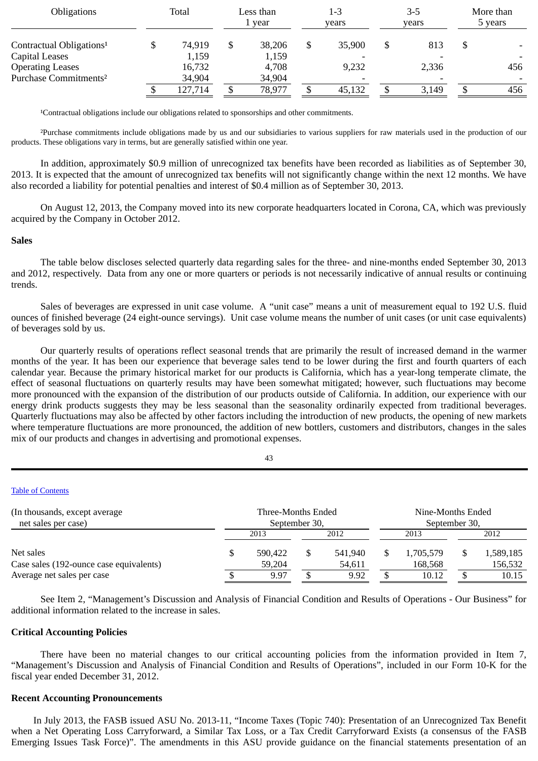| Obligations | Total | Less than 1 year | 1-3 years | 3-5 years | More than 5 years |
|---|---|---|---|---|---|
| Contractual Obligations[1] | $ 74,919 | $ 38,206 | $ 35,900 | $ 813 | $ - |
| Capital Leases | 1,159 | 1,159 | - | - | - |
| Operating Leases | 16,732 | 4,708 | 9,232 | 2,336 | 456 |
| Purchase Commitments[2] | 34,904 | 34,904 | - | - | - |
| | $ 127,714 | $ 78,977 | $ 45,132 | $ 3,149 | $ 456 |

[1]Contractual obligations include our obligations related to sponsorships and other commitments.

[2]Purchase commitments include obligations made by us and our subsidiaries to various suppliers for raw materials used in the production of our products. These obligations vary in terms, but are generally satisfied within one year.

In addition, approximately $0.9 million of unrecognized tax benefits have been recorded as liabilities as of September 30, 2013. It is expected that the amount of unrecognized tax benefits will not significantly change within the next 12 months. We have also recorded a liability for potential penalties and interest of $0.4 million as of September 30, 2013.

On August 12, 2013, the Company moved into its new corporate headquarters located in Corona, CA, which was previously acquired by the Company in October 2012.

**Sales**

The table below discloses selected quarterly data regarding sales for the three- and nine-months ended September 30, 2013 and 2012, respectively. Data from any one or more quarters or periods is not necessarily indicative of annual results or continuing trends.

Sales of beverages are expressed in unit case volume. A "unit case" means a unit of measurement equal to 192 U.S. fluid ounces of finished beverage (24 eight-ounce servings). Unit case volume means the number of unit cases (or unit case equivalents) of beverages sold by us.

Our quarterly results of operations reflect seasonal trends that are primarily the result of increased demand in the warmer months of the year. It has been our experience that beverage sales tend to be lower during the first and fourth quarters of each calendar year. Because the primary historical market for our products is California, which has a year-long temperate climate, the effect of seasonal fluctuations on quarterly results may have been somewhat mitigated; however, such fluctuations may become more pronounced with the expansion of the distribution of our products outside of California. In addition, our experience with our energy drink products suggests they may be less seasonal than the seasonality ordinarily expected from traditional beverages. Quarterly fluctuations may also be affected by other factors including the introduction of new products, the opening of new markets where temperature fluctuations are more pronounced, the addition of new bottlers, customers and distributors, changes in the sales mix of our products and changes in advertising and promotional expenses.

| (In thousands, except average net sales per case) | Three-Months Ended September 30, | | Nine-Months Ended September 30, | |
|---|---|---|---|---|
| | 2013 | 2012 | 2013 | 2012 |
| Net sales | $ 590,422 | $ 541,940 | $ 1,705,579 | $ 1,589,185 |
| Case sales (192-ounce case equivalents) | 59,204 | 54,611 | 168,568 | 156,532 |
| Average net sales per case | $ 9.97 | $ 9.92 | $ 10.12 | $ 10.15 |

See Item 2, "Management's Discussion and Analysis of Financial Condition and Results of Operations - Our Business" for additional information related to the increase in sales.

**Critical Accounting Policies**

There have been no material changes to our critical accounting policies from the information provided in Item 7, "Management's Discussion and Analysis of Financial Condition and Results of Operations", included in our Form 10-K for the fiscal year ended December 31, 2012.

**Recent Accounting Pronouncements**

In July 2013, the FASB issued ASU No. 2013-11, "Income Taxes (Topic 740): Presentation of an Unrecognized Tax Benefit when a Net Operating Loss Carryforward, a Similar Tax Loss, or a Tax Credit Carryforward Exists (a consensus of the FASB Emerging Issues Task Force)". The amendments in this ASU provide guidance on the financial statements presentation of an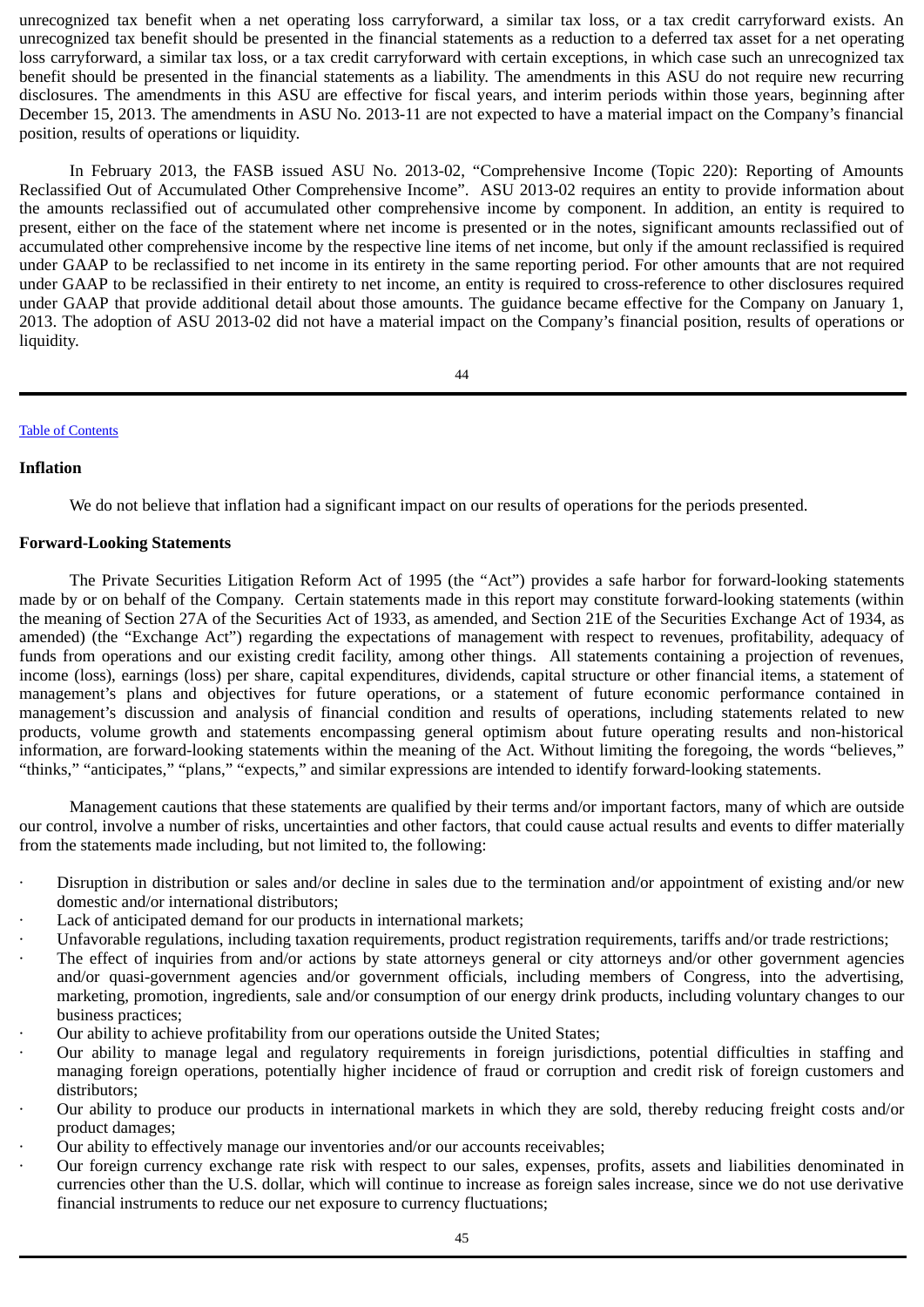unrecognized tax benefit when a net operating loss carryforward, a similar tax loss, or a tax credit carryforward exists. An unrecognized tax benefit should be presented in the financial statements as a reduction to a deferred tax asset for a net operating loss carryforward, a similar tax loss, or a tax credit carryforward with certain exceptions, in which case such an unrecognized tax benefit should be presented in the financial statements as a liability. The amendments in this ASU do not require new recurring disclosures. The amendments in this ASU are effective for fiscal years, and interim periods within those years, beginning after December 15, 2013. The amendments in ASU No. 2013-11 are not expected to have a material impact on the Company's financial position, results of operations or liquidity.

In February 2013, the FASB issued ASU No. 2013-02, "Comprehensive Income (Topic 220): Reporting of Amounts Reclassified Out of Accumulated Other Comprehensive Income". ASU 2013-02 requires an entity to provide information about the amounts reclassified out of accumulated other comprehensive income by component. In addition, an entity is required to present, either on the face of the statement where net income is presented or in the notes, significant amounts reclassified out of accumulated other comprehensive income by the respective line items of net income, but only if the amount reclassified is required under GAAP to be reclassified to net income in its entirety in the same reporting period. For other amounts that are not required under GAAP to be reclassified in their entirety to net income, an entity is required to cross-reference to other disclosures required under GAAP that provide additional detail about those amounts. The guidance became effective for the Company on January 1, 2013. The adoption of ASU 2013-02 did not have a material impact on the Company's financial position, results of operations or liquidity.

**Inflation**

We do not believe that inflation had a significant impact on our results of operations for the periods presented.

**Forward-Looking Statements**

The Private Securities Litigation Reform Act of 1995 (the "Act") provides a safe harbor for forward-looking statements made by or on behalf of the Company. Certain statements made in this report may constitute forward-looking statements (within the meaning of Section 27A of the Securities Act of 1933, as amended, and Section 21E of the Securities Exchange Act of 1934, as amended) (the "Exchange Act") regarding the expectations of management with respect to revenues, profitability, adequacy of funds from operations and our existing credit facility, among other things. All statements containing a projection of revenues, income (loss), earnings (loss) per share, capital expenditures, dividends, capital structure or other financial items, a statement of management's plans and objectives for future operations, or a statement of future economic performance contained in management's discussion and analysis of financial condition and results of operations, including statements related to new products, volume growth and statements encompassing general optimism about future operating results and non-historical information, are forward-looking statements within the meaning of the Act. Without limiting the foregoing, the words "believes," "thinks," "anticipates," "plans," "expects," and similar expressions are intended to identify forward-looking statements.

Management cautions that these statements are qualified by their terms and/or important factors, many of which are outside our control, involve a number of risks, uncertainties and other factors, that could cause actual results and events to differ materially from the statements made including, but not limited to, the following:

- Disruption in distribution or sales and/or decline in sales due to the termination and/or appointment of existing and/or new domestic and/or international distributors;
- Lack of anticipated demand for our products in international markets;
- Unfavorable regulations, including taxation requirements, product registration requirements, tariffs and/or trade restrictions;
- The effect of inquiries from and/or actions by state attorneys general or city attorneys and/or other government agencies and/or quasi-government agencies and/or government officials, including members of Congress, into the advertising, marketing, promotion, ingredients, sale and/or consumption of our energy drink products, including voluntary changes to our business practices;
- Our ability to achieve profitability from our operations outside the United States;
- Our ability to manage legal and regulatory requirements in foreign jurisdictions, potential difficulties in staffing and managing foreign operations, potentially higher incidence of fraud or corruption and credit risk of foreign customers and distributors;
- Our ability to produce our products in international markets in which they are sold, thereby reducing freight costs and/or product damages;
- Our ability to effectively manage our inventories and/or our accounts receivables;
- Our foreign currency exchange rate risk with respect to our sales, expenses, profits, assets and liabilities denominated in currencies other than the U.S. dollar, which will continue to increase as foreign sales increase, since we do not use derivative financial instruments to reduce our net exposure to currency fluctuations;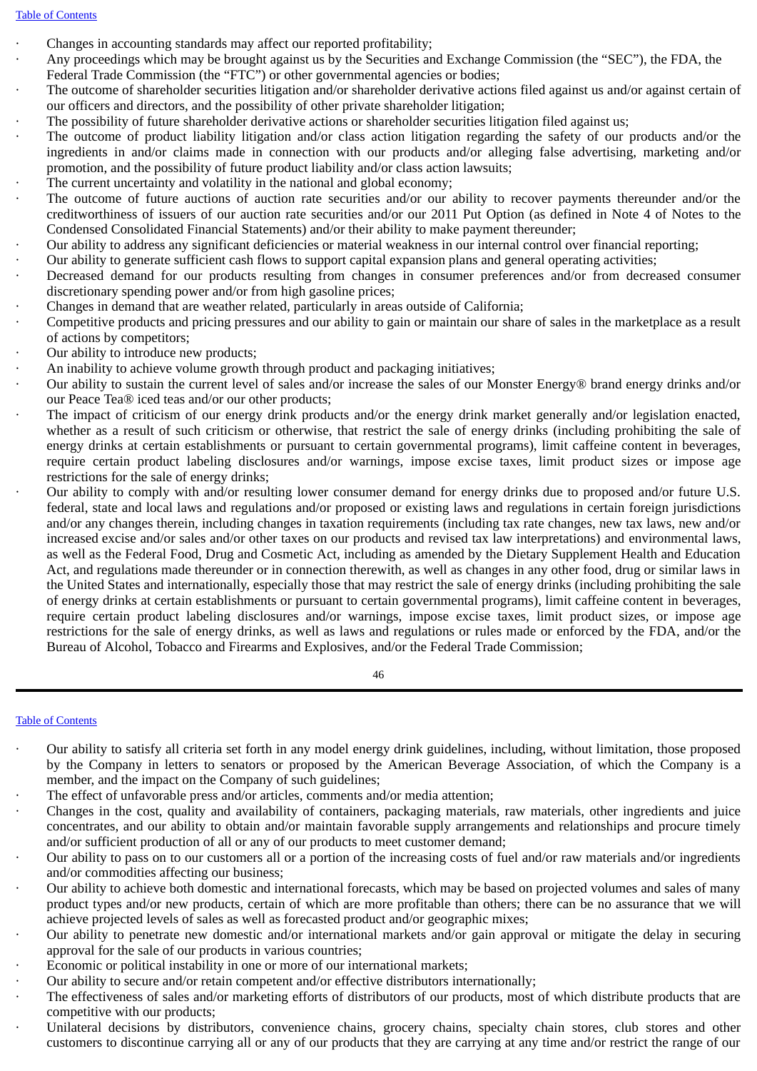- Changes in accounting standards may affect our reported profitability;
- Any proceedings which may be brought against us by the Securities and Exchange Commission (the "SEC"), the FDA, the Federal Trade Commission (the "FTC") or other governmental agencies or bodies;
- The outcome of shareholder securities litigation and/or shareholder derivative actions filed against us and/or against certain of our officers and directors, and the possibility of other private shareholder litigation;
- The possibility of future shareholder derivative actions or shareholder securities litigation filed against us;
- The outcome of product liability litigation and/or class action litigation regarding the safety of our products and/or the ingredients in and/or claims made in connection with our products and/or alleging false advertising, marketing and/or promotion, and the possibility of future product liability and/or class action lawsuits;
- The current uncertainty and volatility in the national and global economy;
- The outcome of future auctions of auction rate securities and/or our ability to recover payments thereunder and/or the creditworthiness of issuers of our auction rate securities and/or our 2011 Put Option (as defined in Note 4 of Notes to the Condensed Consolidated Financial Statements) and/or their ability to make payment thereunder;
- Our ability to address any significant deficiencies or material weakness in our internal control over financial reporting;
- Our ability to generate sufficient cash flows to support capital expansion plans and general operating activities;
- Decreased demand for our products resulting from changes in consumer preferences and/or from decreased consumer discretionary spending power and/or from high gasoline prices;
- Changes in demand that are weather related, particularly in areas outside of California;
- Competitive products and pricing pressures and our ability to gain or maintain our share of sales in the marketplace as a result of actions by competitors;
- Our ability to introduce new products;
- An inability to achieve volume growth through product and packaging initiatives;
- Our ability to sustain the current level of sales and/or increase the sales of our Monster Energy® brand energy drinks and/or our Peace Tea® iced teas and/or our other products;
- The impact of criticism of our energy drink products and/or the energy drink market generally and/or legislation enacted, whether as a result of such criticism or otherwise, that restrict the sale of energy drinks (including prohibiting the sale of energy drinks at certain establishments or pursuant to certain governmental programs), limit caffeine content in beverages, require certain product labeling disclosures and/or warnings, impose excise taxes, limit product sizes or impose age restrictions for the sale of energy drinks;
- Our ability to comply with and/or resulting lower consumer demand for energy drinks due to proposed and/or future U.S. federal, state and local laws and regulations and/or proposed or existing laws and regulations in certain foreign jurisdictions and/or any changes therein, including changes in taxation requirements (including tax rate changes, new tax laws, new and/or increased excise and/or sales and/or other taxes on our products and revised tax law interpretations) and environmental laws, as well as the Federal Food, Drug and Cosmetic Act, including as amended by the Dietary Supplement Health and Education Act, and regulations made thereunder or in connection therewith, as well as changes in any other food, drug or similar laws in the United States and internationally, especially those that may restrict the sale of energy drinks (including prohibiting the sale of energy drinks at certain establishments or pursuant to certain governmental programs), limit caffeine content in beverages, require certain product labeling disclosures and/or warnings, impose excise taxes, limit product sizes, or impose age restrictions for the sale of energy drinks, as well as laws and regulations or rules made or enforced by the FDA, and/or the Bureau of Alcohol, Tobacco and Firearms and Explosives, and/or the Federal Trade Commission;
- Our ability to satisfy all criteria set forth in any model energy drink guidelines, including, without limitation, those proposed by the Company in letters to senators or proposed by the American Beverage Association, of which the Company is a member, and the impact on the Company of such guidelines;
- The effect of unfavorable press and/or articles, comments and/or media attention;
- Changes in the cost, quality and availability of containers, packaging materials, raw materials, other ingredients and juice concentrates, and our ability to obtain and/or maintain favorable supply arrangements and relationships and procure timely and/or sufficient production of all or any of our products to meet customer demand;
- Our ability to pass on to our customers all or a portion of the increasing costs of fuel and/or raw materials and/or ingredients and/or commodities affecting our business;
- Our ability to achieve both domestic and international forecasts, which may be based on projected volumes and sales of many product types and/or new products, certain of which are more profitable than others; there can be no assurance that we will achieve projected levels of sales as well as forecasted product and/or geographic mixes;
- Our ability to penetrate new domestic and/or international markets and/or gain approval or mitigate the delay in securing approval for the sale of our products in various countries;
- Economic or political instability in one or more of our international markets;
- Our ability to secure and/or retain competent and/or effective distributors internationally;
- The effectiveness of sales and/or marketing efforts of distributors of our products, most of which distribute products that are competitive with our products;
- Unilateral decisions by distributors, convenience chains, grocery chains, specialty chain stores, club stores and other customers to discontinue carrying all or any of our products that they are carrying at any time and/or restrict the range of our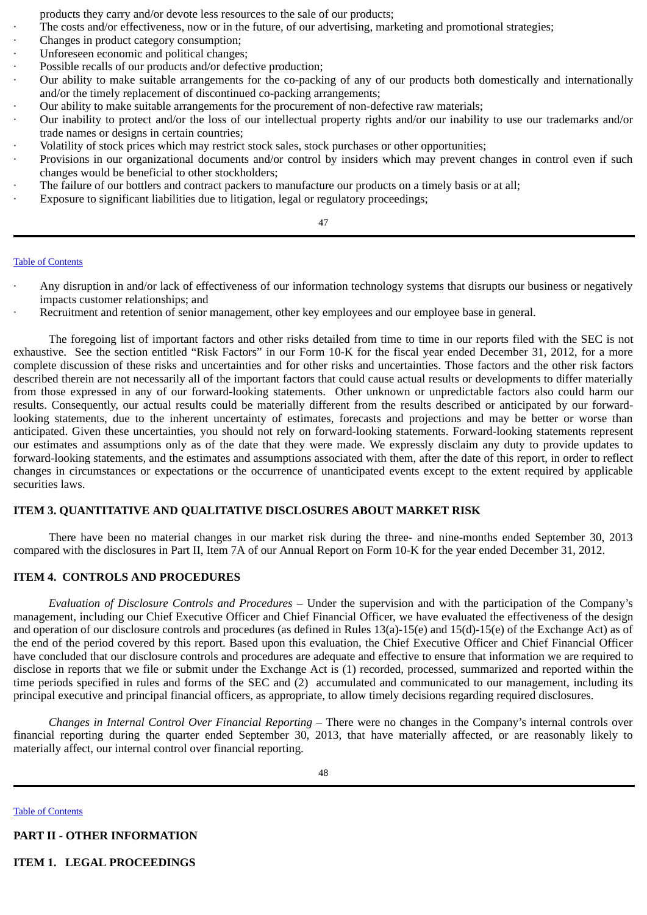products they carry and/or devote less resources to the sale of our products;

- The costs and/or effectiveness, now or in the future, of our advertising, marketing and promotional strategies;
- Changes in product category consumption;
- Unforeseen economic and political changes;
- Possible recalls of our products and/or defective production;
- Our ability to make suitable arrangements for the co-packing of any of our products both domestically and internationally and/or the timely replacement of discontinued co-packing arrangements;
- Our ability to make suitable arrangements for the procurement of non-defective raw materials;
- Our inability to protect and/or the loss of our intellectual property rights and/or our inability to use our trademarks and/or trade names or designs in certain countries;
- Volatility of stock prices which may restrict stock sales, stock purchases or other opportunities;
- Provisions in our organizational documents and/or control by insiders which may prevent changes in control even if such changes would be beneficial to other stockholders;
- The failure of our bottlers and contract packers to manufacture our products on a timely basis or at all;
- Exposure to significant liabilities due to litigation, legal or regulatory proceedings;
- Any disruption in and/or lack of effectiveness of our information technology systems that disrupts our business or negatively impacts customer relationships; and
- Recruitment and retention of senior management, other key employees and our employee base in general.

The foregoing list of important factors and other risks detailed from time to time in our reports filed with the SEC is not exhaustive. See the section entitled "Risk Factors" in our Form 10-K for the fiscal year ended December 31, 2012, for a more complete discussion of these risks and uncertainties and for other risks and uncertainties. Those factors and the other risk factors described therein are not necessarily all of the important factors that could cause actual results or developments to differ materially from those expressed in any of our forward-looking statements. Other unknown or unpredictable factors also could harm our results. Consequently, our actual results could be materially different from the results described or anticipated by our forward-looking statements, due to the inherent uncertainty of estimates, forecasts and projections and may be better or worse than anticipated. Given these uncertainties, you should not rely on forward-looking statements. Forward-looking statements represent our estimates and assumptions only as of the date that they were made. We expressly disclaim any duty to provide updates to forward-looking statements, and the estimates and assumptions associated with them, after the date of this report, in order to reflect changes in circumstances or expectations or the occurrence of unanticipated events except to the extent required by applicable securities laws.

## ITEM 3. QUANTITATIVE AND QUALITATIVE DISCLOSURES ABOUT MARKET RISK

There have been no material changes in our market risk during the three- and nine-months ended September 30, 2013 compared with the disclosures in Part II, Item 7A of our Annual Report on Form 10-K for the year ended December 31, 2012.

## ITEM 4. CONTROLS AND PROCEDURES

*Evaluation of Disclosure Controls and Procedures* – Under the supervision and with the participation of the Company's management, including our Chief Executive Officer and Chief Financial Officer, we have evaluated the effectiveness of the design and operation of our disclosure controls and procedures (as defined in Rules 13(a)-15(e) and 15(d)-15(e) of the Exchange Act) as of the end of the period covered by this report. Based upon this evaluation, the Chief Executive Officer and Chief Financial Officer have concluded that our disclosure controls and procedures are adequate and effective to ensure that information we are required to disclose in reports that we file or submit under the Exchange Act is (1) recorded, processed, summarized and reported within the time periods specified in rules and forms of the SEC and (2) accumulated and communicated to our management, including its principal executive and principal financial officers, as appropriate, to allow timely decisions regarding required disclosures.

*Changes in Internal Control Over Financial Reporting* – There were no changes in the Company's internal controls over financial reporting during the quarter ended September 30, 2013, that have materially affected, or are reasonably likely to materially affect, our internal control over financial reporting.

# PART II - OTHER INFORMATION

## ITEM 1. LEGAL PROCEEDINGS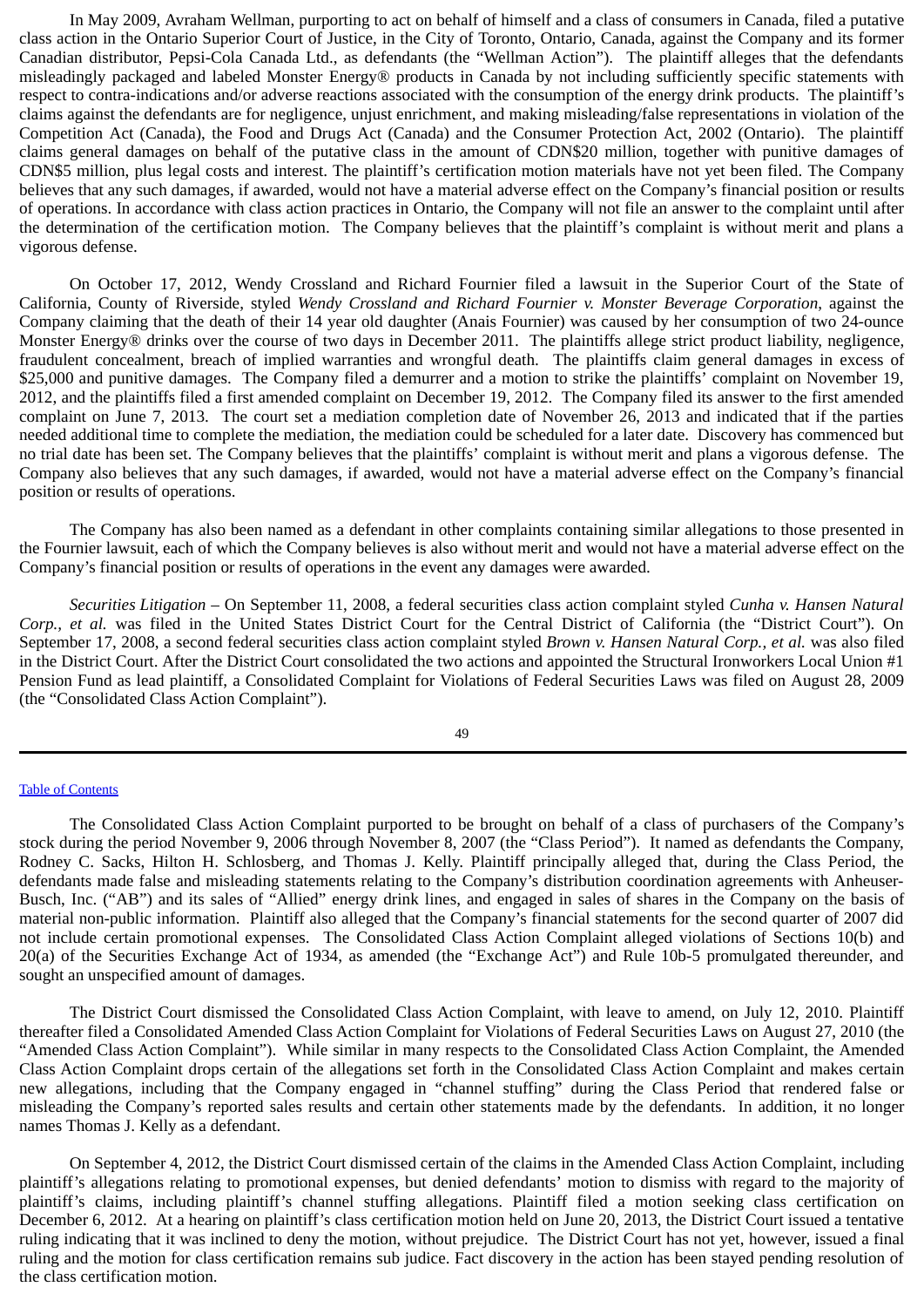In May 2009, Avraham Wellman, purporting to act on behalf of himself and a class of consumers in Canada, filed a putative class action in the Ontario Superior Court of Justice, in the City of Toronto, Ontario, Canada, against the Company and its former Canadian distributor, Pepsi-Cola Canada Ltd., as defendants (the "Wellman Action"). The plaintiff alleges that the defendants misleadingly packaged and labeled Monster Energy® products in Canada by not including sufficiently specific statements with respect to contra-indications and/or adverse reactions associated with the consumption of the energy drink products. The plaintiff's claims against the defendants are for negligence, unjust enrichment, and making misleading/false representations in violation of the Competition Act (Canada), the Food and Drugs Act (Canada) and the Consumer Protection Act, 2002 (Ontario). The plaintiff claims general damages on behalf of the putative class in the amount of CDN$20 million, together with punitive damages of CDN$5 million, plus legal costs and interest. The plaintiff's certification motion materials have not yet been filed. The Company believes that any such damages, if awarded, would not have a material adverse effect on the Company's financial position or results of operations. In accordance with class action practices in Ontario, the Company will not file an answer to the complaint until after the determination of the certification motion. The Company believes that the plaintiff's complaint is without merit and plans a vigorous defense.

On October 17, 2012, Wendy Crossland and Richard Fournier filed a lawsuit in the Superior Court of the State of California, County of Riverside, styled *Wendy Crossland and Richard Fournier v. Monster Beverage Corporation*, against the Company claiming that the death of their 14 year old daughter (Anais Fournier) was caused by her consumption of two 24-ounce Monster Energy® drinks over the course of two days in December 2011. The plaintiffs allege strict product liability, negligence, fraudulent concealment, breach of implied warranties and wrongful death. The plaintiffs claim general damages in excess of $25,000 and punitive damages. The Company filed a demurrer and a motion to strike the plaintiffs' complaint on November 19, 2012, and the plaintiffs filed a first amended complaint on December 19, 2012. The Company filed its answer to the first amended complaint on June 7, 2013. The court set a mediation completion date of November 26, 2013 and indicated that if the parties needed additional time to complete the mediation, the mediation could be scheduled for a later date. Discovery has commenced but no trial date has been set. The Company believes that the plaintiffs' complaint is without merit and plans a vigorous defense. The Company also believes that any such damages, if awarded, would not have a material adverse effect on the Company's financial position or results of operations.

The Company has also been named as a defendant in other complaints containing similar allegations to those presented in the Fournier lawsuit, each of which the Company believes is also without merit and would not have a material adverse effect on the Company's financial position or results of operations in the event any damages were awarded.

*Securities Litigation* – On September 11, 2008, a federal securities class action complaint styled *Cunha v. Hansen Natural Corp., et al.* was filed in the United States District Court for the Central District of California (the "District Court"). On September 17, 2008, a second federal securities class action complaint styled *Brown v. Hansen Natural Corp., et al.* was also filed in the District Court. After the District Court consolidated the two actions and appointed the Structural Ironworkers Local Union #1 Pension Fund as lead plaintiff, a Consolidated Complaint for Violations of Federal Securities Laws was filed on August 28, 2009 (the "Consolidated Class Action Complaint").

The Consolidated Class Action Complaint purported to be brought on behalf of a class of purchasers of the Company's stock during the period November 9, 2006 through November 8, 2007 (the "Class Period"). It named as defendants the Company, Rodney C. Sacks, Hilton H. Schlosberg, and Thomas J. Kelly. Plaintiff principally alleged that, during the Class Period, the defendants made false and misleading statements relating to the Company's distribution coordination agreements with Anheuser-Busch, Inc. ("AB") and its sales of "Allied" energy drink lines, and engaged in sales of shares in the Company on the basis of material non-public information. Plaintiff also alleged that the Company's financial statements for the second quarter of 2007 did not include certain promotional expenses. The Consolidated Class Action Complaint alleged violations of Sections 10(b) and 20(a) of the Securities Exchange Act of 1934, as amended (the "Exchange Act") and Rule 10b-5 promulgated thereunder, and sought an unspecified amount of damages.

The District Court dismissed the Consolidated Class Action Complaint, with leave to amend, on July 12, 2010. Plaintiff thereafter filed a Consolidated Amended Class Action Complaint for Violations of Federal Securities Laws on August 27, 2010 (the "Amended Class Action Complaint"). While similar in many respects to the Consolidated Class Action Complaint, the Amended Class Action Complaint drops certain of the allegations set forth in the Consolidated Class Action Complaint and makes certain new allegations, including that the Company engaged in "channel stuffing" during the Class Period that rendered false or misleading the Company's reported sales results and certain other statements made by the defendants. In addition, it no longer names Thomas J. Kelly as a defendant.

On September 4, 2012, the District Court dismissed certain of the claims in the Amended Class Action Complaint, including plaintiff's allegations relating to promotional expenses, but denied defendants' motion to dismiss with regard to the majority of plaintiff's claims, including plaintiff's channel stuffing allegations. Plaintiff filed a motion seeking class certification on December 6, 2012. At a hearing on plaintiff's class certification motion held on June 20, 2013, the District Court issued a tentative ruling indicating that it was inclined to deny the motion, without prejudice. The District Court has not yet, however, issued a final ruling and the motion for class certification remains sub judice. Fact discovery in the action has been stayed pending resolution of the class certification motion.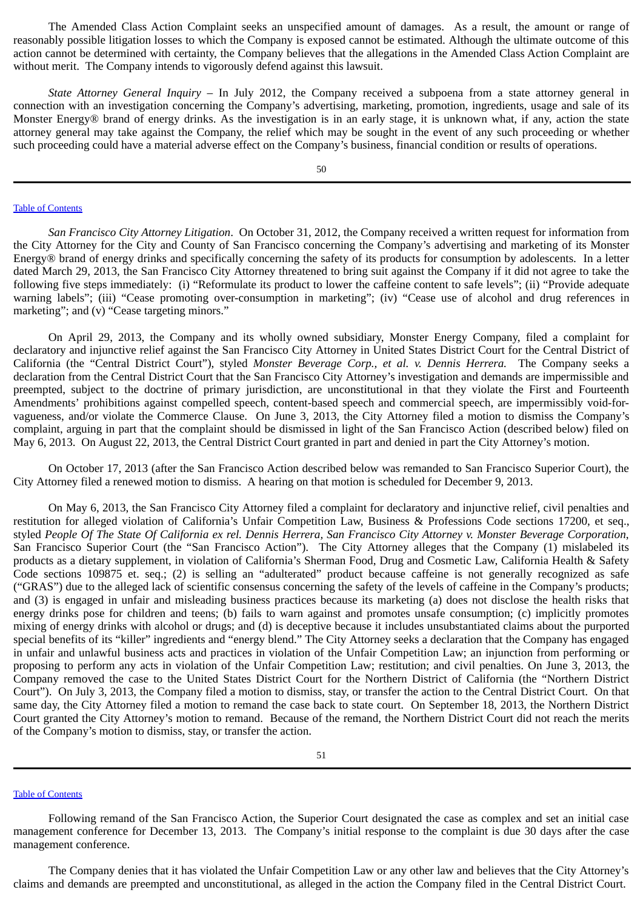The Amended Class Action Complaint seeks an unspecified amount of damages. As a result, the amount or range of reasonably possible litigation losses to which the Company is exposed cannot be estimated. Although the ultimate outcome of this action cannot be determined with certainty, the Company believes that the allegations in the Amended Class Action Complaint are without merit. The Company intends to vigorously defend against this lawsuit.

*State Attorney General Inquiry* – In July 2012, the Company received a subpoena from a state attorney general in connection with an investigation concerning the Company's advertising, marketing, promotion, ingredients, usage and sale of its Monster Energy® brand of energy drinks. As the investigation is in an early stage, it is unknown what, if any, action the state attorney general may take against the Company, the relief which may be sought in the event of any such proceeding or whether such proceeding could have a material adverse effect on the Company's business, financial condition or results of operations.

*San Francisco City Attorney Litigation*. On October 31, 2012, the Company received a written request for information from the City Attorney for the City and County of San Francisco concerning the Company's advertising and marketing of its Monster Energy® brand of energy drinks and specifically concerning the safety of its products for consumption by adolescents. In a letter dated March 29, 2013, the San Francisco City Attorney threatened to bring suit against the Company if it did not agree to take the following five steps immediately: (i) "Reformulate its product to lower the caffeine content to safe levels"; (ii) "Provide adequate warning labels"; (iii) "Cease promoting over-consumption in marketing"; (iv) "Cease use of alcohol and drug references in marketing"; and (v) "Cease targeting minors."

On April 29, 2013, the Company and its wholly owned subsidiary, Monster Energy Company, filed a complaint for declaratory and injunctive relief against the San Francisco City Attorney in United States District Court for the Central District of California (the "Central District Court"), styled *Monster Beverage Corp., et al. v. Dennis Herrera.* The Company seeks a declaration from the Central District Court that the San Francisco City Attorney's investigation and demands are impermissible and preempted, subject to the doctrine of primary jurisdiction, are unconstitutional in that they violate the First and Fourteenth Amendments' prohibitions against compelled speech, content-based speech and commercial speech, are impermissibly void-for-vagueness, and/or violate the Commerce Clause. On June 3, 2013, the City Attorney filed a motion to dismiss the Company's complaint, arguing in part that the complaint should be dismissed in light of the San Francisco Action (described below) filed on May 6, 2013. On August 22, 2013, the Central District Court granted in part and denied in part the City Attorney's motion.

On October 17, 2013 (after the San Francisco Action described below was remanded to San Francisco Superior Court), the City Attorney filed a renewed motion to dismiss. A hearing on that motion is scheduled for December 9, 2013.

On May 6, 2013, the San Francisco City Attorney filed a complaint for declaratory and injunctive relief, civil penalties and restitution for alleged violation of California's Unfair Competition Law, Business & Professions Code sections 17200, et seq., styled *People Of The State Of California ex rel. Dennis Herrera, San Francisco City Attorney v. Monster Beverage Corporation*, San Francisco Superior Court (the "San Francisco Action"). The City Attorney alleges that the Company (1) mislabeled its products as a dietary supplement, in violation of California's Sherman Food, Drug and Cosmetic Law, California Health & Safety Code sections 109875 et. seq.; (2) is selling an "adulterated" product because caffeine is not generally recognized as safe ("GRAS") due to the alleged lack of scientific consensus concerning the safety of the levels of caffeine in the Company's products; and (3) is engaged in unfair and misleading business practices because its marketing (a) does not disclose the health risks that energy drinks pose for children and teens; (b) fails to warn against and promotes unsafe consumption; (c) implicitly promotes mixing of energy drinks with alcohol or drugs; and (d) is deceptive because it includes unsubstantiated claims about the purported special benefits of its "killer" ingredients and "energy blend." The City Attorney seeks a declaration that the Company has engaged in unfair and unlawful business acts and practices in violation of the Unfair Competition Law; an injunction from performing or proposing to perform any acts in violation of the Unfair Competition Law; restitution; and civil penalties. On June 3, 2013, the Company removed the case to the United States District Court for the Northern District of California (the "Northern District Court"). On July 3, 2013, the Company filed a motion to dismiss, stay, or transfer the action to the Central District Court. On that same day, the City Attorney filed a motion to remand the case back to state court. On September 18, 2013, the Northern District Court granted the City Attorney's motion to remand. Because of the remand, the Northern District Court did not reach the merits of the Company's motion to dismiss, stay, or transfer the action.

Following remand of the San Francisco Action, the Superior Court designated the case as complex and set an initial case management conference for December 13, 2013. The Company's initial response to the complaint is due 30 days after the case management conference.

The Company denies that it has violated the Unfair Competition Law or any other law and believes that the City Attorney's claims and demands are preempted and unconstitutional, as alleged in the action the Company filed in the Central District Court.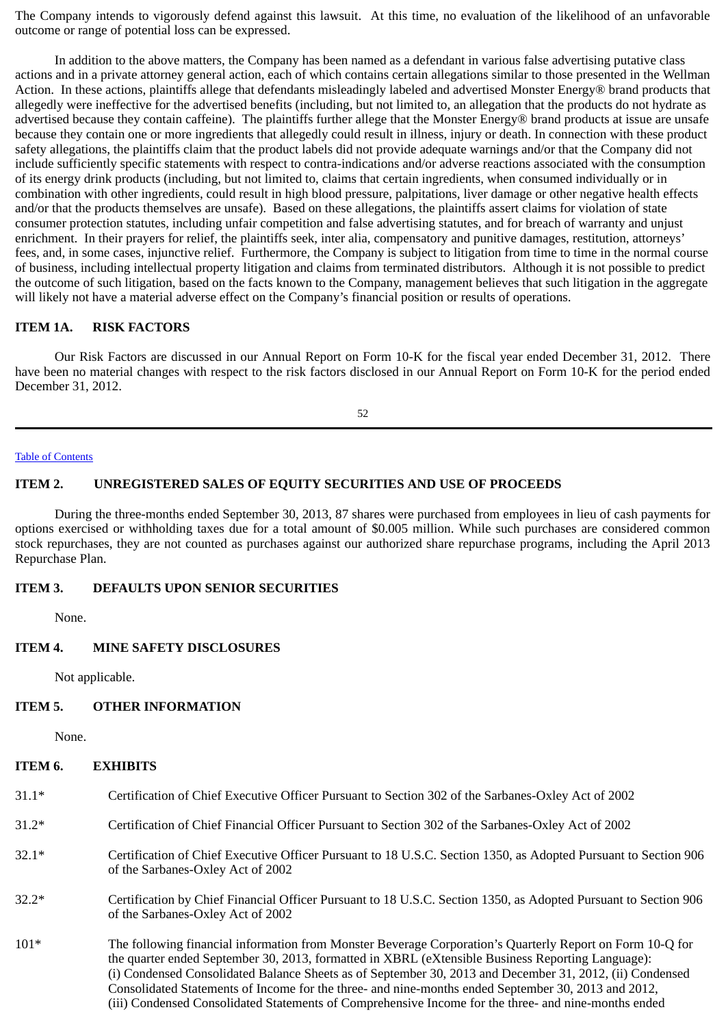The Company intends to vigorously defend against this lawsuit. At this time, no evaluation of the likelihood of an unfavorable outcome or range of potential loss can be expressed.

In addition to the above matters, the Company has been named as a defendant in various false advertising putative class actions and in a private attorney general action, each of which contains certain allegations similar to those presented in the Wellman Action. In these actions, plaintiffs allege that defendants misleadingly labeled and advertised Monster Energy® brand products that allegedly were ineffective for the advertised benefits (including, but not limited to, an allegation that the products do not hydrate as advertised because they contain caffeine). The plaintiffs further allege that the Monster Energy® brand products at issue are unsafe because they contain one or more ingredients that allegedly could result in illness, injury or death. In connection with these product safety allegations, the plaintiffs claim that the product labels did not provide adequate warnings and/or that the Company did not include sufficiently specific statements with respect to contra-indications and/or adverse reactions associated with the consumption of its energy drink products (including, but not limited to, claims that certain ingredients, when consumed individually or in combination with other ingredients, could result in high blood pressure, palpitations, liver damage or other negative health effects and/or that the products themselves are unsafe). Based on these allegations, the plaintiffs assert claims for violation of state consumer protection statutes, including unfair competition and false advertising statutes, and for breach of warranty and unjust enrichment. In their prayers for relief, the plaintiffs seek, inter alia, compensatory and punitive damages, restitution, attorneys' fees, and, in some cases, injunctive relief. Furthermore, the Company is subject to litigation from time to time in the normal course of business, including intellectual property litigation and claims from terminated distributors. Although it is not possible to predict the outcome of such litigation, based on the facts known to the Company, management believes that such litigation in the aggregate will likely not have a material adverse effect on the Company's financial position or results of operations.

## ITEM 1A. RISK FACTORS

Our Risk Factors are discussed in our Annual Report on Form 10-K for the fiscal year ended December 31, 2012. There have been no material changes with respect to the risk factors disclosed in our Annual Report on Form 10-K for the period ended December 31, 2012.

## ITEM 2. UNREGISTERED SALES OF EQUITY SECURITIES AND USE OF PROCEEDS

During the three-months ended September 30, 2013, 87 shares were purchased from employees in lieu of cash payments for options exercised or withholding taxes due for a total amount of $0.005 million. While such purchases are considered common stock repurchases, they are not counted as purchases against our authorized share repurchase programs, including the April 2013 Repurchase Plan.

## ITEM 3. DEFAULTS UPON SENIOR SECURITIES

None.

## ITEM 4. MINE SAFETY DISCLOSURES

Not applicable.

## ITEM 5. OTHER INFORMATION

None.

## ITEM 6. EXHIBITS

| | |
|---|---|
| 31.1* | Certification of Chief Executive Officer Pursuant to Section 302 of the Sarbanes-Oxley Act of 2002 |
| 31.2* | Certification of Chief Financial Officer Pursuant to Section 302 of the Sarbanes-Oxley Act of 2002 |
| 32.1* | Certification of Chief Executive Officer Pursuant to 18 U.S.C. Section 1350, as Adopted Pursuant to Section 906 of the Sarbanes-Oxley Act of 2002 |
| 32.2* | Certification by Chief Financial Officer Pursuant to 18 U.S.C. Section 1350, as Adopted Pursuant to Section 906 of the Sarbanes-Oxley Act of 2002 |
| 101* | The following financial information from Monster Beverage Corporation's Quarterly Report on Form 10-Q for the quarter ended September 30, 2013, formatted in XBRL (eXtensible Business Reporting Language): (i) Condensed Consolidated Balance Sheets as of September 30, 2013 and December 31, 2012, (ii) Condensed Consolidated Statements of Income for the three- and nine-months ended September 30, 2013 and 2012, (iii) Condensed Consolidated Statements of Comprehensive Income for the three- and nine-months ended |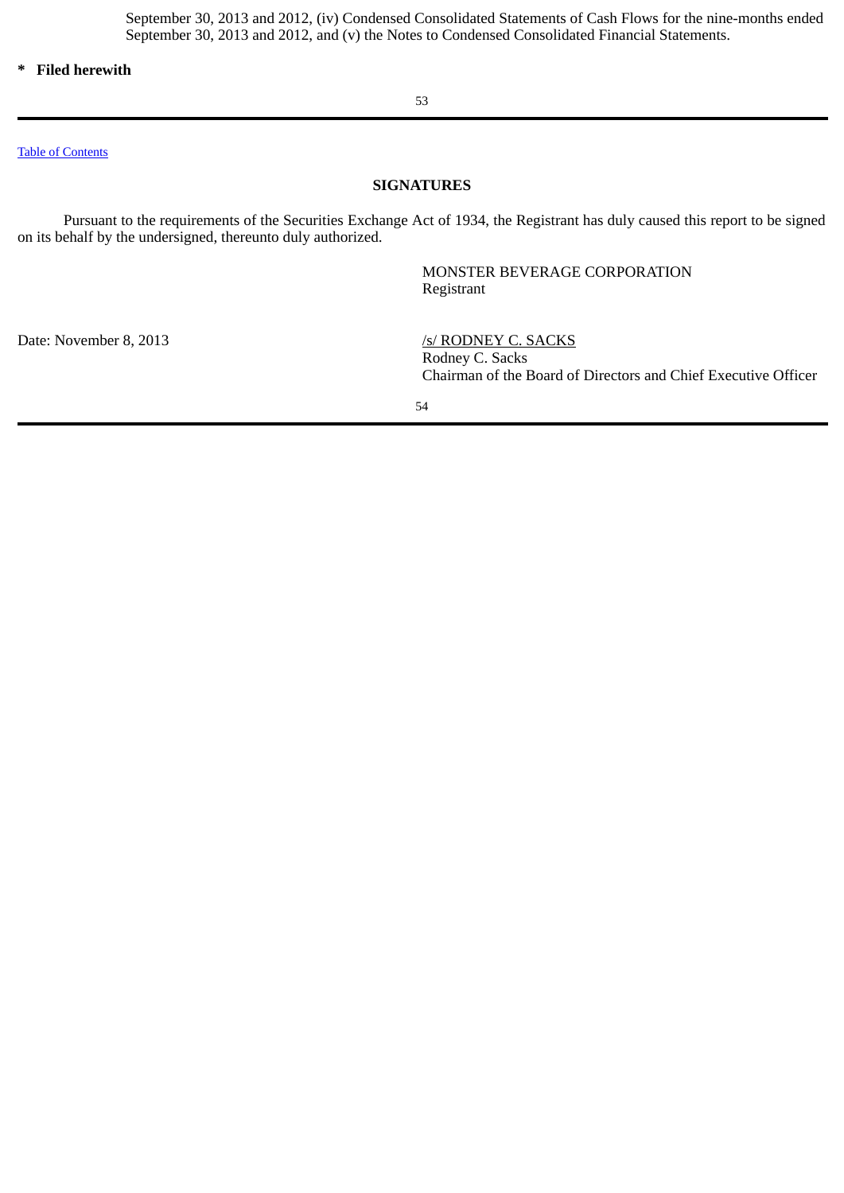September 30, 2013 and 2012, (iv) Condensed Consolidated Statements of Cash Flows for the nine-months ended September 30, 2013 and 2012, and (v) the Notes to Condensed Consolidated Financial Statements.

**\* Filed herewith**

Table of Contents

## SIGNATURES

Pursuant to the requirements of the Securities Exchange Act of 1934, the Registrant has duly caused this report to be signed on its behalf by the undersigned, thereunto duly authorized.

MONSTER BEVERAGE CORPORATION
Registrant

Date: November 8, 2013

/s/ RODNEY C. SACKS
Rodney C. Sacks
Chairman of the Board of Directors and Chief Executive Officer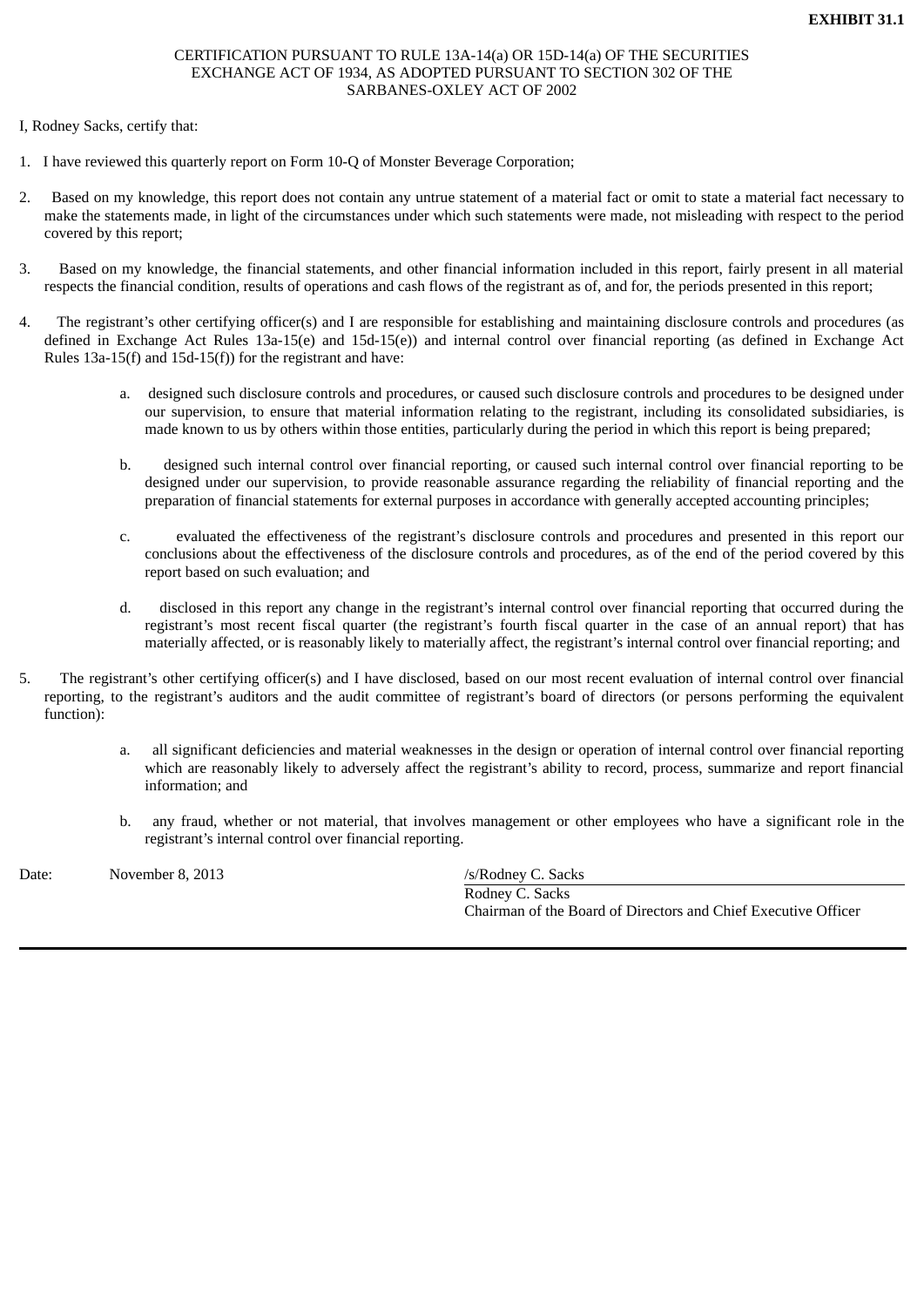**EXHIBIT 31.1**

CERTIFICATION PURSUANT TO RULE 13A-14(a) OR 15D-14(a) OF THE SECURITIES EXCHANGE ACT OF 1934, AS ADOPTED PURSUANT TO SECTION 302 OF THE SARBANES-OXLEY ACT OF 2002

I, Rodney Sacks, certify that:

1. I have reviewed this quarterly report on Form 10-Q of Monster Beverage Corporation;

2. Based on my knowledge, this report does not contain any untrue statement of a material fact or omit to state a material fact necessary to make the statements made, in light of the circumstances under which such statements were made, not misleading with respect to the period covered by this report;

3. Based on my knowledge, the financial statements, and other financial information included in this report, fairly present in all material respects the financial condition, results of operations and cash flows of the registrant as of, and for, the periods presented in this report;

4. The registrant's other certifying officer(s) and I are responsible for establishing and maintaining disclosure controls and procedures (as defined in Exchange Act Rules 13a-15(e) and 15d-15(e)) and internal control over financial reporting (as defined in Exchange Act Rules 13a-15(f) and 15d-15(f)) for the registrant and have:

   a. designed such disclosure controls and procedures, or caused such disclosure controls and procedures to be designed under our supervision, to ensure that material information relating to the registrant, including its consolidated subsidiaries, is made known to us by others within those entities, particularly during the period in which this report is being prepared;

   b. designed such internal control over financial reporting, or caused such internal control over financial reporting to be designed under our supervision, to provide reasonable assurance regarding the reliability of financial reporting and the preparation of financial statements for external purposes in accordance with generally accepted accounting principles;

   c. evaluated the effectiveness of the registrant's disclosure controls and procedures and presented in this report our conclusions about the effectiveness of the disclosure controls and procedures, as of the end of the period covered by this report based on such evaluation; and

   d. disclosed in this report any change in the registrant's internal control over financial reporting that occurred during the registrant's most recent fiscal quarter (the registrant's fourth fiscal quarter in the case of an annual report) that has materially affected, or is reasonably likely to materially affect, the registrant's internal control over financial reporting; and

5. The registrant's other certifying officer(s) and I have disclosed, based on our most recent evaluation of internal control over financial reporting, to the registrant's auditors and the audit committee of registrant's board of directors (or persons performing the equivalent function):

   a. all significant deficiencies and material weaknesses in the design or operation of internal control over financial reporting which are reasonably likely to adversely affect the registrant's ability to record, process, summarize and report financial information; and

   b. any fraud, whether or not material, that involves management or other employees who have a significant role in the registrant's internal control over financial reporting.

Date: November 8, 2013

/s/Rodney C. Sacks
Rodney C. Sacks
Chairman of the Board of Directors and Chief Executive Officer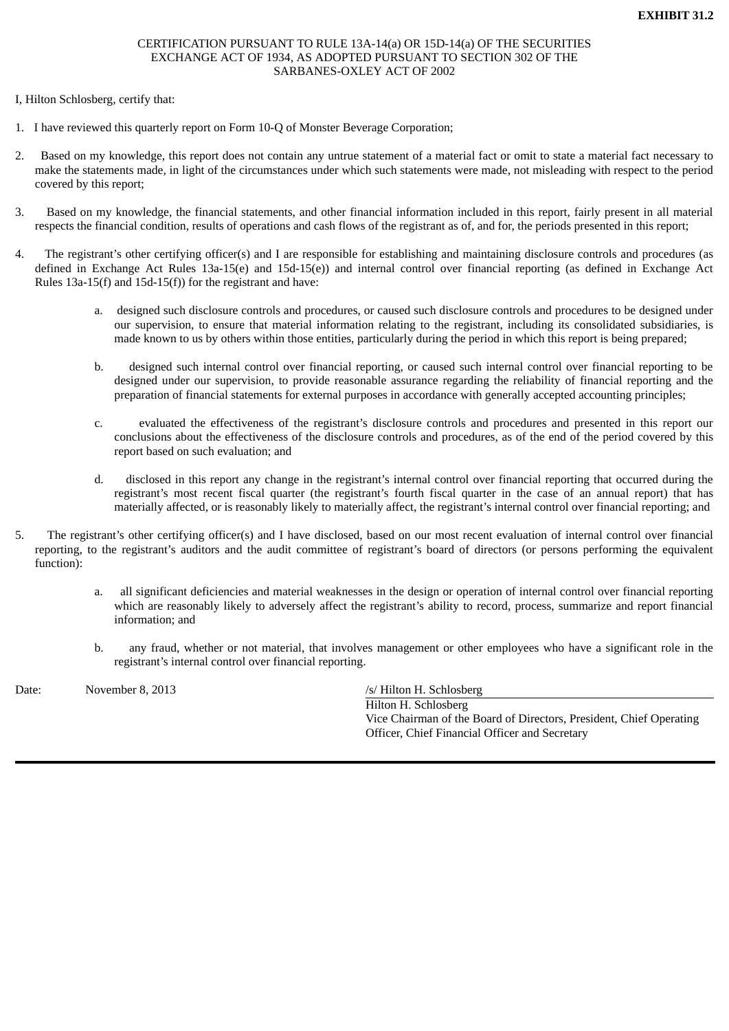**EXHIBIT 31.2**

CERTIFICATION PURSUANT TO RULE 13A-14(a) OR 15D-14(a) OF THE SECURITIES EXCHANGE ACT OF 1934, AS ADOPTED PURSUANT TO SECTION 302 OF THE SARBANES-OXLEY ACT OF 2002

I, Hilton Schlosberg, certify that:

1. I have reviewed this quarterly report on Form 10-Q of Monster Beverage Corporation;

2. Based on my knowledge, this report does not contain any untrue statement of a material fact or omit to state a material fact necessary to make the statements made, in light of the circumstances under which such statements were made, not misleading with respect to the period covered by this report;

3. Based on my knowledge, the financial statements, and other financial information included in this report, fairly present in all material respects the financial condition, results of operations and cash flows of the registrant as of, and for, the periods presented in this report;

4. The registrant's other certifying officer(s) and I are responsible for establishing and maintaining disclosure controls and procedures (as defined in Exchange Act Rules 13a-15(e) and 15d-15(e)) and internal control over financial reporting (as defined in Exchange Act Rules 13a-15(f) and 15d-15(f)) for the registrant and have:

   a. designed such disclosure controls and procedures, or caused such disclosure controls and procedures to be designed under our supervision, to ensure that material information relating to the registrant, including its consolidated subsidiaries, is made known to us by others within those entities, particularly during the period in which this report is being prepared;

   b. designed such internal control over financial reporting, or caused such internal control over financial reporting to be designed under our supervision, to provide reasonable assurance regarding the reliability of financial reporting and the preparation of financial statements for external purposes in accordance with generally accepted accounting principles;

   c. evaluated the effectiveness of the registrant's disclosure controls and procedures and presented in this report our conclusions about the effectiveness of the disclosure controls and procedures, as of the end of the period covered by this report based on such evaluation; and

   d. disclosed in this report any change in the registrant's internal control over financial reporting that occurred during the registrant's most recent fiscal quarter (the registrant's fourth fiscal quarter in the case of an annual report) that has materially affected, or is reasonably likely to materially affect, the registrant's internal control over financial reporting; and

5. The registrant's other certifying officer(s) and I have disclosed, based on our most recent evaluation of internal control over financial reporting, to the registrant's auditors and the audit committee of registrant's board of directors (or persons performing the equivalent function):

   a. all significant deficiencies and material weaknesses in the design or operation of internal control over financial reporting which are reasonably likely to adversely affect the registrant's ability to record, process, summarize and report financial information; and

   b. any fraud, whether or not material, that involves management or other employees who have a significant role in the registrant's internal control over financial reporting.

Date: November 8, 2013

/s/ Hilton H. Schlosberg
Hilton H. Schlosberg
Vice Chairman of the Board of Directors, President, Chief Operating Officer, Chief Financial Officer and Secretary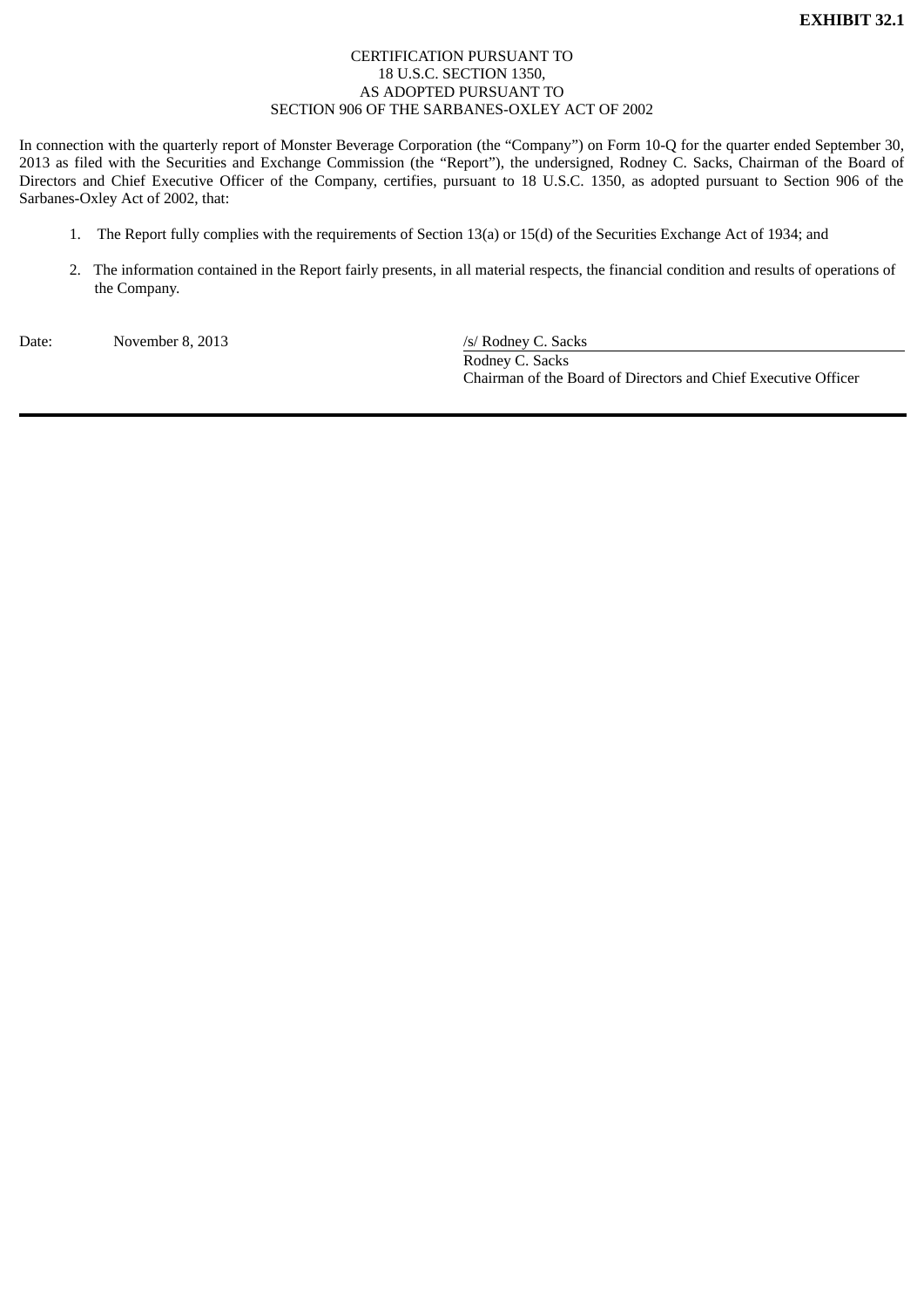**EXHIBIT 32.1**

CERTIFICATION PURSUANT TO
18 U.S.C. SECTION 1350,
AS ADOPTED PURSUANT TO
SECTION 906 OF THE SARBANES-OXLEY ACT OF 2002

In connection with the quarterly report of Monster Beverage Corporation (the "Company") on Form 10-Q for the quarter ended September 30, 2013 as filed with the Securities and Exchange Commission (the "Report"), the undersigned, Rodney C. Sacks, Chairman of the Board of Directors and Chief Executive Officer of the Company, certifies, pursuant to 18 U.S.C. 1350, as adopted pursuant to Section 906 of the Sarbanes-Oxley Act of 2002, that:

1. The Report fully complies with the requirements of Section 13(a) or 15(d) of the Securities Exchange Act of 1934; and

2. The information contained in the Report fairly presents, in all material respects, the financial condition and results of operations of the Company.

Date: November 8, 2013

/s/ Rodney C. Sacks
Rodney C. Sacks
Chairman of the Board of Directors and Chief Executive Officer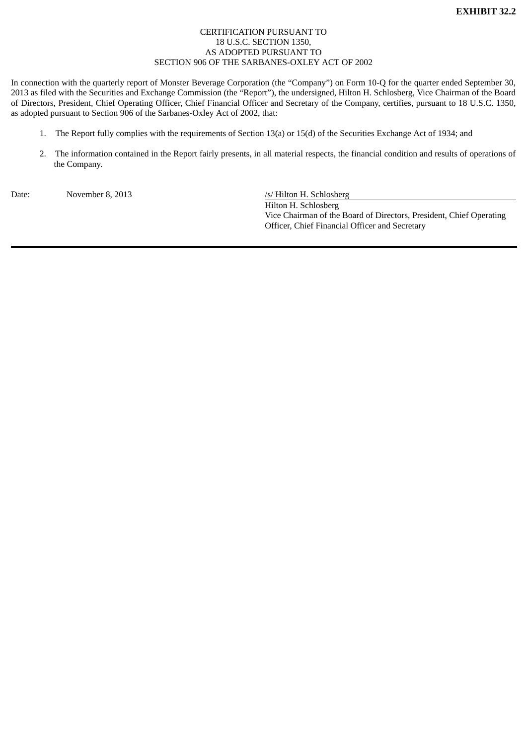**EXHIBIT 32.2**

CERTIFICATION PURSUANT TO
18 U.S.C. SECTION 1350,
AS ADOPTED PURSUANT TO
SECTION 906 OF THE SARBANES-OXLEY ACT OF 2002

In connection with the quarterly report of Monster Beverage Corporation (the "Company") on Form 10-Q for the quarter ended September 30, 2013 as filed with the Securities and Exchange Commission (the "Report"), the undersigned, Hilton H. Schlosberg, Vice Chairman of the Board of Directors, President, Chief Operating Officer, Chief Financial Officer and Secretary of the Company, certifies, pursuant to 18 U.S.C. 1350, as adopted pursuant to Section 906 of the Sarbanes-Oxley Act of 2002, that:

1. The Report fully complies with the requirements of Section 13(a) or 15(d) of the Securities Exchange Act of 1934; and

2. The information contained in the Report fairly presents, in all material respects, the financial condition and results of operations of the Company.

Date: November 8, 2013

/s/ Hilton H. Schlosberg
Hilton H. Schlosberg
Vice Chairman of the Board of Directors, President, Chief Operating Officer, Chief Financial Officer and Secretary